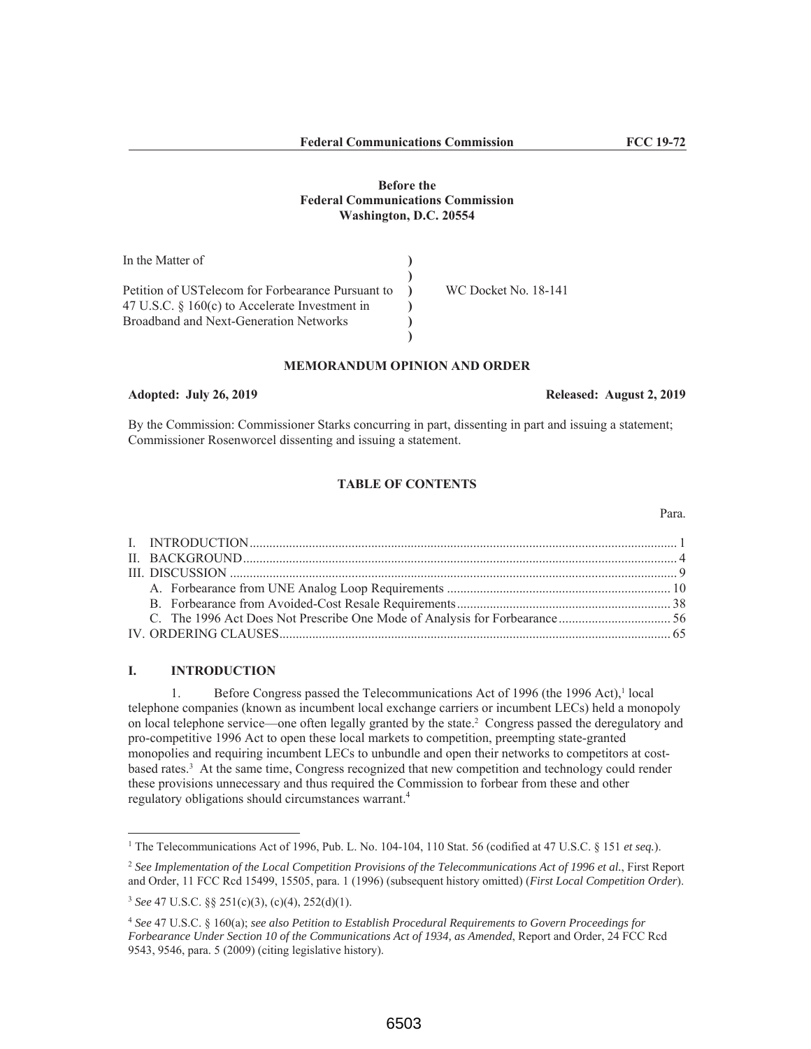**Before the**
**Federal Communications Commission**
**Washington, D.C. 20554**

| In the Matter of | | |
|---|---|---|
| Petition of USTelecom for Forbearance Pursuant to 47 U.S.C. § 160(c) to Accelerate Investment in Broadband and Next-Generation Networks | ) | WC Docket No. 18-141 |

## MEMORANDUM OPINION AND ORDER

**Adopted: July 26, 2019** **Released: August 2, 2019**

By the Commission: Commissioner Starks concurring in part, dissenting in part and issuing a statement; Commissioner Rosenworcel dissenting and issuing a statement.

### TABLE OF CONTENTS

| Heading | Para. |
|---|---|
| I. INTRODUCTION | 1 |
| II. BACKGROUND | 4 |
| III. DISCUSSION | 9 |
| A. Forbearance from UNE Analog Loop Requirements | 10 |
| B. Forbearance from Avoided-Cost Resale Requirements | 38 |
| C. The 1996 Act Does Not Prescribe One Mode of Analysis for Forbearance | 56 |
| IV. ORDERING CLAUSES | 65 |

## I. INTRODUCTION

1. Before Congress passed the Telecommunications Act of 1996 (the 1996 Act),[1] local telephone companies (known as incumbent local exchange carriers or incumbent LECs) held a monopoly on local telephone service—one often legally granted by the state.[2] Congress passed the deregulatory and pro-competitive 1996 Act to open these local markets to competition, preempting state-granted monopolies and requiring incumbent LECs to unbundle and open their networks to competitors at cost-based rates.[3] At the same time, Congress recognized that new competition and technology could render these provisions unnecessary and thus required the Commission to forbear from these and other regulatory obligations should circumstances warrant.[4]

---

[1] The Telecommunications Act of 1996, Pub. L. No. 104-104, 110 Stat. 56 (codified at 47 U.S.C. § 151 *et seq.*).

[2] *See Implementation of the Local Competition Provisions of the Telecommunications Act of 1996 et al.*, First Report and Order, 11 FCC Rcd 15499, 15505, para. 1 (1996) (subsequent history omitted) (*First Local Competition Order*).

[3] *See* 47 U.S.C. §§ 251(c)(3), (c)(4), 252(d)(1).

[4] *See* 47 U.S.C. § 160(a); *see also Petition to Establish Procedural Requirements to Govern Proceedings for Forbearance Under Section 10 of the Communications Act of 1934, as Amended*, Report and Order, 24 FCC Rcd 9543, 9546, para. 5 (2009) (citing legislative history).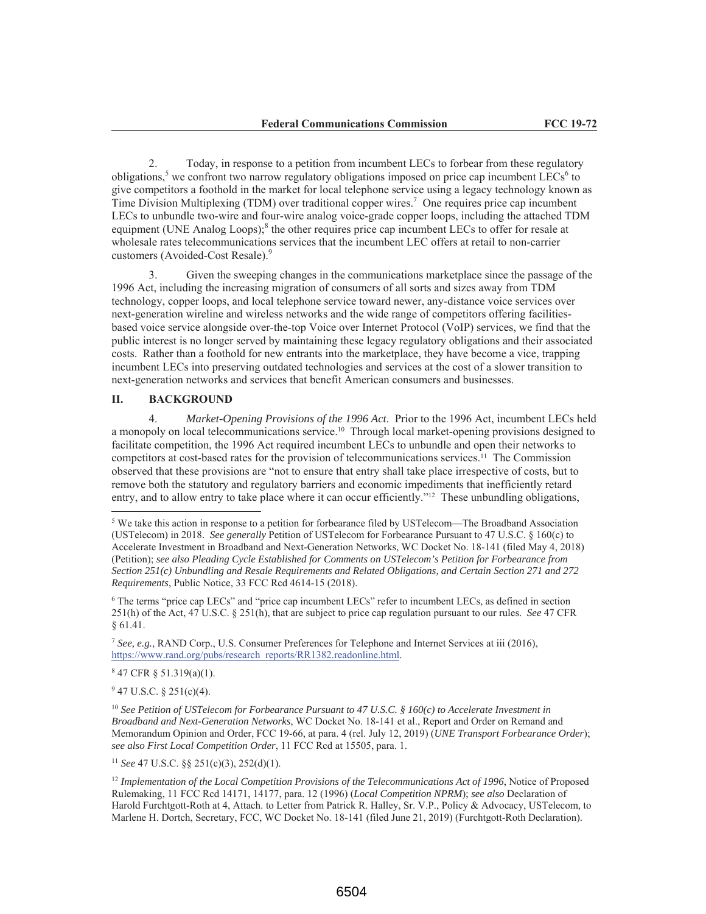2. Today, in response to a petition from incumbent LECs to forbear from these regulatory obligations,[5] we confront two narrow regulatory obligations imposed on price cap incumbent LECs[6] to give competitors a foothold in the market for local telephone service using a legacy technology known as Time Division Multiplexing (TDM) over traditional copper wires.[7] One requires price cap incumbent LECs to unbundle two-wire and four-wire analog voice-grade copper loops, including the attached TDM equipment (UNE Analog Loops);[8] the other requires price cap incumbent LECs to offer for resale at wholesale rates telecommunications services that the incumbent LEC offers at retail to non-carrier customers (Avoided-Cost Resale).[9]

3. Given the sweeping changes in the communications marketplace since the passage of the 1996 Act, including the increasing migration of consumers of all sorts and sizes away from TDM technology, copper loops, and local telephone service toward newer, any-distance voice services over next-generation wireline and wireless networks and the wide range of competitors offering facilities-based voice service alongside over-the-top Voice over Internet Protocol (VoIP) services, we find that the public interest is no longer served by maintaining these legacy regulatory obligations and their associated costs. Rather than a foothold for new entrants into the marketplace, they have become a vice, trapping incumbent LECs into preserving outdated technologies and services at the cost of a slower transition to next-generation networks and services that benefit American consumers and businesses.

## II. BACKGROUND

4. *Market-Opening Provisions of the 1996 Act*. Prior to the 1996 Act, incumbent LECs held a monopoly on local telecommunications service.[10] Through local market-opening provisions designed to facilitate competition, the 1996 Act required incumbent LECs to unbundle and open their networks to competitors at cost-based rates for the provision of telecommunications services.[11] The Commission observed that these provisions are "not to ensure that entry shall take place irrespective of costs, but to remove both the statutory and regulatory barriers and economic impediments that inefficiently retard entry, and to allow entry to take place where it can occur efficiently."[12] These unbundling obligations,

---

[5] We take this action in response to a petition for forbearance filed by USTelecom—The Broadband Association (USTelecom) in 2018. *See generally* Petition of USTelecom for Forbearance Pursuant to 47 U.S.C. § 160(c) to Accelerate Investment in Broadband and Next-Generation Networks, WC Docket No. 18-141 (filed May 4, 2018) (Petition); *see also Pleading Cycle Established for Comments on USTelecom's Petition for Forbearance from Section 251(c) Unbundling and Resale Requirements and Related Obligations, and Certain Section 271 and 272 Requirements*, Public Notice, 33 FCC Rcd 4614-15 (2018).

[6] The terms "price cap LECs" and "price cap incumbent LECs" refer to incumbent LECs, as defined in section 251(h) of the Act, 47 U.S.C. § 251(h), that are subject to price cap regulation pursuant to our rules. *See* 47 CFR § 61.41.

[7] *See, e.g.*, RAND Corp., U.S. Consumer Preferences for Telephone and Internet Services at iii (2016), https://www.rand.org/pubs/research_reports/RR1382.readonline.html.

[8] 47 CFR § 51.319(a)(1).

[9] 47 U.S.C. § 251(c)(4).

[10] *See Petition of USTelecom for Forbearance Pursuant to 47 U.S.C. § 160(c) to Accelerate Investment in Broadband and Next-Generation Networks*, WC Docket No. 18-141 et al., Report and Order on Remand and Memorandum Opinion and Order, FCC 19-66, at para. 4 (rel. July 12, 2019) (*UNE Transport Forbearance Order*); *see also First Local Competition Order*, 11 FCC Rcd at 15505, para. 1.

[11] *See* 47 U.S.C. §§ 251(c)(3), 252(d)(1).

[12] *Implementation of the Local Competition Provisions of the Telecommunications Act of 1996*, Notice of Proposed Rulemaking, 11 FCC Rcd 14171, 14177, para. 12 (1996) (*Local Competition NPRM*); *see also* Declaration of Harold Furchtgott-Roth at 4, Attach. to Letter from Patrick R. Halley, Sr. V.P., Policy & Advocacy, USTelecom, to Marlene H. Dortch, Secretary, FCC, WC Docket No. 18-141 (filed June 21, 2019) (Furchtgott-Roth Declaration).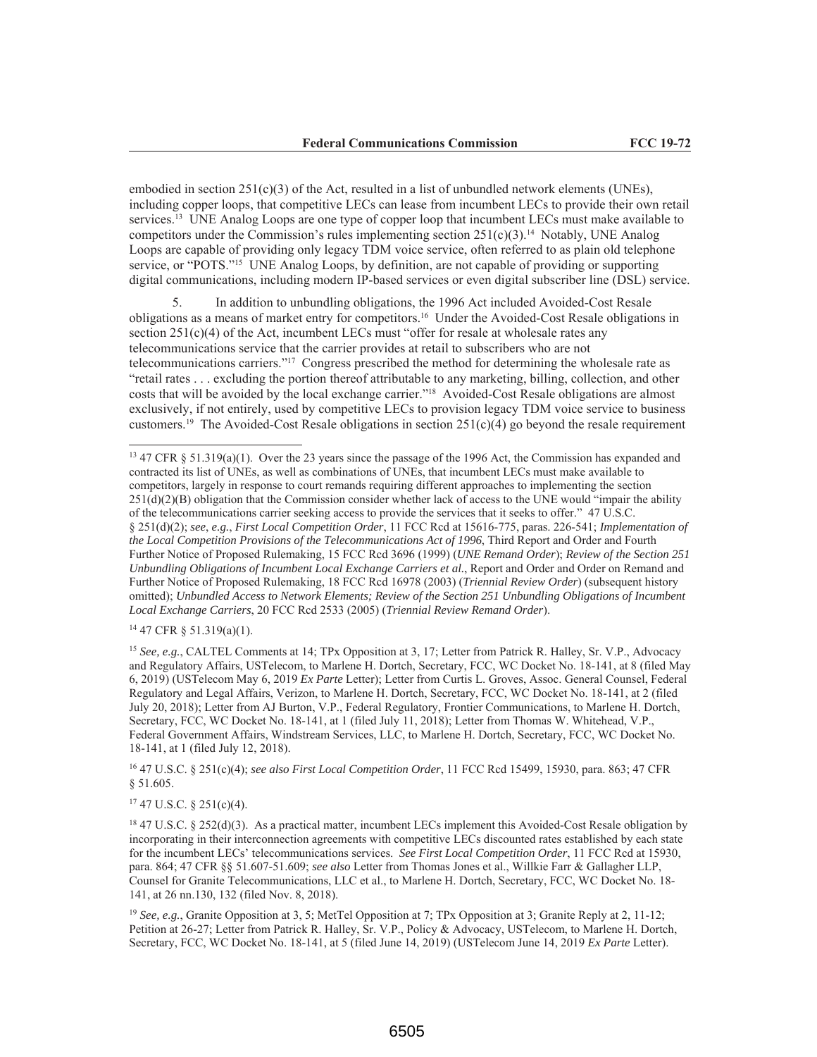embodied in section 251(c)(3) of the Act, resulted in a list of unbundled network elements (UNEs), including copper loops, that competitive LECs can lease from incumbent LECs to provide their own retail services.[13] UNE Analog Loops are one type of copper loop that incumbent LECs must make available to competitors under the Commission's rules implementing section 251(c)(3).[14] Notably, UNE Analog Loops are capable of providing only legacy TDM voice service, often referred to as plain old telephone service, or "POTS."[15] UNE Analog Loops, by definition, are not capable of providing or supporting digital communications, including modern IP-based services or even digital subscriber line (DSL) service.

5. In addition to unbundling obligations, the 1996 Act included Avoided-Cost Resale obligations as a means of market entry for competitors.[16] Under the Avoided-Cost Resale obligations in section 251(c)(4) of the Act, incumbent LECs must "offer for resale at wholesale rates any telecommunications service that the carrier provides at retail to subscribers who are not telecommunications carriers."[17] Congress prescribed the method for determining the wholesale rate as "retail rates . . . excluding the portion thereof attributable to any marketing, billing, collection, and other costs that will be avoided by the local exchange carrier."[18] Avoided-Cost Resale obligations are almost exclusively, if not entirely, used by competitive LECs to provision legacy TDM voice service to business customers.[19] The Avoided-Cost Resale obligations in section 251(c)(4) go beyond the resale requirement

---

[13] 47 CFR § 51.319(a)(1). Over the 23 years since the passage of the 1996 Act, the Commission has expanded and contracted its list of UNEs, as well as combinations of UNEs, that incumbent LECs must make available to competitors, largely in response to court remands requiring different approaches to implementing the section 251(d)(2)(B) obligation that the Commission consider whether lack of access to the UNE would "impair the ability of the telecommunications carrier seeking access to provide the services that it seeks to offer." 47 U.S.C. § 251(d)(2); *see, e.g.*, *First Local Competition Order*, 11 FCC Rcd at 15616-775, paras. 226-541; *Implementation of the Local Competition Provisions of the Telecommunications Act of 1996*, Third Report and Order and Fourth Further Notice of Proposed Rulemaking, 15 FCC Rcd 3696 (1999) (*UNE Remand Order*); *Review of the Section 251 Unbundling Obligations of Incumbent Local Exchange Carriers et al.*, Report and Order and Order on Remand and Further Notice of Proposed Rulemaking, 18 FCC Rcd 16978 (2003) (*Triennial Review Order*) (subsequent history omitted); *Unbundled Access to Network Elements; Review of the Section 251 Unbundling Obligations of Incumbent Local Exchange Carriers*, 20 FCC Rcd 2533 (2005) (*Triennial Review Remand Order*).

[14] 47 CFR § 51.319(a)(1).

[15] *See, e.g.*, CALTEL Comments at 14; TPx Opposition at 3, 17; Letter from Patrick R. Halley, Sr. V.P., Advocacy and Regulatory Affairs, USTelecom, to Marlene H. Dortch, Secretary, FCC, WC Docket No. 18-141, at 8 (filed May 6, 2019) (USTelecom May 6, 2019 *Ex Parte* Letter); Letter from Curtis L. Groves, Assoc. General Counsel, Federal Regulatory and Legal Affairs, Verizon, to Marlene H. Dortch, Secretary, FCC, WC Docket No. 18-141, at 2 (filed July 20, 2018); Letter from AJ Burton, V.P., Federal Regulatory, Frontier Communications, to Marlene H. Dortch, Secretary, FCC, WC Docket No. 18-141, at 1 (filed July 11, 2018); Letter from Thomas W. Whitehead, V.P., Federal Government Affairs, Windstream Services, LLC, to Marlene H. Dortch, Secretary, FCC, WC Docket No. 18-141, at 1 (filed July 12, 2018).

[16] 47 U.S.C. § 251(c)(4); *see also First Local Competition Order*, 11 FCC Rcd 15499, 15930, para. 863; 47 CFR § 51.605.

[17] 47 U.S.C. § 251(c)(4).

[18] 47 U.S.C. § 252(d)(3). As a practical matter, incumbent LECs implement this Avoided-Cost Resale obligation by incorporating in their interconnection agreements with competitive LECs discounted rates established by each state for the incumbent LECs' telecommunications services. *See First Local Competition Order*, 11 FCC Rcd at 15930, para. 864; 47 CFR §§ 51.607-51.609; *see also* Letter from Thomas Jones et al., Willkie Farr & Gallagher LLP, Counsel for Granite Telecommunications, LLC et al., to Marlene H. Dortch, Secretary, FCC, WC Docket No. 18-141, at 26 nn.130, 132 (filed Nov. 8, 2018).

[19] *See, e.g.*, Granite Opposition at 3, 5; MetTel Opposition at 7; TPx Opposition at 3; Granite Reply at 2, 11-12; Petition at 26-27; Letter from Patrick R. Halley, Sr. V.P., Policy & Advocacy, USTelecom, to Marlene H. Dortch, Secretary, FCC, WC Docket No. 18-141, at 5 (filed June 14, 2019) (USTelecom June 14, 2019 *Ex Parte* Letter).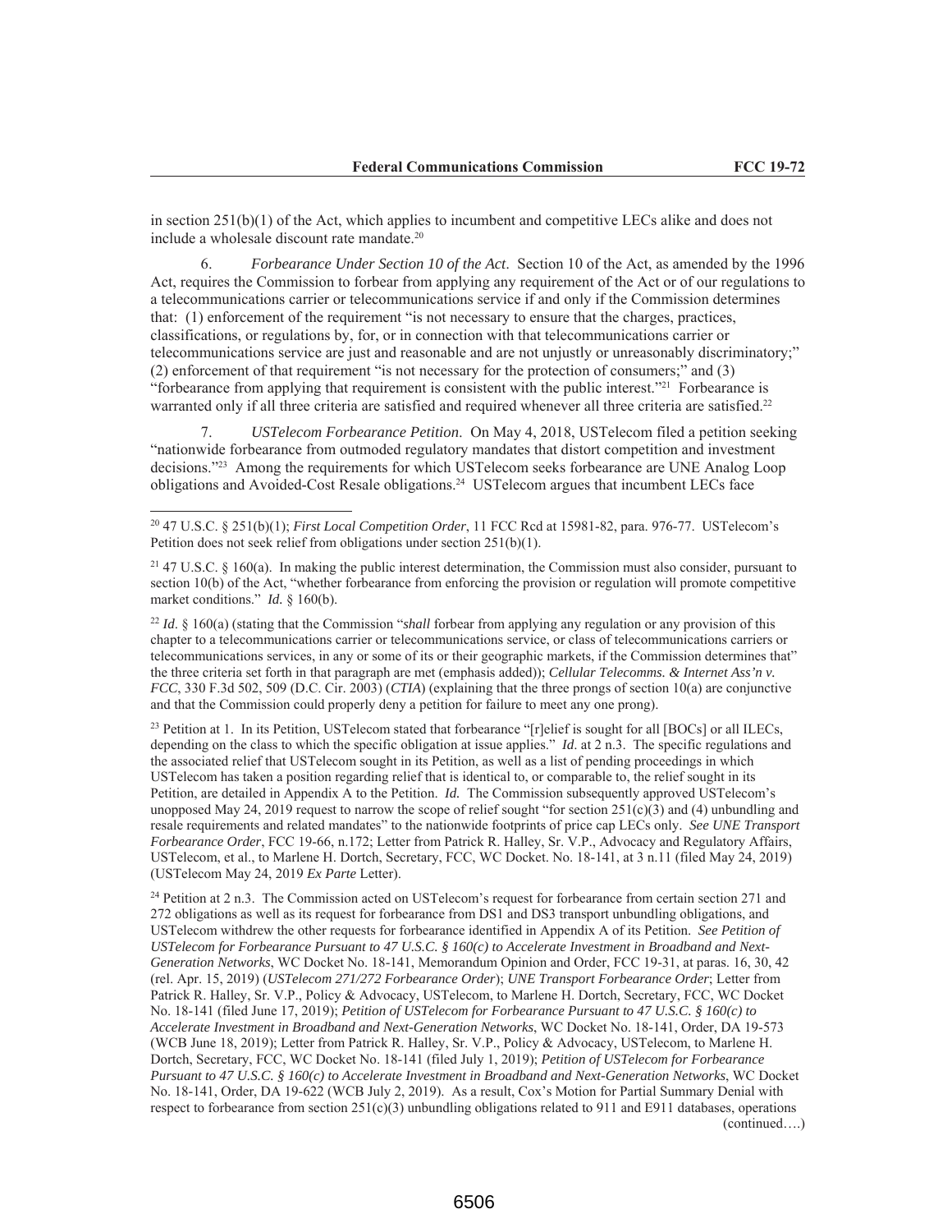in section 251(b)(1) of the Act, which applies to incumbent and competitive LECs alike and does not include a wholesale discount rate mandate.[20]

6. *Forbearance Under Section 10 of the Act*. Section 10 of the Act, as amended by the 1996 Act, requires the Commission to forbear from applying any requirement of the Act or of our regulations to a telecommunications carrier or telecommunications service if and only if the Commission determines that: (1) enforcement of the requirement "is not necessary to ensure that the charges, practices, classifications, or regulations by, for, or in connection with that telecommunications carrier or telecommunications service are just and reasonable and are not unjustly or unreasonably discriminatory;" (2) enforcement of that requirement "is not necessary for the protection of consumers;" and (3) "forbearance from applying that requirement is consistent with the public interest."[21] Forbearance is warranted only if all three criteria are satisfied and required whenever all three criteria are satisfied.[22]

7. *USTelecom Forbearance Petition*. On May 4, 2018, USTelecom filed a petition seeking "nationwide forbearance from outmoded regulatory mandates that distort competition and investment decisions."[23] Among the requirements for which USTelecom seeks forbearance are UNE Analog Loop obligations and Avoided-Cost Resale obligations.[24] USTelecom argues that incumbent LECs face

---

[20] 47 U.S.C. § 251(b)(1); *First Local Competition Order*, 11 FCC Rcd at 15981-82, para. 976-77. USTelecom's Petition does not seek relief from obligations under section 251(b)(1).

[21] 47 U.S.C. § 160(a). In making the public interest determination, the Commission must also consider, pursuant to section 10(b) of the Act, "whether forbearance from enforcing the provision or regulation will promote competitive market conditions." *Id.* § 160(b).

[22] *Id*. § 160(a) (stating that the Commission "*shall* forbear from applying any regulation or any provision of this chapter to a telecommunications carrier or telecommunications service, or class of telecommunications carriers or telecommunications services, in any or some of its or their geographic markets, if the Commission determines that" the three criteria set forth in that paragraph are met (emphasis added)); *Cellular Telecomms. & Internet Ass'n v. FCC*, 330 F.3d 502, 509 (D.C. Cir. 2003) (*CTIA*) (explaining that the three prongs of section 10(a) are conjunctive and that the Commission could properly deny a petition for failure to meet any one prong).

[23] Petition at 1. In its Petition, USTelecom stated that forbearance "[r]elief is sought for all [BOCs] or all ILECs, depending on the class to which the specific obligation at issue applies." *Id*. at 2 n.3. The specific regulations and the associated relief that USTelecom sought in its Petition, as well as a list of pending proceedings in which USTelecom has taken a position regarding relief that is identical to, or comparable to, the relief sought in its Petition, are detailed in Appendix A to the Petition. *Id.* The Commission subsequently approved USTelecom's unopposed May 24, 2019 request to narrow the scope of relief sought "for section 251(c)(3) and (4) unbundling and resale requirements and related mandates" to the nationwide footprints of price cap LECs only. *See UNE Transport Forbearance Order*, FCC 19-66, n.172; Letter from Patrick R. Halley, Sr. V.P., Advocacy and Regulatory Affairs, USTelecom, et al., to Marlene H. Dortch, Secretary, FCC, WC Docket. No. 18-141, at 3 n.11 (filed May 24, 2019) (USTelecom May 24, 2019 *Ex Parte* Letter).

[24] Petition at 2 n.3. The Commission acted on USTelecom's request for forbearance from certain section 271 and 272 obligations as well as its request for forbearance from DS1 and DS3 transport unbundling obligations, and USTelecom withdrew the other requests for forbearance identified in Appendix A of its Petition. *See Petition of USTelecom for Forbearance Pursuant to 47 U.S.C. § 160(c) to Accelerate Investment in Broadband and Next-Generation Networks*, WC Docket No. 18-141, Memorandum Opinion and Order, FCC 19-31, at paras. 16, 30, 42 (rel. Apr. 15, 2019) (*USTelecom 271/272 Forbearance Order*); *UNE Transport Forbearance Order*; Letter from Patrick R. Halley, Sr. V.P., Policy & Advocacy, USTelecom, to Marlene H. Dortch, Secretary, FCC, WC Docket No. 18-141 (filed June 17, 2019); *Petition of USTelecom for Forbearance Pursuant to 47 U.S.C. § 160(c) to Accelerate Investment in Broadband and Next-Generation Networks*, WC Docket No. 18-141, Order, DA 19-573 (WCB June 18, 2019); Letter from Patrick R. Halley, Sr. V.P., Policy & Advocacy, USTelecom, to Marlene H. Dortch, Secretary, FCC, WC Docket No. 18-141 (filed July 1, 2019); *Petition of USTelecom for Forbearance Pursuant to 47 U.S.C. § 160(c) to Accelerate Investment in Broadband and Next-Generation Networks*, WC Docket No. 18-141, Order, DA 19-622 (WCB July 2, 2019). As a result, Cox's Motion for Partial Summary Denial with respect to forbearance from section 251(c)(3) unbundling obligations related to 911 and E911 databases, operations

(continued….)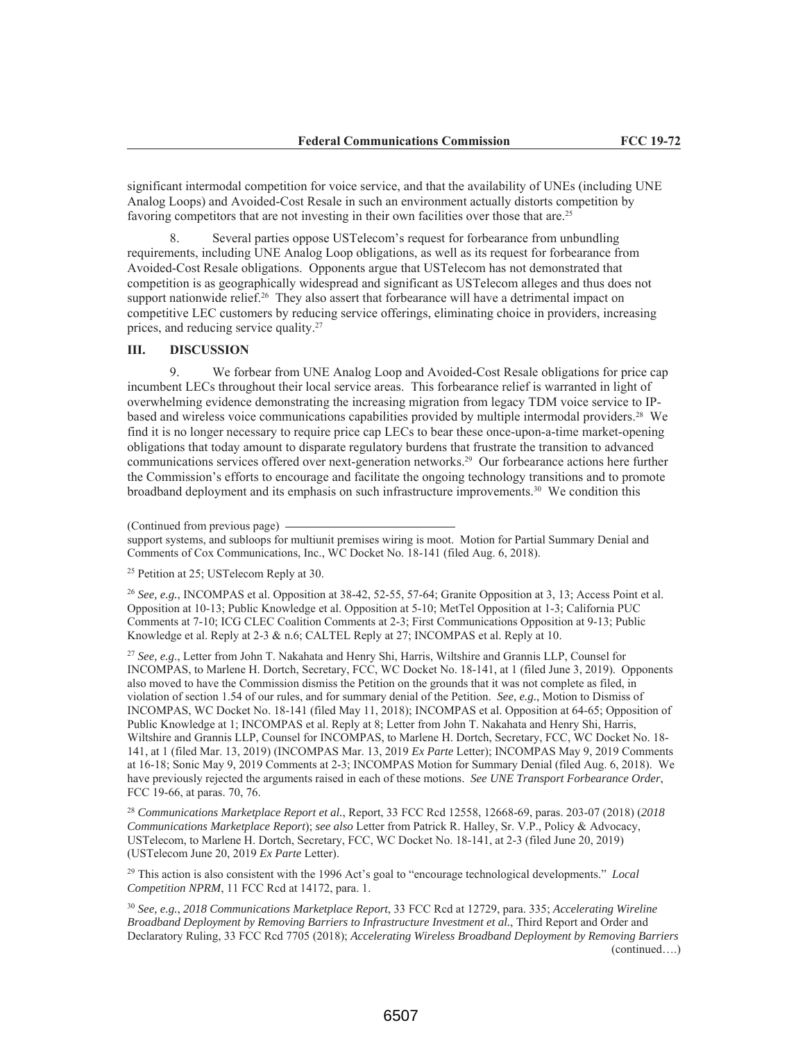significant intermodal competition for voice service, and that the availability of UNEs (including UNE Analog Loops) and Avoided-Cost Resale in such an environment actually distorts competition by favoring competitors that are not investing in their own facilities over those that are.[25]

8. Several parties oppose USTelecom's request for forbearance from unbundling requirements, including UNE Analog Loop obligations, as well as its request for forbearance from Avoided-Cost Resale obligations. Opponents argue that USTelecom has not demonstrated that competition is as geographically widespread and significant as USTelecom alleges and thus does not support nationwide relief.[26] They also assert that forbearance will have a detrimental impact on competitive LEC customers by reducing service offerings, eliminating choice in providers, increasing prices, and reducing service quality.[27]

## III. DISCUSSION

9. We forbear from UNE Analog Loop and Avoided-Cost Resale obligations for price cap incumbent LECs throughout their local service areas. This forbearance relief is warranted in light of overwhelming evidence demonstrating the increasing migration from legacy TDM voice service to IP-based and wireless voice communications capabilities provided by multiple intermodal providers.[28] We find it is no longer necessary to require price cap LECs to bear these once-upon-a-time market-opening obligations that today amount to disparate regulatory burdens that frustrate the transition to advanced communications services offered over next-generation networks.[29] Our forbearance actions here further the Commission's efforts to encourage and facilitate the ongoing technology transitions and to promote broadband deployment and its emphasis on such infrastructure improvements.[30] We condition this

(Continued from previous page)

support systems, and subloops for multiunit premises wiring is moot. Motion for Partial Summary Denial and Comments of Cox Communications, Inc., WC Docket No. 18-141 (filed Aug. 6, 2018).

[25] Petition at 25; USTelecom Reply at 30.

[26] *See, e.g.*, INCOMPAS et al. Opposition at 38-42, 52-55, 57-64; Granite Opposition at 3, 13; Access Point et al. Opposition at 10-13; Public Knowledge et al. Opposition at 5-10; MetTel Opposition at 1-3; California PUC Comments at 7-10; ICG CLEC Coalition Comments at 2-3; First Communications Opposition at 9-13; Public Knowledge et al. Reply at 2-3 & n.6; CALTEL Reply at 27; INCOMPAS et al. Reply at 10.

[27] *See, e.g.*, Letter from John T. Nakahata and Henry Shi, Harris, Wiltshire and Grannis LLP, Counsel for INCOMPAS, to Marlene H. Dortch, Secretary, FCC, WC Docket No. 18-141, at 1 (filed June 3, 2019). Opponents also moved to have the Commission dismiss the Petition on the grounds that it was not complete as filed, in violation of section 1.54 of our rules, and for summary denial of the Petition. *See*, *e.g.*, Motion to Dismiss of INCOMPAS, WC Docket No. 18-141 (filed May 11, 2018); INCOMPAS et al. Opposition at 64-65; Opposition of Public Knowledge at 1; INCOMPAS et al. Reply at 8; Letter from John T. Nakahata and Henry Shi, Harris, Wiltshire and Grannis LLP, Counsel for INCOMPAS, to Marlene H. Dortch, Secretary, FCC, WC Docket No. 18-141, at 1 (filed Mar. 13, 2019) (INCOMPAS Mar. 13, 2019 *Ex Parte* Letter); INCOMPAS May 9, 2019 Comments at 16-18; Sonic May 9, 2019 Comments at 2-3; INCOMPAS Motion for Summary Denial (filed Aug. 6, 2018). We have previously rejected the arguments raised in each of these motions. *See UNE Transport Forbearance Order*, FCC 19-66, at paras. 70, 76.

[28] *Communications Marketplace Report et al.*, Report, 33 FCC Rcd 12558, 12668-69, paras. 203-07 (2018) (*2018 Communications Marketplace Report*); *see also* Letter from Patrick R. Halley, Sr. V.P., Policy & Advocacy, USTelecom, to Marlene H. Dortch, Secretary, FCC, WC Docket No. 18-141, at 2-3 (filed June 20, 2019) (USTelecom June 20, 2019 *Ex Parte* Letter).

[29] This action is also consistent with the 1996 Act's goal to "encourage technological developments." *Local Competition NPRM*, 11 FCC Rcd at 14172, para. 1.

[30] *See, e.g.*, *2018 Communications Marketplace Report*, 33 FCC Rcd at 12729, para. 335; *Accelerating Wireline Broadband Deployment by Removing Barriers to Infrastructure Investment et al.*, Third Report and Order and Declaratory Ruling, 33 FCC Rcd 7705 (2018); *Accelerating Wireless Broadband Deployment by Removing Barriers*

(continued….)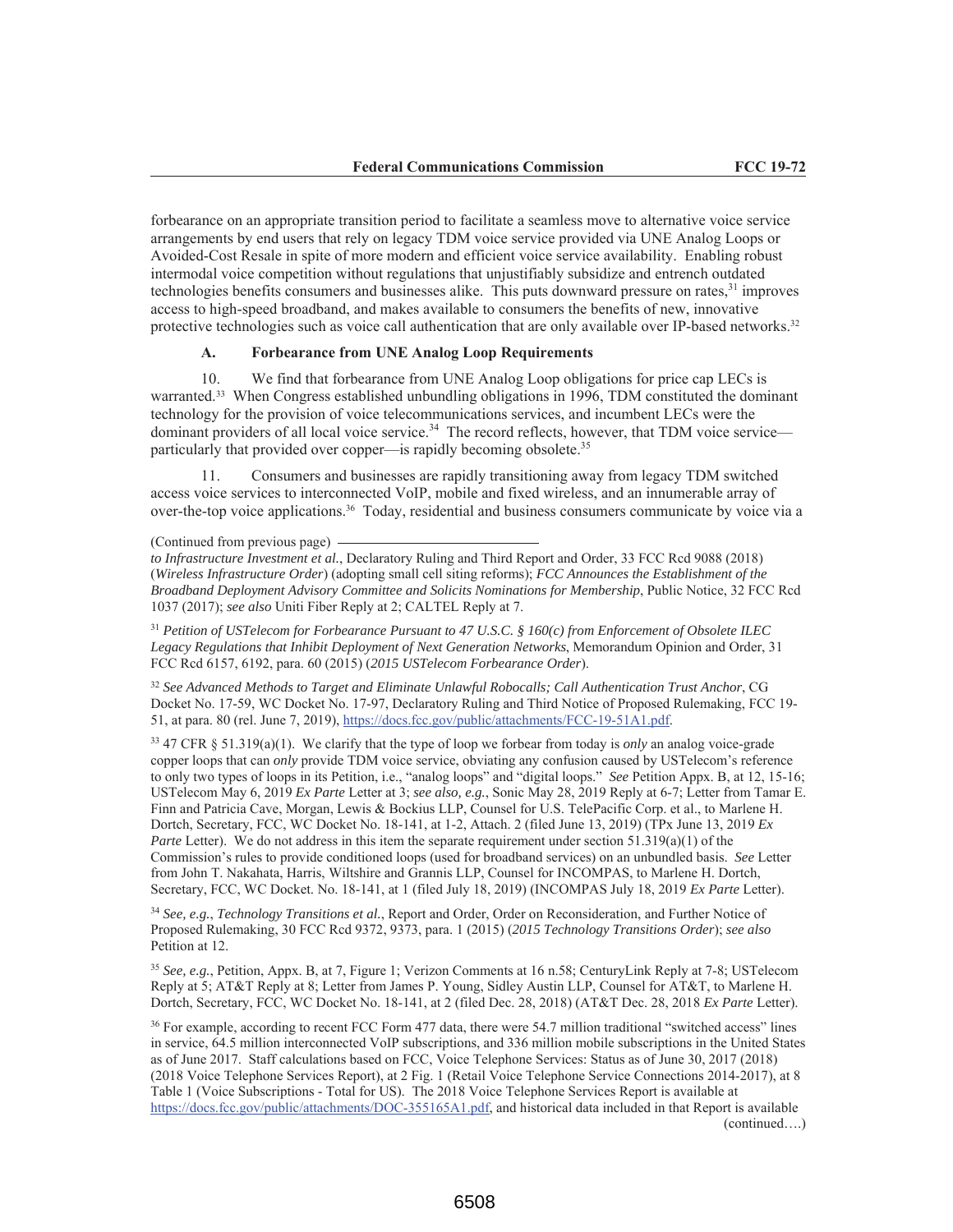forbearance on an appropriate transition period to facilitate a seamless move to alternative voice service arrangements by end users that rely on legacy TDM voice service provided via UNE Analog Loops or Avoided-Cost Resale in spite of more modern and efficient voice service availability. Enabling robust intermodal voice competition without regulations that unjustifiably subsidize and entrench outdated technologies benefits consumers and businesses alike. This puts downward pressure on rates,[31] improves access to high-speed broadband, and makes available to consumers the benefits of new, innovative protective technologies such as voice call authentication that are only available over IP-based networks.[32]

### A. Forbearance from UNE Analog Loop Requirements

10. We find that forbearance from UNE Analog Loop obligations for price cap LECs is warranted.[33] When Congress established unbundling obligations in 1996, TDM constituted the dominant technology for the provision of voice telecommunications services, and incumbent LECs were the dominant providers of all local voice service.[34] The record reflects, however, that TDM voice service—particularly that provided over copper—is rapidly becoming obsolete.[35]

11. Consumers and businesses are rapidly transitioning away from legacy TDM switched access voice services to interconnected VoIP, mobile and fixed wireless, and an innumerable array of over-the-top voice applications.[36] Today, residential and business consumers communicate by voice via a

---

(Continued from previous page)

*to Infrastructure Investment et al.*, Declaratory Ruling and Third Report and Order, 33 FCC Rcd 9088 (2018) (*Wireless Infrastructure Order*) (adopting small cell siting reforms); *FCC Announces the Establishment of the Broadband Deployment Advisory Committee and Solicits Nominations for Membership*, Public Notice, 32 FCC Rcd 1037 (2017); *see also* Uniti Fiber Reply at 2; CALTEL Reply at 7.

[31] *Petition of USTelecom for Forbearance Pursuant to 47 U.S.C. § 160(c) from Enforcement of Obsolete ILEC Legacy Regulations that Inhibit Deployment of Next Generation Networks*, Memorandum Opinion and Order, 31 FCC Rcd 6157, 6192, para. 60 (2015) (*2015 USTelecom Forbearance Order*).

[32] *See Advanced Methods to Target and Eliminate Unlawful Robocalls; Call Authentication Trust Anchor*, CG Docket No. 17-59, WC Docket No. 17-97, Declaratory Ruling and Third Notice of Proposed Rulemaking, FCC 19-51, at para. 80 (rel. June 7, 2019), https://docs.fcc.gov/public/attachments/FCC-19-51A1.pdf.

[33] 47 CFR § 51.319(a)(1). We clarify that the type of loop we forbear from today is *only* an analog voice-grade copper loops that can *only* provide TDM voice service, obviating any confusion caused by USTelecom's reference to only two types of loops in its Petition, i.e., "analog loops" and "digital loops." *See* Petition Appx. B, at 12, 15-16; USTelecom May 6, 2019 *Ex Parte* Letter at 3; *see also, e.g.*, Sonic May 28, 2019 Reply at 6-7; Letter from Tamar E. Finn and Patricia Cave, Morgan, Lewis & Bockius LLP, Counsel for U.S. TelePacific Corp. et al., to Marlene H. Dortch, Secretary, FCC, WC Docket No. 18-141, at 1-2, Attach. 2 (filed June 13, 2019) (TPx June 13, 2019 *Ex Parte* Letter). We do not address in this item the separate requirement under section 51.319(a)(1) of the Commission's rules to provide conditioned loops (used for broadband services) on an unbundled basis. *See* Letter from John T. Nakahata, Harris, Wiltshire and Grannis LLP, Counsel for INCOMPAS, to Marlene H. Dortch, Secretary, FCC, WC Docket. No. 18-141, at 1 (filed July 18, 2019) (INCOMPAS July 18, 2019 *Ex Parte* Letter).

[34] *See, e.g.*, *Technology Transitions et al.*, Report and Order, Order on Reconsideration, and Further Notice of Proposed Rulemaking, 30 FCC Rcd 9372, 9373, para. 1 (2015) (*2015 Technology Transitions Order*); *see also* Petition at 12.

[35] *See, e.g.*, Petition, Appx. B, at 7, Figure 1; Verizon Comments at 16 n.58; CenturyLink Reply at 7-8; USTelecom Reply at 5; AT&T Reply at 8; Letter from James P. Young, Sidley Austin LLP, Counsel for AT&T, to Marlene H. Dortch, Secretary, FCC, WC Docket No. 18-141, at 2 (filed Dec. 28, 2018) (AT&T Dec. 28, 2018 *Ex Parte* Letter).

[36] For example, according to recent FCC Form 477 data, there were 54.7 million traditional "switched access" lines in service, 64.5 million interconnected VoIP subscriptions, and 336 million mobile subscriptions in the United States as of June 2017. Staff calculations based on FCC, Voice Telephone Services: Status as of June 30, 2017 (2018) (2018 Voice Telephone Services Report), at 2 Fig. 1 (Retail Voice Telephone Service Connections 2014-2017), at 8 Table 1 (Voice Subscriptions - Total for US). The 2018 Voice Telephone Services Report is available at https://docs.fcc.gov/public/attachments/DOC-355165A1.pdf, and historical data included in that Report is available

(continued….)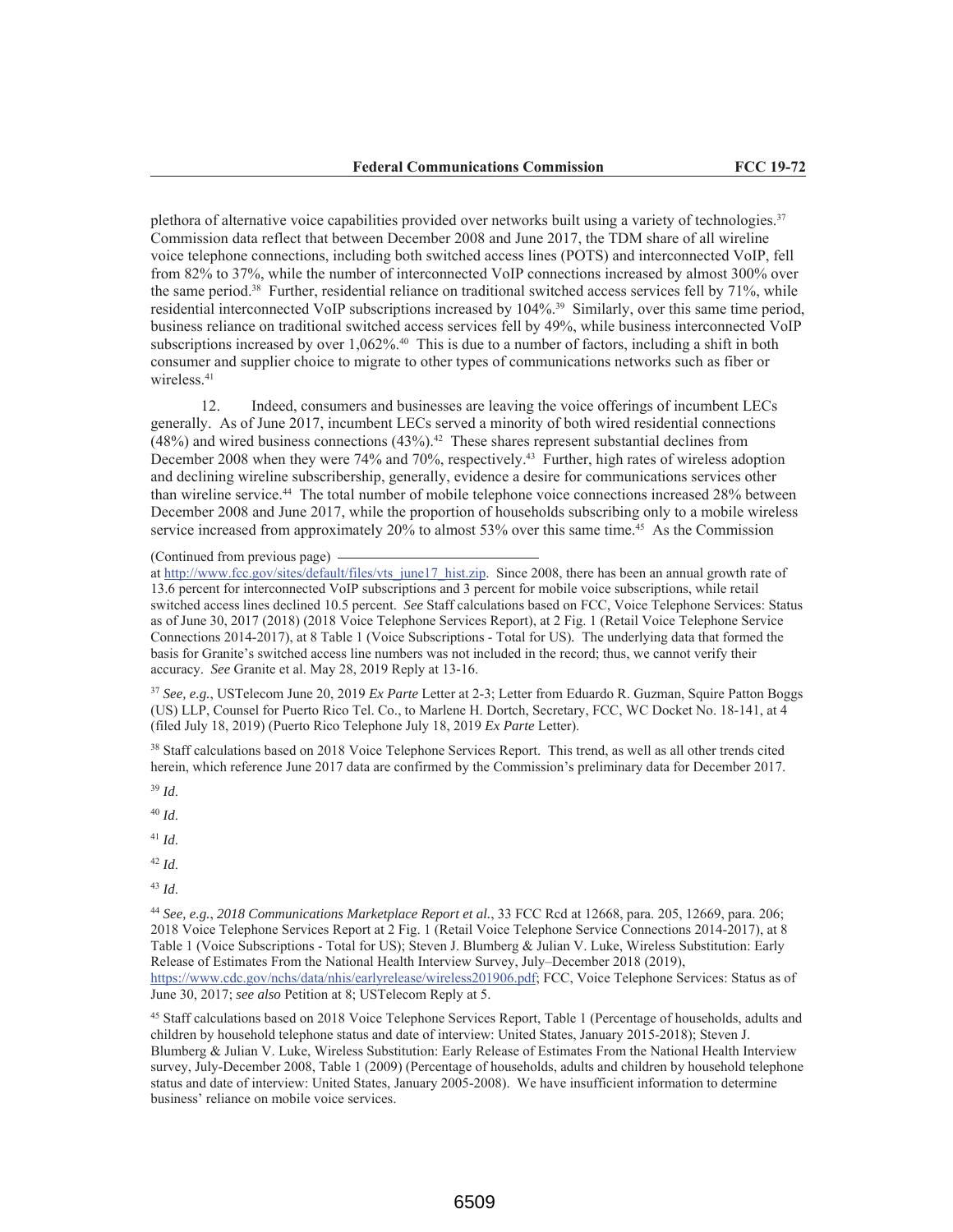plethora of alternative voice capabilities provided over networks built using a variety of technologies.[37] Commission data reflect that between December 2008 and June 2017, the TDM share of all wireline voice telephone connections, including both switched access lines (POTS) and interconnected VoIP, fell from 82% to 37%, while the number of interconnected VoIP connections increased by almost 300% over the same period.[38] Further, residential reliance on traditional switched access services fell by 71%, while residential interconnected VoIP subscriptions increased by 104%.[39] Similarly, over this same time period, business reliance on traditional switched access services fell by 49%, while business interconnected VoIP subscriptions increased by over 1,062%.[40] This is due to a number of factors, including a shift in both consumer and supplier choice to migrate to other types of communications networks such as fiber or wireless.[41]

12. Indeed, consumers and businesses are leaving the voice offerings of incumbent LECs generally. As of June 2017, incumbent LECs served a minority of both wired residential connections (48%) and wired business connections (43%).[42] These shares represent substantial declines from December 2008 when they were 74% and 70%, respectively.[43] Further, high rates of wireless adoption and declining wireline subscribership, generally, evidence a desire for communications services other than wireline service.[44] The total number of mobile telephone voice connections increased 28% between December 2008 and June 2017, while the proportion of households subscribing only to a mobile wireless service increased from approximately 20% to almost 53% over this same time.[45] As the Commission

(Continued from previous page)

at http://www.fcc.gov/sites/default/files/vts_june17_hist.zip. Since 2008, there has been an annual growth rate of 13.6 percent for interconnected VoIP subscriptions and 3 percent for mobile voice subscriptions, while retail switched access lines declined 10.5 percent. *See* Staff calculations based on FCC, Voice Telephone Services: Status as of June 30, 2017 (2018) (2018 Voice Telephone Services Report), at 2 Fig. 1 (Retail Voice Telephone Service Connections 2014-2017), at 8 Table 1 (Voice Subscriptions - Total for US). The underlying data that formed the basis for Granite's switched access line numbers was not included in the record; thus, we cannot verify their accuracy. *See* Granite et al. May 28, 2019 Reply at 13-16.

[37] *See, e.g.*, USTelecom June 20, 2019 *Ex Parte* Letter at 2-3; Letter from Eduardo R. Guzman, Squire Patton Boggs (US) LLP, Counsel for Puerto Rico Tel. Co., to Marlene H. Dortch, Secretary, FCC, WC Docket No. 18-141, at 4 (filed July 18, 2019) (Puerto Rico Telephone July 18, 2019 *Ex Parte* Letter).

[38] Staff calculations based on 2018 Voice Telephone Services Report. This trend, as well as all other trends cited herein, which reference June 2017 data are confirmed by the Commission's preliminary data for December 2017.

[39] *Id*.

[40] *Id*.

[41] *Id*.

[42] *Id*.

[43] *Id*.

[44] *See, e.g.*, *2018 Communications Marketplace Report et al.*, 33 FCC Rcd at 12668, para. 205, 12669, para. 206; 2018 Voice Telephone Services Report at 2 Fig. 1 (Retail Voice Telephone Service Connections 2014-2017), at 8 Table 1 (Voice Subscriptions - Total for US); Steven J. Blumberg & Julian V. Luke, Wireless Substitution: Early Release of Estimates From the National Health Interview Survey, July–December 2018 (2019), https://www.cdc.gov/nchs/data/nhis/earlyrelease/wireless201906.pdf; FCC, Voice Telephone Services: Status as of June 30, 2017; *see also* Petition at 8; USTelecom Reply at 5.

[45] Staff calculations based on 2018 Voice Telephone Services Report, Table 1 (Percentage of households, adults and children by household telephone status and date of interview: United States, January 2015-2018); Steven J. Blumberg & Julian V. Luke, Wireless Substitution: Early Release of Estimates From the National Health Interview survey, July-December 2008, Table 1 (2009) (Percentage of households, adults and children by household telephone status and date of interview: United States, January 2005-2008). We have insufficient information to determine business' reliance on mobile voice services.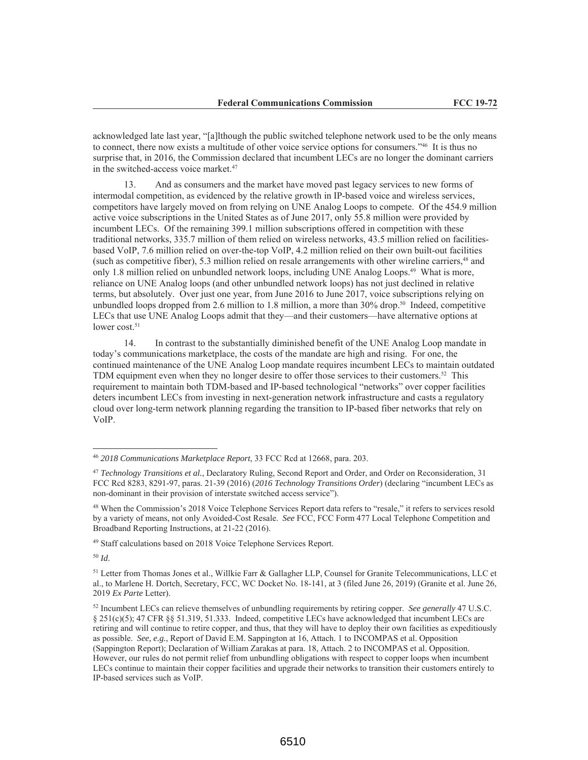acknowledged late last year, "[a]lthough the public switched telephone network used to be the only means to connect, there now exists a multitude of other voice service options for consumers."[46] It is thus no surprise that, in 2016, the Commission declared that incumbent LECs are no longer the dominant carriers in the switched-access voice market.[47]

13. And as consumers and the market have moved past legacy services to new forms of intermodal competition, as evidenced by the relative growth in IP-based voice and wireless services, competitors have largely moved on from relying on UNE Analog Loops to compete. Of the 454.9 million active voice subscriptions in the United States as of June 2017, only 55.8 million were provided by incumbent LECs. Of the remaining 399.1 million subscriptions offered in competition with these traditional networks, 335.7 million of them relied on wireless networks, 43.5 million relied on facilities-based VoIP, 7.6 million relied on over-the-top VoIP, 4.2 million relied on their own built-out facilities (such as competitive fiber), 5.3 million relied on resale arrangements with other wireline carriers,[48] and only 1.8 million relied on unbundled network loops, including UNE Analog Loops.[49] What is more, reliance on UNE Analog loops (and other unbundled network loops) has not just declined in relative terms, but absolutely. Over just one year, from June 2016 to June 2017, voice subscriptions relying on unbundled loops dropped from 2.6 million to 1.8 million, a more than 30% drop.[50] Indeed, competitive LECs that use UNE Analog Loops admit that they—and their customers—have alternative options at lower cost.[51]

14. In contrast to the substantially diminished benefit of the UNE Analog Loop mandate in today's communications marketplace, the costs of the mandate are high and rising. For one, the continued maintenance of the UNE Analog Loop mandate requires incumbent LECs to maintain outdated TDM equipment even when they no longer desire to offer those services to their customers.[52] This requirement to maintain both TDM-based and IP-based technological "networks" over copper facilities deters incumbent LECs from investing in next-generation network infrastructure and casts a regulatory cloud over long-term network planning regarding the transition to IP-based fiber networks that rely on VoIP.

---

[46] *2018 Communications Marketplace Report*, 33 FCC Rcd at 12668, para. 203.

[47] *Technology Transitions et al.*, Declaratory Ruling, Second Report and Order, and Order on Reconsideration, 31 FCC Rcd 8283, 8291-97, paras. 21-39 (2016) (*2016 Technology Transitions Order*) (declaring "incumbent LECs as non-dominant in their provision of interstate switched access service").

[48] When the Commission's 2018 Voice Telephone Services Report data refers to "resale," it refers to services resold by a variety of means, not only Avoided-Cost Resale. *See* FCC, FCC Form 477 Local Telephone Competition and Broadband Reporting Instructions, at 21-22 (2016).

[49] Staff calculations based on 2018 Voice Telephone Services Report.

[50] *Id*.

[51] Letter from Thomas Jones et al., Willkie Farr & Gallagher LLP, Counsel for Granite Telecommunications, LLC et al., to Marlene H. Dortch, Secretary, FCC, WC Docket No. 18-141, at 3 (filed June 26, 2019) (Granite et al. June 26, 2019 *Ex Parte* Letter).

[52] Incumbent LECs can relieve themselves of unbundling requirements by retiring copper. *See generally* 47 U.S.C. § 251(c)(5); 47 CFR §§ 51.319, 51.333. Indeed, competitive LECs have acknowledged that incumbent LECs are retiring and will continue to retire copper, and thus, that they will have to deploy their own facilities as expeditiously as possible. *See, e.g.*, Report of David E.M. Sappington at 16, Attach. 1 to INCOMPAS et al. Opposition (Sappington Report); Declaration of William Zarakas at para. 18, Attach. 2 to INCOMPAS et al. Opposition. However, our rules do not permit relief from unbundling obligations with respect to copper loops when incumbent LECs continue to maintain their copper facilities and upgrade their networks to transition their customers entirely to IP-based services such as VoIP.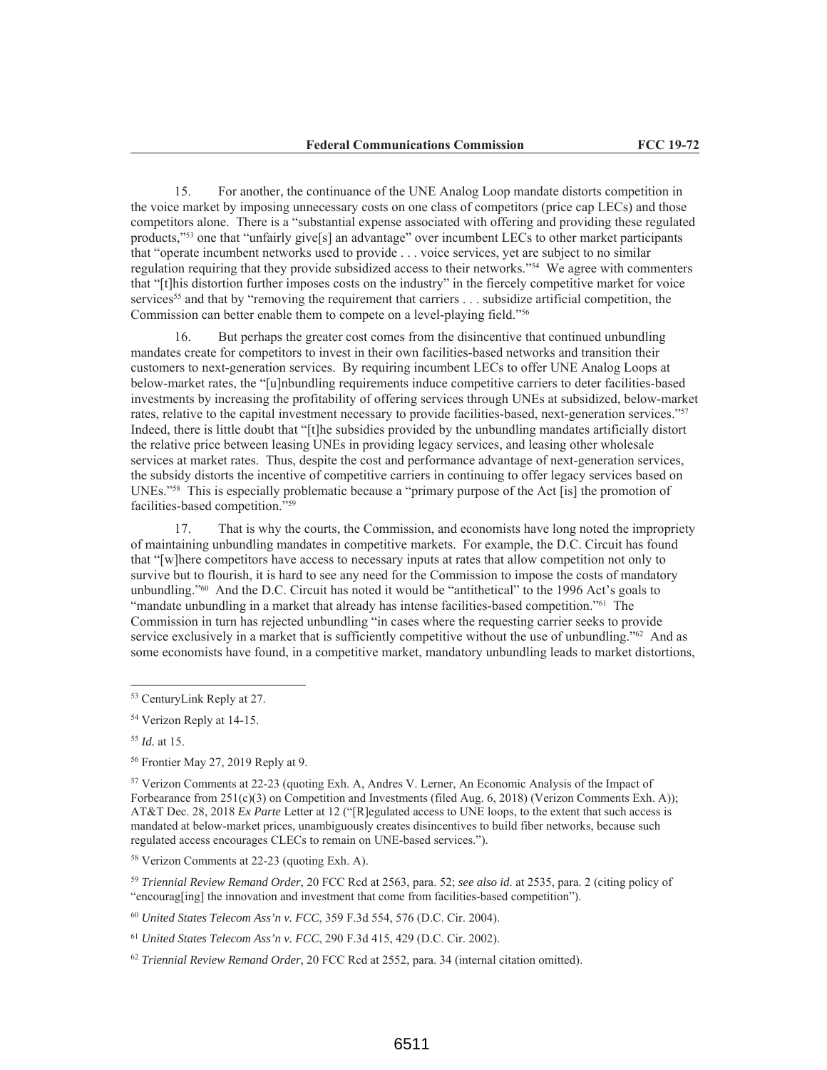15. For another, the continuance of the UNE Analog Loop mandate distorts competition in the voice market by imposing unnecessary costs on one class of competitors (price cap LECs) and those competitors alone. There is a "substantial expense associated with offering and providing these regulated products,"[53] one that "unfairly give[s] an advantage" over incumbent LECs to other market participants that "operate incumbent networks used to provide . . . voice services, yet are subject to no similar regulation requiring that they provide subsidized access to their networks."[54] We agree with commenters that "[t]his distortion further imposes costs on the industry" in the fiercely competitive market for voice services[55] and that by "removing the requirement that carriers . . . subsidize artificial competition, the Commission can better enable them to compete on a level-playing field."[56]

16. But perhaps the greater cost comes from the disincentive that continued unbundling mandates create for competitors to invest in their own facilities-based networks and transition their customers to next-generation services. By requiring incumbent LECs to offer UNE Analog Loops at below-market rates, the "[u]nbundling requirements induce competitive carriers to deter facilities-based investments by increasing the profitability of offering services through UNEs at subsidized, below-market rates, relative to the capital investment necessary to provide facilities-based, next-generation services."[57] Indeed, there is little doubt that "[t]he subsidies provided by the unbundling mandates artificially distort the relative price between leasing UNEs in providing legacy services, and leasing other wholesale services at market rates. Thus, despite the cost and performance advantage of next-generation services, the subsidy distorts the incentive of competitive carriers in continuing to offer legacy services based on UNEs."[58] This is especially problematic because a "primary purpose of the Act [is] the promotion of facilities-based competition."[59]

17. That is why the courts, the Commission, and economists have long noted the impropriety of maintaining unbundling mandates in competitive markets. For example, the D.C. Circuit has found that "[w]here competitors have access to necessary inputs at rates that allow competition not only to survive but to flourish, it is hard to see any need for the Commission to impose the costs of mandatory unbundling."[60] And the D.C. Circuit has noted it would be "antithetical" to the 1996 Act's goals to "mandate unbundling in a market that already has intense facilities-based competition."[61] The Commission in turn has rejected unbundling "in cases where the requesting carrier seeks to provide service exclusively in a market that is sufficiently competitive without the use of unbundling."[62] And as some economists have found, in a competitive market, mandatory unbundling leads to market distortions,

---

[53] CenturyLink Reply at 27.

[54] Verizon Reply at 14-15.

[55] *Id.* at 15.

[56] Frontier May 27, 2019 Reply at 9.

[57] Verizon Comments at 22-23 (quoting Exh. A, Andres V. Lerner, An Economic Analysis of the Impact of Forbearance from 251(c)(3) on Competition and Investments (filed Aug. 6, 2018) (Verizon Comments Exh. A)); AT&T Dec. 28, 2018 *Ex Parte* Letter at 12 ("[R]egulated access to UNE loops, to the extent that such access is mandated at below-market prices, unambiguously creates disincentives to build fiber networks, because such regulated access encourages CLECs to remain on UNE-based services.").

[58] Verizon Comments at 22-23 (quoting Exh. A).

[59] *Triennial Review Remand Order*, 20 FCC Rcd at 2563, para. 52; *see also id*. at 2535, para. 2 (citing policy of "encourag[ing] the innovation and investment that come from facilities-based competition").

[60] *United States Telecom Ass'n v. FCC*, 359 F.3d 554, 576 (D.C. Cir. 2004).

[61] *United States Telecom Ass'n v. FCC*, 290 F.3d 415, 429 (D.C. Cir. 2002).

[62] *Triennial Review Remand Order*, 20 FCC Rcd at 2552, para. 34 (internal citation omitted).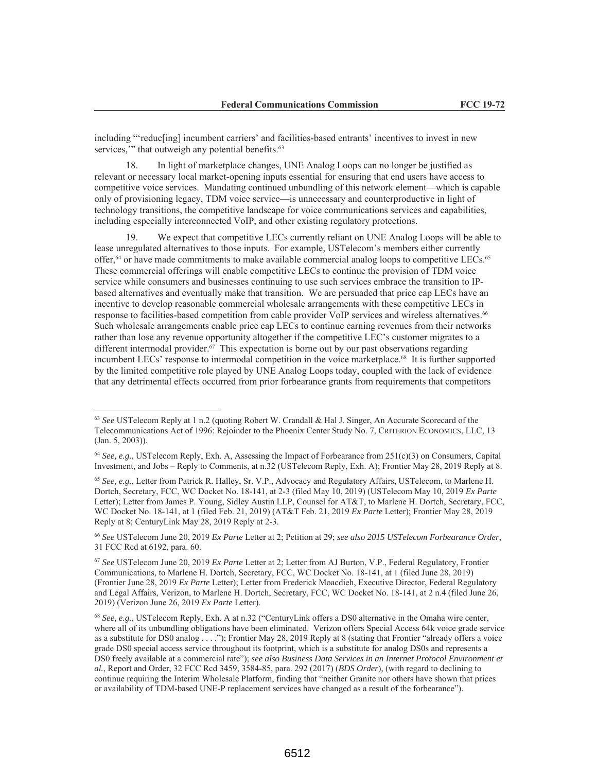including "'reduc[ing] incumbent carriers' and facilities-based entrants' incentives to invest in new services,'" that outweigh any potential benefits.[63]

18. In light of marketplace changes, UNE Analog Loops can no longer be justified as relevant or necessary local market-opening inputs essential for ensuring that end users have access to competitive voice services. Mandating continued unbundling of this network element—which is capable only of provisioning legacy, TDM voice service—is unnecessary and counterproductive in light of technology transitions, the competitive landscape for voice communications services and capabilities, including especially interconnected VoIP, and other existing regulatory protections.

19. We expect that competitive LECs currently reliant on UNE Analog Loops will be able to lease unregulated alternatives to those inputs. For example, USTelecom's members either currently offer,[64] or have made commitments to make available commercial analog loops to competitive LECs.[65] These commercial offerings will enable competitive LECs to continue the provision of TDM voice service while consumers and businesses continuing to use such services embrace the transition to IP-based alternatives and eventually make that transition. We are persuaded that price cap LECs have an incentive to develop reasonable commercial wholesale arrangements with these competitive LECs in response to facilities-based competition from cable provider VoIP services and wireless alternatives.[66] Such wholesale arrangements enable price cap LECs to continue earning revenues from their networks rather than lose any revenue opportunity altogether if the competitive LEC's customer migrates to a different intermodal provider.[67] This expectation is borne out by our past observations regarding incumbent LECs' response to intermodal competition in the voice marketplace.[68] It is further supported by the limited competitive role played by UNE Analog Loops today, coupled with the lack of evidence that any detrimental effects occurred from prior forbearance grants from requirements that competitors

---

[63] *See* USTelecom Reply at 1 n.2 (quoting Robert W. Crandall & Hal J. Singer, An Accurate Scorecard of the Telecommunications Act of 1996: Rejoinder to the Phoenix Center Study No. 7, CRITERION ECONOMICS, LLC, 13 (Jan. 5, 2003)).

[64] *See, e.g.*, USTelecom Reply, Exh. A, Assessing the Impact of Forbearance from 251(c)(3) on Consumers, Capital Investment, and Jobs – Reply to Comments, at n.32 (USTelecom Reply, Exh. A); Frontier May 28, 2019 Reply at 8.

[65] *See, e.g.*, Letter from Patrick R. Halley, Sr. V.P., Advocacy and Regulatory Affairs, USTelecom, to Marlene H. Dortch, Secretary, FCC, WC Docket No. 18-141, at 2-3 (filed May 10, 2019) (USTelecom May 10, 2019 *Ex Parte* Letter); Letter from James P. Young, Sidley Austin LLP, Counsel for AT&T, to Marlene H. Dortch, Secretary, FCC, WC Docket No. 18-141, at 1 (filed Feb. 21, 2019) (AT&T Feb. 21, 2019 *Ex Parte* Letter); Frontier May 28, 2019 Reply at 8; CenturyLink May 28, 2019 Reply at 2-3.

[66] *See* USTelecom June 20, 2019 *Ex Parte* Letter at 2; Petition at 29; *see also 2015 USTelecom Forbearance Order*, 31 FCC Rcd at 6192, para. 60.

[67] *See* USTelecom June 20, 2019 *Ex Parte* Letter at 2; Letter from AJ Burton, V.P., Federal Regulatory, Frontier Communications, to Marlene H. Dortch, Secretary, FCC, WC Docket No. 18-141, at 1 (filed June 28, 2019) (Frontier June 28, 2019 *Ex Parte* Letter); Letter from Frederick Moacdieh, Executive Director, Federal Regulatory and Legal Affairs, Verizon, to Marlene H. Dortch, Secretary, FCC, WC Docket No. 18-141, at 2 n.4 (filed June 26, 2019) (Verizon June 26, 2019 *Ex Parte* Letter).

[68] *See, e.g.*, USTelecom Reply, Exh. A at n.32 ("CenturyLink offers a DS0 alternative in the Omaha wire center, where all of its unbundling obligations have been eliminated. Verizon offers Special Access 64k voice grade service as a substitute for DS0 analog . . . ."); Frontier May 28, 2019 Reply at 8 (stating that Frontier "already offers a voice grade DS0 special access service throughout its footprint, which is a substitute for analog DS0s and represents a DS0 freely available at a commercial rate"); *see also Business Data Services in an Internet Protocol Environment et al.*, Report and Order, 32 FCC Rcd 3459, 3584-85, para. 292 (2017) (*BDS Order*), (with regard to declining to continue requiring the Interim Wholesale Platform, finding that "neither Granite nor others have shown that prices or availability of TDM-based UNE-P replacement services have changed as a result of the forbearance").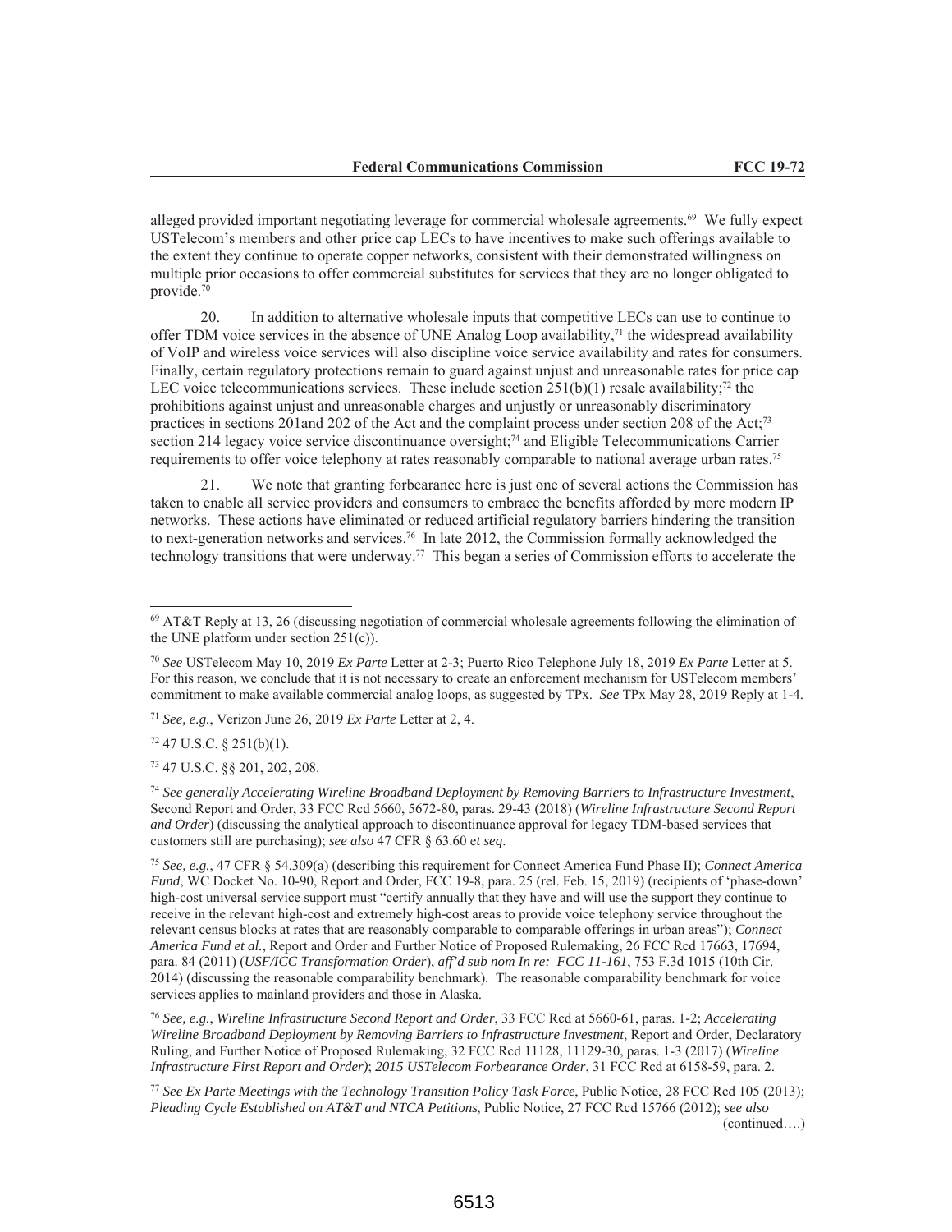alleged provided important negotiating leverage for commercial wholesale agreements.[69] We fully expect USTelecom's members and other price cap LECs to have incentives to make such offerings available to the extent they continue to operate copper networks, consistent with their demonstrated willingness on multiple prior occasions to offer commercial substitutes for services that they are no longer obligated to provide.[70]

20. In addition to alternative wholesale inputs that competitive LECs can use to continue to offer TDM voice services in the absence of UNE Analog Loop availability,[71] the widespread availability of VoIP and wireless voice services will also discipline voice service availability and rates for consumers. Finally, certain regulatory protections remain to guard against unjust and unreasonable rates for price cap LEC voice telecommunications services. These include section 251(b)(1) resale availability;[72] the prohibitions against unjust and unreasonable charges and unjustly or unreasonably discriminatory practices in sections 201and 202 of the Act and the complaint process under section 208 of the Act;[73] section 214 legacy voice service discontinuance oversight;[74] and Eligible Telecommunications Carrier requirements to offer voice telephony at rates reasonably comparable to national average urban rates.[75]

21. We note that granting forbearance here is just one of several actions the Commission has taken to enable all service providers and consumers to embrace the benefits afforded by more modern IP networks. These actions have eliminated or reduced artificial regulatory barriers hindering the transition to next-generation networks and services.[76] In late 2012, the Commission formally acknowledged the technology transitions that were underway.[77] This began a series of Commission efforts to accelerate the

---

[69] AT&T Reply at 13, 26 (discussing negotiation of commercial wholesale agreements following the elimination of the UNE platform under section 251(c)).

[70] *See* USTelecom May 10, 2019 *Ex Parte* Letter at 2-3; Puerto Rico Telephone July 18, 2019 *Ex Parte* Letter at 5. For this reason, we conclude that it is not necessary to create an enforcement mechanism for USTelecom members' commitment to make available commercial analog loops, as suggested by TPx. *See* TPx May 28, 2019 Reply at 1-4.

[71] *See, e.g.*, Verizon June 26, 2019 *Ex Parte* Letter at 2, 4.

[72] 47 U.S.C. § 251(b)(1).

[73] 47 U.S.C. §§ 201, 202, 208.

[74] *See generally Accelerating Wireline Broadband Deployment by Removing Barriers to Infrastructure Investment*, Second Report and Order, 33 FCC Rcd 5660, 5672-80, paras. 29-43 (2018) (*Wireline Infrastructure Second Report and Order*) (discussing the analytical approach to discontinuance approval for legacy TDM-based services that customers still are purchasing); *see also* 47 CFR § 63.60 e*t seq*.

[75] *See, e.g.*, 47 CFR § 54.309(a) (describing this requirement for Connect America Fund Phase II); *Connect America Fund*, WC Docket No. 10-90, Report and Order, FCC 19-8, para. 25 (rel. Feb. 15, 2019) (recipients of 'phase-down' high-cost universal service support must "certify annually that they have and will use the support they continue to receive in the relevant high-cost and extremely high-cost areas to provide voice telephony service throughout the relevant census blocks at rates that are reasonably comparable to comparable offerings in urban areas"); *Connect America Fund et al.*, Report and Order and Further Notice of Proposed Rulemaking, 26 FCC Rcd 17663, 17694, para. 84 (2011) (*USF/ICC Transformation Order*), *aff'd sub nom In re: FCC 11-161*, 753 F.3d 1015 (10th Cir. 2014) (discussing the reasonable comparability benchmark). The reasonable comparability benchmark for voice services applies to mainland providers and those in Alaska.

[76] *See, e.g.*, *Wireline Infrastructure Second Report and Order*, 33 FCC Rcd at 5660-61, paras. 1-2; *Accelerating Wireline Broadband Deployment by Removing Barriers to Infrastructure Investment*, Report and Order, Declaratory Ruling, and Further Notice of Proposed Rulemaking, 32 FCC Rcd 11128, 11129-30, paras. 1-3 (2017) (*Wireline Infrastructure First Report and Order)*; *2015 USTelecom Forbearance Order*, 31 FCC Rcd at 6158-59, para. 2.

[77] *See Ex Parte Meetings with the Technology Transition Policy Task Force*, Public Notice, 28 FCC Rcd 105 (2013); *Pleading Cycle Established on AT&T and NTCA Petitions*, Public Notice, 27 FCC Rcd 15766 (2012); *see also* (continued….)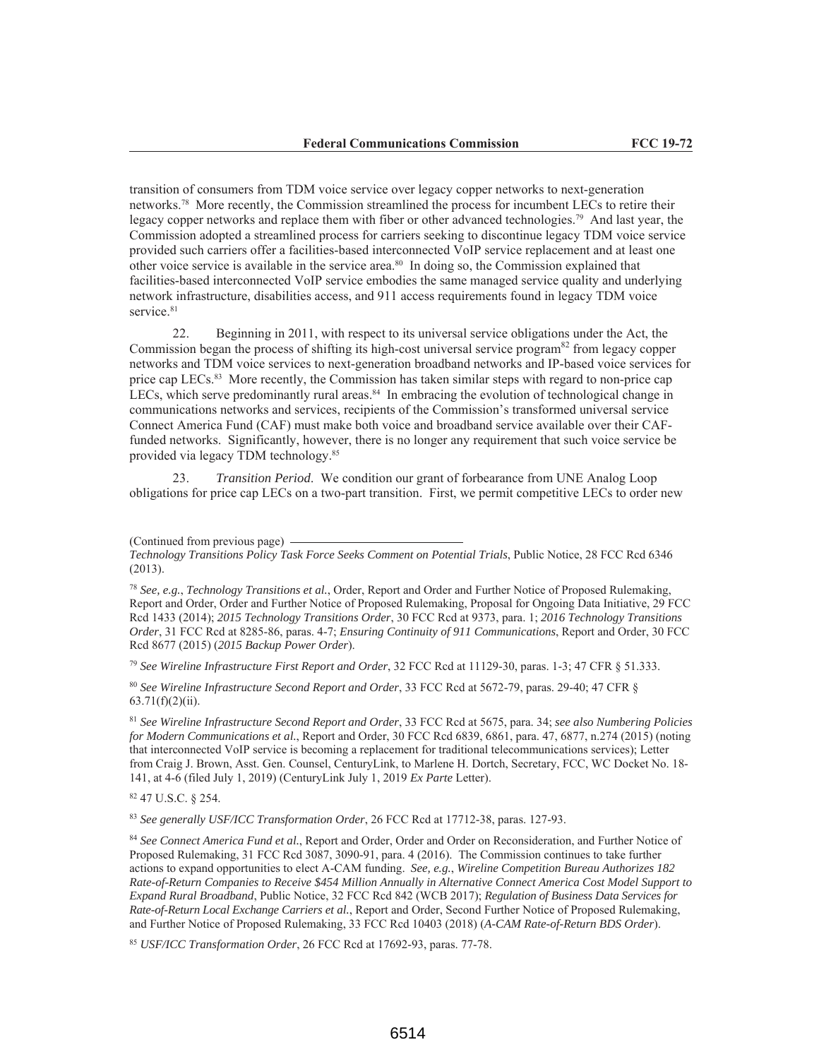transition of consumers from TDM voice service over legacy copper networks to next-generation networks.[78] More recently, the Commission streamlined the process for incumbent LECs to retire their legacy copper networks and replace them with fiber or other advanced technologies.[79] And last year, the Commission adopted a streamlined process for carriers seeking to discontinue legacy TDM voice service provided such carriers offer a facilities-based interconnected VoIP service replacement and at least one other voice service is available in the service area.[80] In doing so, the Commission explained that facilities-based interconnected VoIP service embodies the same managed service quality and underlying network infrastructure, disabilities access, and 911 access requirements found in legacy TDM voice service.[81]

22. Beginning in 2011, with respect to its universal service obligations under the Act, the Commission began the process of shifting its high-cost universal service program[82] from legacy copper networks and TDM voice services to next-generation broadband networks and IP-based voice services for price cap LECs.[83] More recently, the Commission has taken similar steps with regard to non-price cap LECs, which serve predominantly rural areas.[84] In embracing the evolution of technological change in communications networks and services, recipients of the Commission's transformed universal service Connect America Fund (CAF) must make both voice and broadband service available over their CAF-funded networks. Significantly, however, there is no longer any requirement that such voice service be provided via legacy TDM technology.[85]

23. *Transition Period*. We condition our grant of forbearance from UNE Analog Loop obligations for price cap LECs on a two-part transition. First, we permit competitive LECs to order new

(Continued from previous page)

*Technology Transitions Policy Task Force Seeks Comment on Potential Trials*, Public Notice, 28 FCC Rcd 6346 (2013).

[78] *See, e.g.*, *Technology Transitions et al.*, Order, Report and Order and Further Notice of Proposed Rulemaking, Report and Order, Order and Further Notice of Proposed Rulemaking, Proposal for Ongoing Data Initiative, 29 FCC Rcd 1433 (2014); *2015 Technology Transitions Order*, 30 FCC Rcd at 9373, para. 1; *2016 Technology Transitions Order*, 31 FCC Rcd at 8285-86, paras. 4-7; *Ensuring Continuity of 911 Communications*, Report and Order, 30 FCC Rcd 8677 (2015) (*2015 Backup Power Order*).

[79] *See Wireline Infrastructure First Report and Order*, 32 FCC Rcd at 11129-30, paras. 1-3; 47 CFR § 51.333.

[80] *See Wireline Infrastructure Second Report and Order*, 33 FCC Rcd at 5672-79, paras. 29-40; 47 CFR § 63.71(f)(2)(ii).

[81] *See Wireline Infrastructure Second Report and Order*, 33 FCC Rcd at 5675, para. 34; *see also Numbering Policies for Modern Communications et al.*, Report and Order, 30 FCC Rcd 6839, 6861, para. 47, 6877, n.274 (2015) (noting that interconnected VoIP service is becoming a replacement for traditional telecommunications services); Letter from Craig J. Brown, Asst. Gen. Counsel, CenturyLink, to Marlene H. Dortch, Secretary, FCC, WC Docket No. 18-141, at 4-6 (filed July 1, 2019) (CenturyLink July 1, 2019 *Ex Parte* Letter).

[82] 47 U.S.C. § 254.

[83] *See generally USF/ICC Transformation Order*, 26 FCC Rcd at 17712-38, paras. 127-93.

[84] *See Connect America Fund et al.*, Report and Order, Order and Order on Reconsideration, and Further Notice of Proposed Rulemaking, 31 FCC Rcd 3087, 3090-91, para. 4 (2016). The Commission continues to take further actions to expand opportunities to elect A-CAM funding. *See, e.g.*, *Wireline Competition Bureau Authorizes 182 Rate-of-Return Companies to Receive $454 Million Annually in Alternative Connect America Cost Model Support to Expand Rural Broadband*, Public Notice, 32 FCC Rcd 842 (WCB 2017); *Regulation of Business Data Services for Rate-of-Return Local Exchange Carriers et al.*, Report and Order, Second Further Notice of Proposed Rulemaking, and Further Notice of Proposed Rulemaking, 33 FCC Rcd 10403 (2018) (*A-CAM Rate-of-Return BDS Order*).

[85] *USF/ICC Transformation Order*, 26 FCC Rcd at 17692-93, paras. 77-78.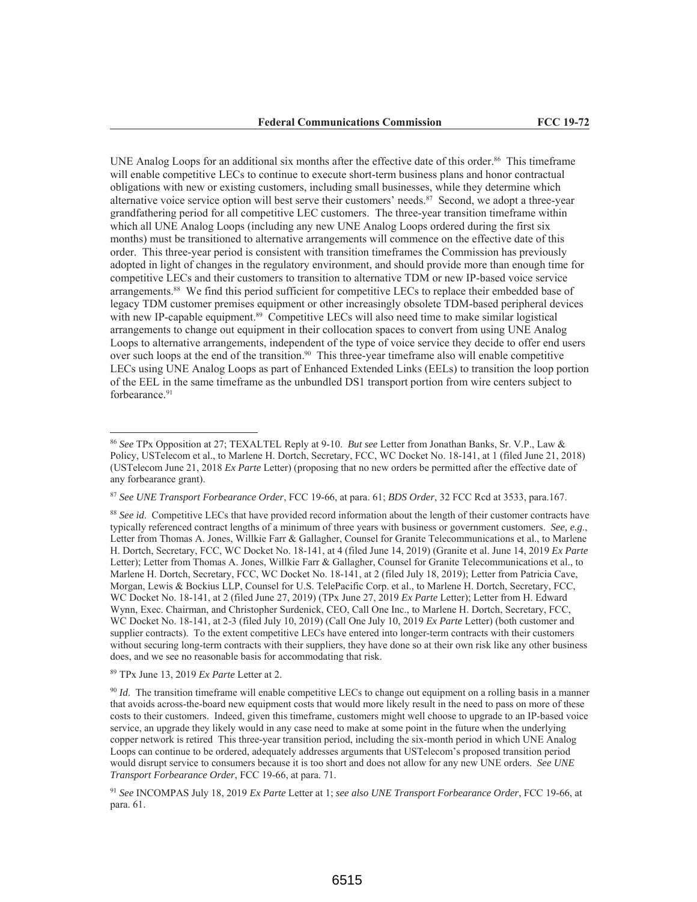UNE Analog Loops for an additional six months after the effective date of this order.[86] This timeframe will enable competitive LECs to continue to execute short-term business plans and honor contractual obligations with new or existing customers, including small businesses, while they determine which alternative voice service option will best serve their customers' needs.[87] Second, we adopt a three-year grandfathering period for all competitive LEC customers. The three-year transition timeframe within which all UNE Analog Loops (including any new UNE Analog Loops ordered during the first six months) must be transitioned to alternative arrangements will commence on the effective date of this order. This three-year period is consistent with transition timeframes the Commission has previously adopted in light of changes in the regulatory environment, and should provide more than enough time for competitive LECs and their customers to transition to alternative TDM or new IP-based voice service arrangements.[88] We find this period sufficient for competitive LECs to replace their embedded base of legacy TDM customer premises equipment or other increasingly obsolete TDM-based peripheral devices with new IP-capable equipment.[89] Competitive LECs will also need time to make similar logistical arrangements to change out equipment in their collocation spaces to convert from using UNE Analog Loops to alternative arrangements, independent of the type of voice service they decide to offer end users over such loops at the end of the transition.[90] This three-year timeframe also will enable competitive LECs using UNE Analog Loops as part of Enhanced Extended Links (EELs) to transition the loop portion of the EEL in the same timeframe as the unbundled DS1 transport portion from wire centers subject to forbearance.[91]

---

[86] *See* TPx Opposition at 27; TEXALTEL Reply at 9-10. *But see* Letter from Jonathan Banks, Sr. V.P., Law & Policy, USTelecom et al., to Marlene H. Dortch, Secretary, FCC, WC Docket No. 18-141, at 1 (filed June 21, 2018) (USTelecom June 21, 2018 *Ex Parte* Letter) (proposing that no new orders be permitted after the effective date of any forbearance grant).

[87] *See UNE Transport Forbearance Order*, FCC 19-66, at para. 61; *BDS Order*, 32 FCC Rcd at 3533, para.167.

[88] *See id*. Competitive LECs that have provided record information about the length of their customer contracts have typically referenced contract lengths of a minimum of three years with business or government customers. *See, e.g.*, Letter from Thomas A. Jones, Willkie Farr & Gallagher, Counsel for Granite Telecommunications et al., to Marlene H. Dortch, Secretary, FCC, WC Docket No. 18-141, at 4 (filed June 14, 2019) (Granite et al. June 14, 2019 *Ex Parte* Letter); Letter from Thomas A. Jones, Willkie Farr & Gallagher, Counsel for Granite Telecommunications et al., to Marlene H. Dortch, Secretary, FCC, WC Docket No. 18-141, at 2 (filed July 18, 2019); Letter from Patricia Cave, Morgan, Lewis & Bockius LLP, Counsel for U.S. TelePacific Corp. et al., to Marlene H. Dortch, Secretary, FCC, WC Docket No. 18-141, at 2 (filed June 27, 2019) (TPx June 27, 2019 *Ex Parte* Letter); Letter from H. Edward Wynn, Exec. Chairman, and Christopher Surdenick, CEO, Call One Inc., to Marlene H. Dortch, Secretary, FCC, WC Docket No. 18-141, at 2-3 (filed July 10, 2019) (Call One July 10, 2019 *Ex Parte* Letter) (both customer and supplier contracts). To the extent competitive LECs have entered into longer-term contracts with their customers without securing long-term contracts with their suppliers, they have done so at their own risk like any other business does, and we see no reasonable basis for accommodating that risk.

[89] TPx June 13, 2019 *Ex Parte* Letter at 2.

[90] *Id*. The transition timeframe will enable competitive LECs to change out equipment on a rolling basis in a manner that avoids across-the-board new equipment costs that would more likely result in the need to pass on more of these costs to their customers. Indeed, given this timeframe, customers might well choose to upgrade to an IP-based voice service, an upgrade they likely would in any case need to make at some point in the future when the underlying copper network is retired This three-year transition period, including the six-month period in which UNE Analog Loops can continue to be ordered, adequately addresses arguments that USTelecom's proposed transition period would disrupt service to consumers because it is too short and does not allow for any new UNE orders. *See UNE Transport Forbearance Order*, FCC 19-66, at para. 71.

[91] *See* INCOMPAS July 18, 2019 *Ex Parte* Letter at 1; *see also UNE Transport Forbearance Order*, FCC 19-66, at para. 61.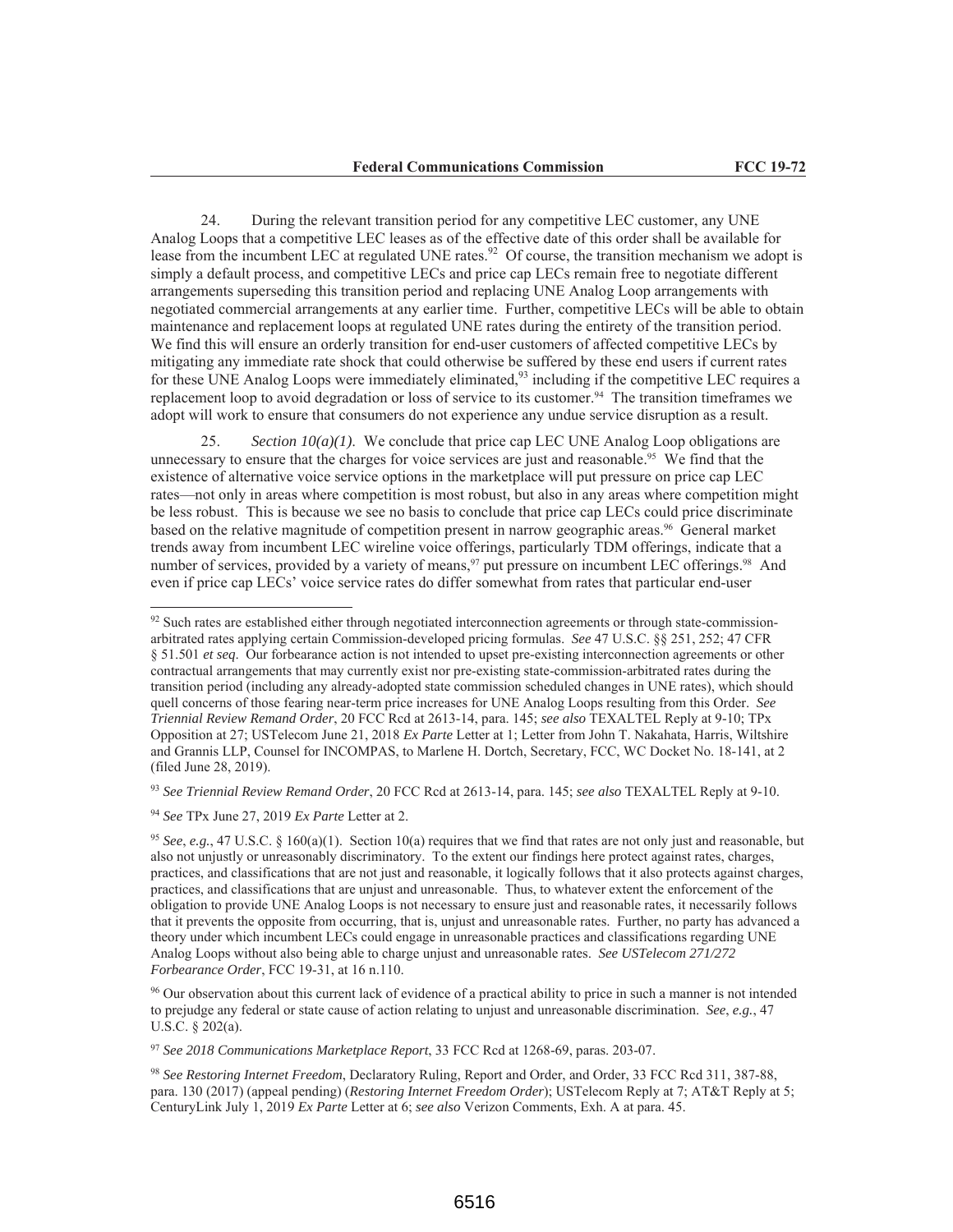24. During the relevant transition period for any competitive LEC customer, any UNE Analog Loops that a competitive LEC leases as of the effective date of this order shall be available for lease from the incumbent LEC at regulated UNE rates.[92] Of course, the transition mechanism we adopt is simply a default process, and competitive LECs and price cap LECs remain free to negotiate different arrangements superseding this transition period and replacing UNE Analog Loop arrangements with negotiated commercial arrangements at any earlier time. Further, competitive LECs will be able to obtain maintenance and replacement loops at regulated UNE rates during the entirety of the transition period. We find this will ensure an orderly transition for end-user customers of affected competitive LECs by mitigating any immediate rate shock that could otherwise be suffered by these end users if current rates for these UNE Analog Loops were immediately eliminated,[93] including if the competitive LEC requires a replacement loop to avoid degradation or loss of service to its customer.[94] The transition timeframes we adopt will work to ensure that consumers do not experience any undue service disruption as a result.

25. *Section 10(a)(1)*. We conclude that price cap LEC UNE Analog Loop obligations are unnecessary to ensure that the charges for voice services are just and reasonable.[95] We find that the existence of alternative voice service options in the marketplace will put pressure on price cap LEC rates—not only in areas where competition is most robust, but also in any areas where competition might be less robust. This is because we see no basis to conclude that price cap LECs could price discriminate based on the relative magnitude of competition present in narrow geographic areas.[96] General market trends away from incumbent LEC wireline voice offerings, particularly TDM offerings, indicate that a number of services, provided by a variety of means,[97] put pressure on incumbent LEC offerings.[98] And even if price cap LECs' voice service rates do differ somewhat from rates that particular end-user

---

[92] Such rates are established either through negotiated interconnection agreements or through state-commission-arbitrated rates applying certain Commission-developed pricing formulas. *See* 47 U.S.C. §§ 251, 252; 47 CFR § 51.501 *et seq*. Our forbearance action is not intended to upset pre-existing interconnection agreements or other contractual arrangements that may currently exist nor pre-existing state-commission-arbitrated rates during the transition period (including any already-adopted state commission scheduled changes in UNE rates), which should quell concerns of those fearing near-term price increases for UNE Analog Loops resulting from this Order. *See Triennial Review Remand Order*, 20 FCC Rcd at 2613-14, para. 145; *see also* TEXALTEL Reply at 9-10; TPx Opposition at 27; USTelecom June 21, 2018 *Ex Parte* Letter at 1; Letter from John T. Nakahata, Harris, Wiltshire and Grannis LLP, Counsel for INCOMPAS, to Marlene H. Dortch, Secretary, FCC, WC Docket No. 18-141, at 2 (filed June 28, 2019).

[93] *See Triennial Review Remand Order*, 20 FCC Rcd at 2613-14, para. 145; *see also* TEXALTEL Reply at 9-10.

[94] *See* TPx June 27, 2019 *Ex Parte* Letter at 2.

[95] *See*, *e.g.*, 47 U.S.C. § 160(a)(1). Section 10(a) requires that we find that rates are not only just and reasonable, but also not unjustly or unreasonably discriminatory. To the extent our findings here protect against rates, charges, practices, and classifications that are not just and reasonable, it logically follows that it also protects against charges, practices, and classifications that are unjust and unreasonable. Thus, to whatever extent the enforcement of the obligation to provide UNE Analog Loops is not necessary to ensure just and reasonable rates, it necessarily follows that it prevents the opposite from occurring, that is, unjust and unreasonable rates. Further, no party has advanced a theory under which incumbent LECs could engage in unreasonable practices and classifications regarding UNE Analog Loops without also being able to charge unjust and unreasonable rates. *See USTelecom 271/272 Forbearance Order*, FCC 19-31, at 16 n.110.

[96] Our observation about this current lack of evidence of a practical ability to price in such a manner is not intended to prejudge any federal or state cause of action relating to unjust and unreasonable discrimination. *See*, *e.g.*, 47 U.S.C. § 202(a).

[97] *See 2018 Communications Marketplace Report*, 33 FCC Rcd at 1268-69, paras. 203-07.

[98] *See Restoring Internet Freedom*, Declaratory Ruling, Report and Order, and Order, 33 FCC Rcd 311, 387-88, para. 130 (2017) (appeal pending) (*Restoring Internet Freedom Order*); USTelecom Reply at 7; AT&T Reply at 5; CenturyLink July 1, 2019 *Ex Parte* Letter at 6; *see also* Verizon Comments, Exh. A at para. 45.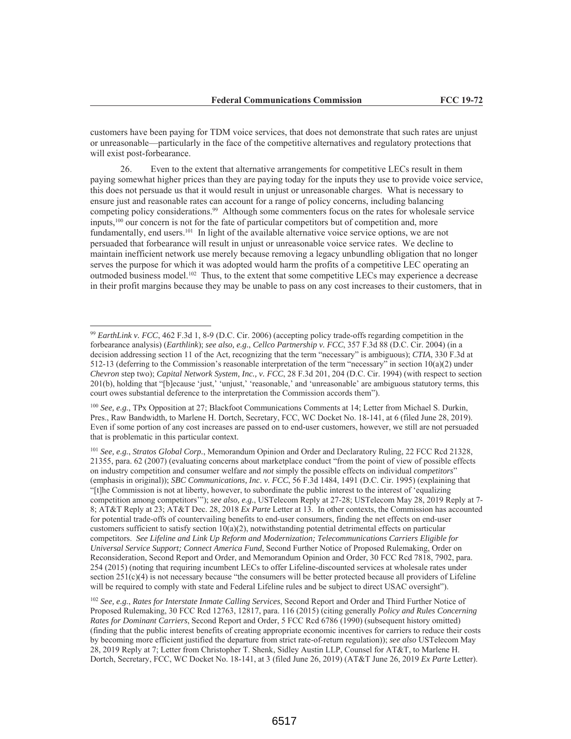customers have been paying for TDM voice services, that does not demonstrate that such rates are unjust or unreasonable—particularly in the face of the competitive alternatives and regulatory protections that will exist post-forbearance.

26. Even to the extent that alternative arrangements for competitive LECs result in them paying somewhat higher prices than they are paying today for the inputs they use to provide voice service, this does not persuade us that it would result in unjust or unreasonable charges. What is necessary to ensure just and reasonable rates can account for a range of policy concerns, including balancing competing policy considerations.[99] Although some commenters focus on the rates for wholesale service inputs,[100] our concern is not for the fate of particular competitors but of competition and, more fundamentally, end users.[101] In light of the available alternative voice service options, we are not persuaded that forbearance will result in unjust or unreasonable voice service rates. We decline to maintain inefficient network use merely because removing a legacy unbundling obligation that no longer serves the purpose for which it was adopted would harm the profits of a competitive LEC operating an outmoded business model.[102] Thus, to the extent that some competitive LECs may experience a decrease in their profit margins because they may be unable to pass on any cost increases to their customers, that in

---

[99] *EarthLink v. FCC*, 462 F.3d 1, 8-9 (D.C. Cir. 2006) (accepting policy trade-offs regarding competition in the forbearance analysis) (*Earthlink*); *see also, e.g.*, *Cellco Partnership v. FCC*, 357 F.3d 88 (D.C. Cir. 2004) (in a decision addressing section 11 of the Act, recognizing that the term "necessary" is ambiguous); *CTIA*, 330 F.3d at 512-13 (deferring to the Commission's reasonable interpretation of the term "necessary" in section 10(a)(2) under *Chevron* step two); *Capital Network System, Inc., v. FCC*, 28 F.3d 201, 204 (D.C. Cir. 1994) (with respect to section 201(b), holding that "[b]ecause 'just,' 'unjust,' 'reasonable,' and 'unreasonable' are ambiguous statutory terms, this court owes substantial deference to the interpretation the Commission accords them").

[100] *See, e.g.*, TPx Opposition at 27; Blackfoot Communications Comments at 14; Letter from Michael S. Durkin, Pres., Raw Bandwidth, to Marlene H. Dortch, Secretary, FCC, WC Docket No. 18-141, at 6 (filed June 28, 2019). Even if some portion of any cost increases are passed on to end-user customers, however, we still are not persuaded that is problematic in this particular context.

[101] *See, e.g.*, *Stratos Global Corp.*, Memorandum Opinion and Order and Declaratory Ruling, 22 FCC Rcd 21328, 21355, para. 62 (2007) (evaluating concerns about marketplace conduct "from the point of view of possible effects on industry competition and consumer welfare and *not* simply the possible effects on individual *competitors*" (emphasis in original)); *SBC Communications, Inc. v. FCC*, 56 F.3d 1484, 1491 (D.C. Cir. 1995) (explaining that "[t]he Commission is not at liberty, however, to subordinate the public interest to the interest of 'equalizing competition among competitors'"); *see also, e.g.*, USTelecom Reply at 27-28; USTelecom May 28, 2019 Reply at 7-8; AT&T Reply at 23; AT&T Dec. 28, 2018 *Ex Parte* Letter at 13. In other contexts, the Commission has accounted for potential trade-offs of countervailing benefits to end-user consumers, finding the net effects on end-user customers sufficient to satisfy section 10(a)(2), notwithstanding potential detrimental effects on particular competitors. *See Lifeline and Link Up Reform and Modernization; Telecommunications Carriers Eligible for Universal Service Support; Connect America Fund*, Second Further Notice of Proposed Rulemaking, Order on Reconsideration, Second Report and Order, and Memorandum Opinion and Order, 30 FCC Rcd 7818, 7902, para. 254 (2015) (noting that requiring incumbent LECs to offer Lifeline-discounted services at wholesale rates under section 251(c)(4) is not necessary because "the consumers will be better protected because all providers of Lifeline will be required to comply with state and Federal Lifeline rules and be subject to direct USAC oversight").

[102] *See, e.g.*, *Rates for Interstate Inmate Calling Services*, Second Report and Order and Third Further Notice of Proposed Rulemaking, 30 FCC Rcd 12763, 12817, para. 116 (2015) (citing generally *Policy and Rules Concerning Rates for Dominant Carriers*, Second Report and Order, 5 FCC Rcd 6786 (1990) (subsequent history omitted) (finding that the public interest benefits of creating appropriate economic incentives for carriers to reduce their costs by becoming more efficient justified the departure from strict rate-of-return regulation)); *see also* USTelecom May 28, 2019 Reply at 7; Letter from Christopher T. Shenk, Sidley Austin LLP, Counsel for AT&T, to Marlene H. Dortch, Secretary, FCC, WC Docket No. 18-141, at 3 (filed June 26, 2019) (AT&T June 26, 2019 *Ex Parte* Letter).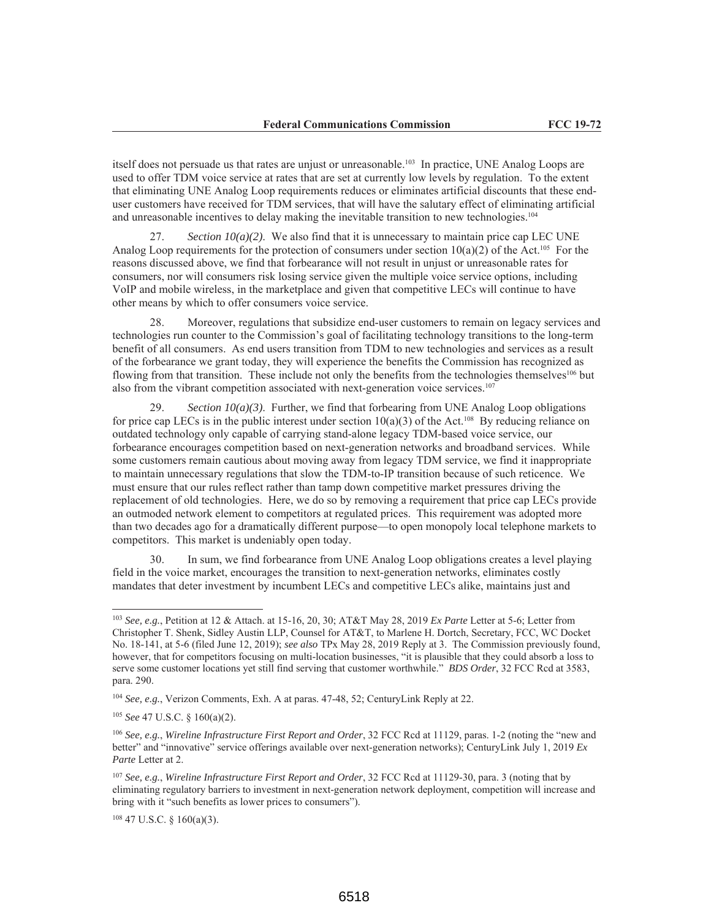itself does not persuade us that rates are unjust or unreasonable.[103] In practice, UNE Analog Loops are used to offer TDM voice service at rates that are set at currently low levels by regulation. To the extent that eliminating UNE Analog Loop requirements reduces or eliminates artificial discounts that these end-user customers have received for TDM services, that will have the salutary effect of eliminating artificial and unreasonable incentives to delay making the inevitable transition to new technologies.[104]

27. *Section 10(a)(2)*. We also find that it is unnecessary to maintain price cap LEC UNE Analog Loop requirements for the protection of consumers under section 10(a)(2) of the Act.[105] For the reasons discussed above, we find that forbearance will not result in unjust or unreasonable rates for consumers, nor will consumers risk losing service given the multiple voice service options, including VoIP and mobile wireless, in the marketplace and given that competitive LECs will continue to have other means by which to offer consumers voice service.

28. Moreover, regulations that subsidize end-user customers to remain on legacy services and technologies run counter to the Commission's goal of facilitating technology transitions to the long-term benefit of all consumers. As end users transition from TDM to new technologies and services as a result of the forbearance we grant today, they will experience the benefits the Commission has recognized as flowing from that transition. These include not only the benefits from the technologies themselves[106] but also from the vibrant competition associated with next-generation voice services.[107]

29. *Section 10(a)(3)*. Further, we find that forbearing from UNE Analog Loop obligations for price cap LECs is in the public interest under section 10(a)(3) of the Act.[108] By reducing reliance on outdated technology only capable of carrying stand-alone legacy TDM-based voice service, our forbearance encourages competition based on next-generation networks and broadband services. While some customers remain cautious about moving away from legacy TDM service, we find it inappropriate to maintain unnecessary regulations that slow the TDM-to-IP transition because of such reticence. We must ensure that our rules reflect rather than tamp down competitive market pressures driving the replacement of old technologies. Here, we do so by removing a requirement that price cap LECs provide an outmoded network element to competitors at regulated prices. This requirement was adopted more than two decades ago for a dramatically different purpose—to open monopoly local telephone markets to competitors. This market is undeniably open today.

30. In sum, we find forbearance from UNE Analog Loop obligations creates a level playing field in the voice market, encourages the transition to next-generation networks, eliminates costly mandates that deter investment by incumbent LECs and competitive LECs alike, maintains just and

---

[103] *See, e.g.*, Petition at 12 & Attach. at 15-16, 20, 30; AT&T May 28, 2019 *Ex Parte* Letter at 5-6; Letter from Christopher T. Shenk, Sidley Austin LLP, Counsel for AT&T, to Marlene H. Dortch, Secretary, FCC, WC Docket No. 18-141, at 5-6 (filed June 12, 2019); *see also* TPx May 28, 2019 Reply at 3. The Commission previously found, however, that for competitors focusing on multi-location businesses, "it is plausible that they could absorb a loss to serve some customer locations yet still find serving that customer worthwhile." *BDS Order*, 32 FCC Rcd at 3583, para. 290.

[104] *See, e.g.*, Verizon Comments, Exh. A at paras. 47-48, 52; CenturyLink Reply at 22.

[105] *See* 47 U.S.C. § 160(a)(2).

[106] *See, e.g.*, *Wireline Infrastructure First Report and Order*, 32 FCC Rcd at 11129, paras. 1-2 (noting the "new and better" and "innovative" service offerings available over next-generation networks); CenturyLink July 1, 2019 *Ex Parte* Letter at 2.

[107] *See, e.g.*, *Wireline Infrastructure First Report and Order*, 32 FCC Rcd at 11129-30, para. 3 (noting that by eliminating regulatory barriers to investment in next-generation network deployment, competition will increase and bring with it "such benefits as lower prices to consumers").

[108] 47 U.S.C. § 160(a)(3).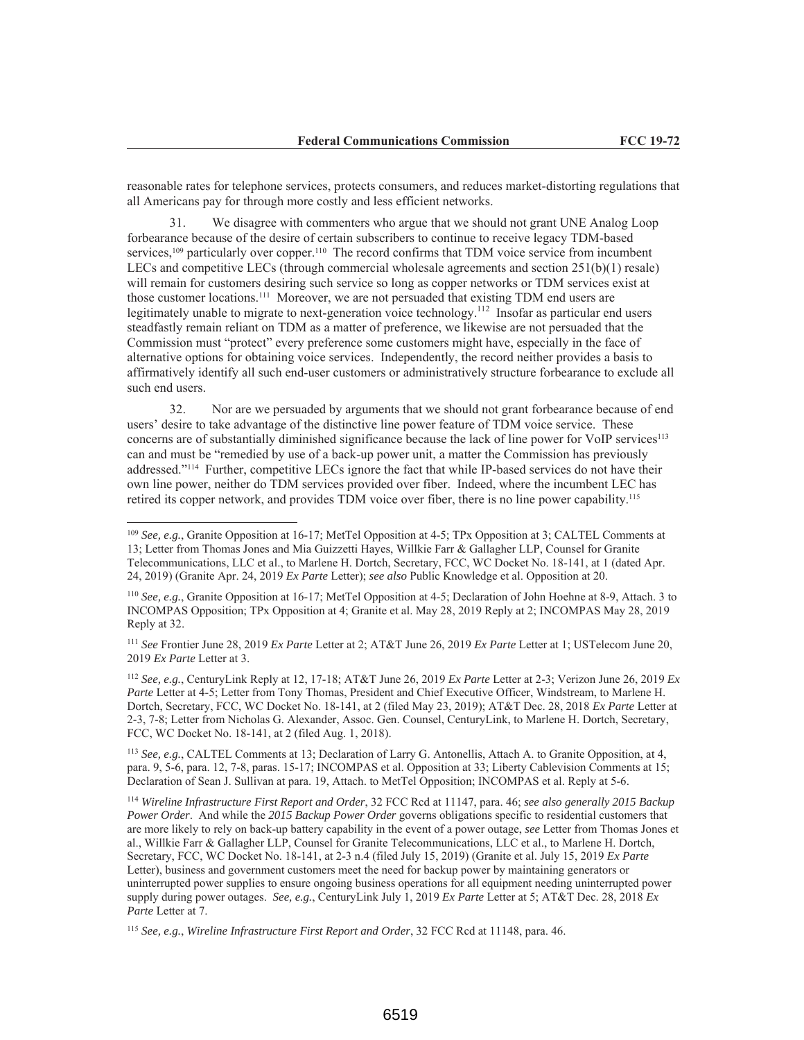reasonable rates for telephone services, protects consumers, and reduces market-distorting regulations that all Americans pay for through more costly and less efficient networks.

31. We disagree with commenters who argue that we should not grant UNE Analog Loop forbearance because of the desire of certain subscribers to continue to receive legacy TDM-based services,[109] particularly over copper.[110] The record confirms that TDM voice service from incumbent LECs and competitive LECs (through commercial wholesale agreements and section 251(b)(1) resale) will remain for customers desiring such service so long as copper networks or TDM services exist at those customer locations.[111] Moreover, we are not persuaded that existing TDM end users are legitimately unable to migrate to next-generation voice technology.[112] Insofar as particular end users steadfastly remain reliant on TDM as a matter of preference, we likewise are not persuaded that the Commission must "protect" every preference some customers might have, especially in the face of alternative options for obtaining voice services. Independently, the record neither provides a basis to affirmatively identify all such end-user customers or administratively structure forbearance to exclude all such end users.

32. Nor are we persuaded by arguments that we should not grant forbearance because of end users' desire to take advantage of the distinctive line power feature of TDM voice service. These concerns are of substantially diminished significance because the lack of line power for VoIP services[113] can and must be "remedied by use of a back-up power unit, a matter the Commission has previously addressed."[114] Further, competitive LECs ignore the fact that while IP-based services do not have their own line power, neither do TDM services provided over fiber. Indeed, where the incumbent LEC has retired its copper network, and provides TDM voice over fiber, there is no line power capability.[115]

---

[109] *See, e.g.*, Granite Opposition at 16-17; MetTel Opposition at 4-5; TPx Opposition at 3; CALTEL Comments at 13; Letter from Thomas Jones and Mia Guizzetti Hayes, Willkie Farr & Gallagher LLP, Counsel for Granite Telecommunications, LLC et al., to Marlene H. Dortch, Secretary, FCC, WC Docket No. 18-141, at 1 (dated Apr. 24, 2019) (Granite Apr. 24, 2019 *Ex Parte* Letter); *see also* Public Knowledge et al. Opposition at 20.

[110] *See, e.g.*, Granite Opposition at 16-17; MetTel Opposition at 4-5; Declaration of John Hoehne at 8-9, Attach. 3 to INCOMPAS Opposition; TPx Opposition at 4; Granite et al. May 28, 2019 Reply at 2; INCOMPAS May 28, 2019 Reply at 32.

[111] *See* Frontier June 28, 2019 *Ex Parte* Letter at 2; AT&T June 26, 2019 *Ex Parte* Letter at 1; USTelecom June 20, 2019 *Ex Parte* Letter at 3.

[112] *See, e.g.*, CenturyLink Reply at 12, 17-18; AT&T June 26, 2019 *Ex Parte* Letter at 2-3; Verizon June 26, 2019 *Ex Parte* Letter at 4-5; Letter from Tony Thomas, President and Chief Executive Officer, Windstream, to Marlene H. Dortch, Secretary, FCC, WC Docket No. 18-141, at 2 (filed May 23, 2019); AT&T Dec. 28, 2018 *Ex Parte* Letter at 2-3, 7-8; Letter from Nicholas G. Alexander, Assoc. Gen. Counsel, CenturyLink, to Marlene H. Dortch, Secretary, FCC, WC Docket No. 18-141, at 2 (filed Aug. 1, 2018).

[113] *See, e.g.*, CALTEL Comments at 13; Declaration of Larry G. Antonellis, Attach A. to Granite Opposition, at 4, para. 9, 5-6, para. 12, 7-8, paras. 15-17; INCOMPAS et al. Opposition at 33; Liberty Cablevision Comments at 15; Declaration of Sean J. Sullivan at para. 19, Attach. to MetTel Opposition; INCOMPAS et al. Reply at 5-6.

[114] *Wireline Infrastructure First Report and Order*, 32 FCC Rcd at 11147, para. 46; *see also generally 2015 Backup Power Order*. And while the *2015 Backup Power Order* governs obligations specific to residential customers that are more likely to rely on back-up battery capability in the event of a power outage, *see* Letter from Thomas Jones et al., Willkie Farr & Gallagher LLP, Counsel for Granite Telecommunications, LLC et al., to Marlene H. Dortch, Secretary, FCC, WC Docket No. 18-141, at 2-3 n.4 (filed July 15, 2019) (Granite et al. July 15, 2019 *Ex Parte* Letter), business and government customers meet the need for backup power by maintaining generators or uninterrupted power supplies to ensure ongoing business operations for all equipment needing uninterrupted power supply during power outages. *See, e.g.*, CenturyLink July 1, 2019 *Ex Parte* Letter at 5; AT&T Dec. 28, 2018 *Ex Parte* Letter at 7.

[115] *See, e.g.*, *Wireline Infrastructure First Report and Order*, 32 FCC Rcd at 11148, para. 46.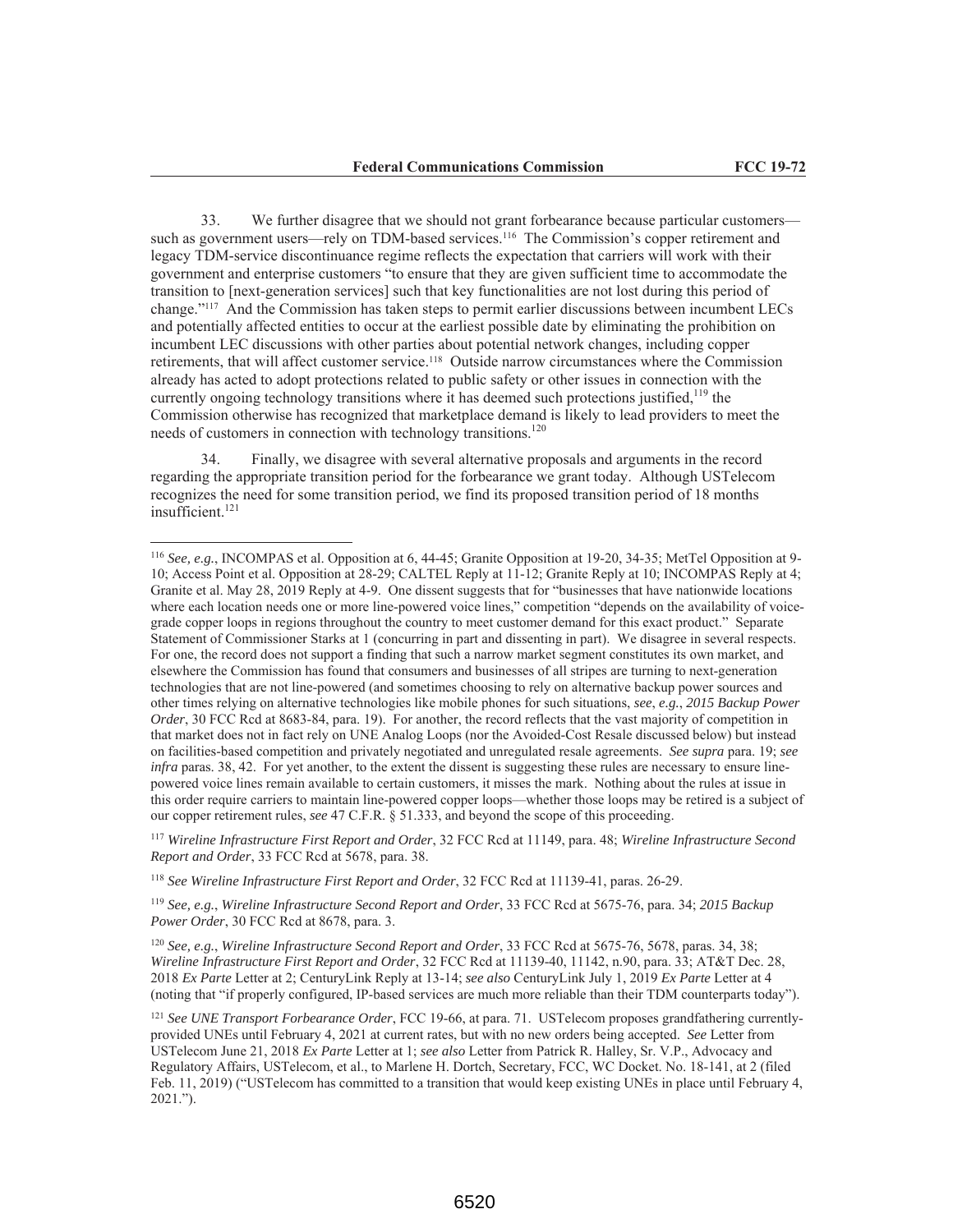33. We further disagree that we should not grant forbearance because particular customers—such as government users—rely on TDM-based services.[116] The Commission's copper retirement and legacy TDM-service discontinuance regime reflects the expectation that carriers will work with their government and enterprise customers "to ensure that they are given sufficient time to accommodate the transition to [next-generation services] such that key functionalities are not lost during this period of change."[117] And the Commission has taken steps to permit earlier discussions between incumbent LECs and potentially affected entities to occur at the earliest possible date by eliminating the prohibition on incumbent LEC discussions with other parties about potential network changes, including copper retirements, that will affect customer service.[118] Outside narrow circumstances where the Commission already has acted to adopt protections related to public safety or other issues in connection with the currently ongoing technology transitions where it has deemed such protections justified,[119] the Commission otherwise has recognized that marketplace demand is likely to lead providers to meet the needs of customers in connection with technology transitions.[120]

34. Finally, we disagree with several alternative proposals and arguments in the record regarding the appropriate transition period for the forbearance we grant today. Although USTelecom recognizes the need for some transition period, we find its proposed transition period of 18 months insufficient.[121]

---

[116] *See, e.g.*, INCOMPAS et al. Opposition at 6, 44-45; Granite Opposition at 19-20, 34-35; MetTel Opposition at 9-10; Access Point et al. Opposition at 28-29; CALTEL Reply at 11-12; Granite Reply at 10; INCOMPAS Reply at 4; Granite et al. May 28, 2019 Reply at 4-9. One dissent suggests that for "businesses that have nationwide locations where each location needs one or more line-powered voice lines," competition "depends on the availability of voice-grade copper loops in regions throughout the country to meet customer demand for this exact product." Separate Statement of Commissioner Starks at 1 (concurring in part and dissenting in part). We disagree in several respects. For one, the record does not support a finding that such a narrow market segment constitutes its own market, and elsewhere the Commission has found that consumers and businesses of all stripes are turning to next-generation technologies that are not line-powered (and sometimes choosing to rely on alternative backup power sources and other times relying on alternative technologies like mobile phones for such situations, *see*, *e.g.*, *2015 Backup Power Order*, 30 FCC Rcd at 8683-84, para. 19). For another, the record reflects that the vast majority of competition in that market does not in fact rely on UNE Analog Loops (nor the Avoided-Cost Resale discussed below) but instead on facilities-based competition and privately negotiated and unregulated resale agreements. *See supra* para. 19; *see infra* paras. 38, 42. For yet another, to the extent the dissent is suggesting these rules are necessary to ensure line-powered voice lines remain available to certain customers, it misses the mark. Nothing about the rules at issue in this order require carriers to maintain line-powered copper loops—whether those loops may be retired is a subject of our copper retirement rules, *see* 47 C.F.R. § 51.333, and beyond the scope of this proceeding.

[117] *Wireline Infrastructure First Report and Order*, 32 FCC Rcd at 11149, para. 48; *Wireline Infrastructure Second Report and Order*, 33 FCC Rcd at 5678, para. 38.

[118] *See Wireline Infrastructure First Report and Order*, 32 FCC Rcd at 11139-41, paras. 26-29.

[119] *See, e.g.*, *Wireline Infrastructure Second Report and Order*, 33 FCC Rcd at 5675-76, para. 34; *2015 Backup Power Order*, 30 FCC Rcd at 8678, para. 3.

[120] *See, e.g.*, *Wireline Infrastructure Second Report and Order*, 33 FCC Rcd at 5675-76, 5678, paras. 34, 38; *Wireline Infrastructure First Report and Order*, 32 FCC Rcd at 11139-40, 11142, n.90, para. 33; AT&T Dec. 28, 2018 *Ex Parte* Letter at 2; CenturyLink Reply at 13-14; *see also* CenturyLink July 1, 2019 *Ex Parte* Letter at 4 (noting that "if properly configured, IP-based services are much more reliable than their TDM counterparts today").

[121] *See UNE Transport Forbearance Order*, FCC 19-66, at para. 71. USTelecom proposes grandfathering currently-provided UNEs until February 4, 2021 at current rates, but with no new orders being accepted. *See* Letter from USTelecom June 21, 2018 *Ex Parte* Letter at 1; *see also* Letter from Patrick R. Halley, Sr. V.P., Advocacy and Regulatory Affairs, USTelecom, et al., to Marlene H. Dortch, Secretary, FCC, WC Docket. No. 18-141, at 2 (filed Feb. 11, 2019) ("USTelecom has committed to a transition that would keep existing UNEs in place until February 4, 2021.").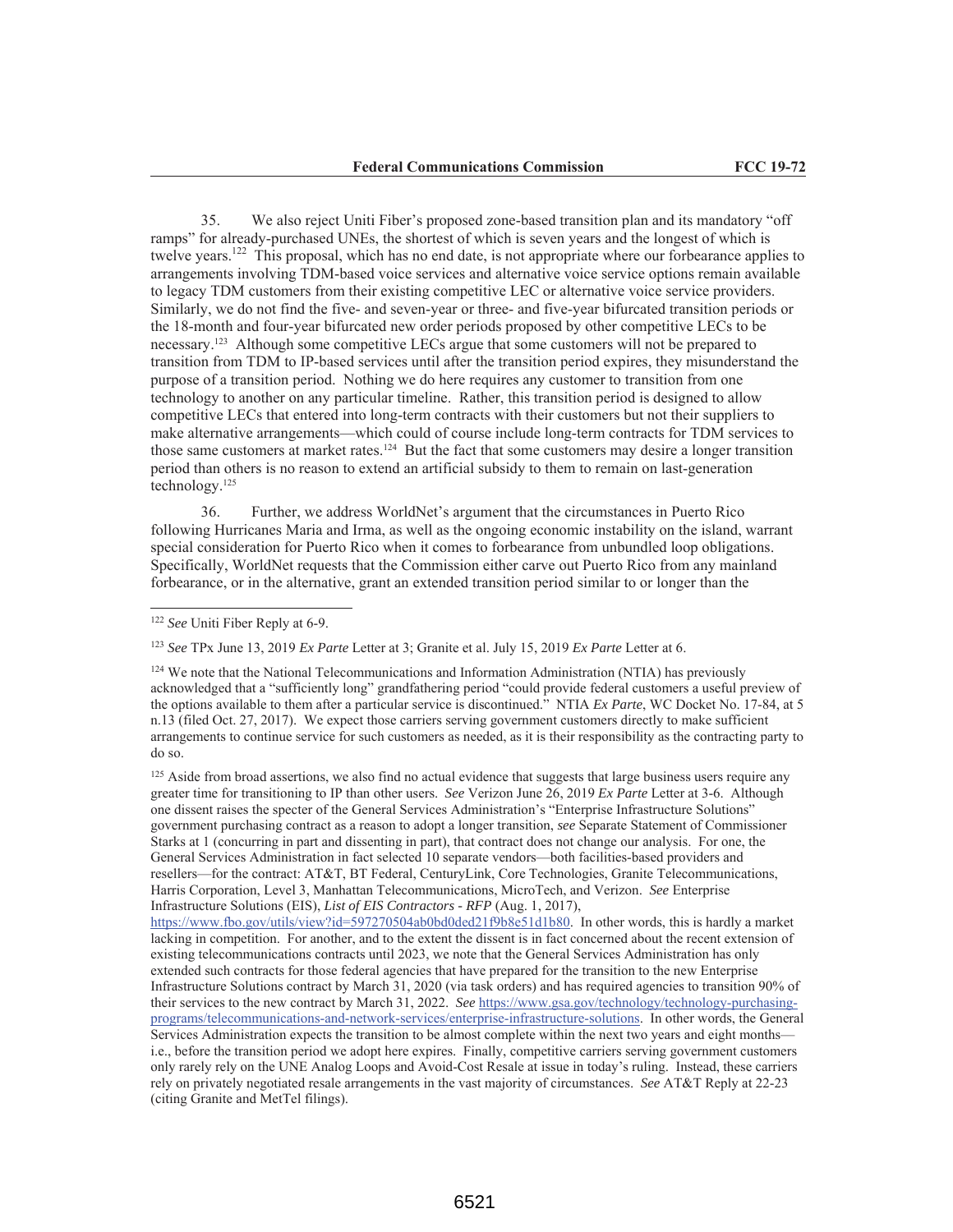35. We also reject Uniti Fiber's proposed zone-based transition plan and its mandatory "off ramps" for already-purchased UNEs, the shortest of which is seven years and the longest of which is twelve years.[122] This proposal, which has no end date, is not appropriate where our forbearance applies to arrangements involving TDM-based voice services and alternative voice service options remain available to legacy TDM customers from their existing competitive LEC or alternative voice service providers. Similarly, we do not find the five- and seven-year or three- and five-year bifurcated transition periods or the 18-month and four-year bifurcated new order periods proposed by other competitive LECs to be necessary.[123] Although some competitive LECs argue that some customers will not be prepared to transition from TDM to IP-based services until after the transition period expires, they misunderstand the purpose of a transition period. Nothing we do here requires any customer to transition from one technology to another on any particular timeline. Rather, this transition period is designed to allow competitive LECs that entered into long-term contracts with their customers but not their suppliers to make alternative arrangements—which could of course include long-term contracts for TDM services to those same customers at market rates.[124] But the fact that some customers may desire a longer transition period than others is no reason to extend an artificial subsidy to them to remain on last-generation technology.[125]

36. Further, we address WorldNet's argument that the circumstances in Puerto Rico following Hurricanes Maria and Irma, as well as the ongoing economic instability on the island, warrant special consideration for Puerto Rico when it comes to forbearance from unbundled loop obligations. Specifically, WorldNet requests that the Commission either carve out Puerto Rico from any mainland forbearance, or in the alternative, grant an extended transition period similar to or longer than the

---

[122] *See* Uniti Fiber Reply at 6-9.

[123] *See* TPx June 13, 2019 *Ex Parte* Letter at 3; Granite et al. July 15, 2019 *Ex Parte* Letter at 6.

[124] We note that the National Telecommunications and Information Administration (NTIA) has previously acknowledged that a "sufficiently long" grandfathering period "could provide federal customers a useful preview of the options available to them after a particular service is discontinued." NTIA *Ex Parte*, WC Docket No. 17-84, at 5 n.13 (filed Oct. 27, 2017). We expect those carriers serving government customers directly to make sufficient arrangements to continue service for such customers as needed, as it is their responsibility as the contracting party to do so.

[125] Aside from broad assertions, we also find no actual evidence that suggests that large business users require any greater time for transitioning to IP than other users. *See* Verizon June 26, 2019 *Ex Parte* Letter at 3-6. Although one dissent raises the specter of the General Services Administration's "Enterprise Infrastructure Solutions" government purchasing contract as a reason to adopt a longer transition, *see* Separate Statement of Commissioner Starks at 1 (concurring in part and dissenting in part), that contract does not change our analysis. For one, the General Services Administration in fact selected 10 separate vendors—both facilities-based providers and resellers—for the contract: AT&T, BT Federal, CenturyLink, Core Technologies, Granite Telecommunications, Harris Corporation, Level 3, Manhattan Telecommunications, MicroTech, and Verizon. *See* Enterprise Infrastructure Solutions (EIS), *List of EIS Contractors - RFP* (Aug. 1, 2017), https://www.fbo.gov/utils/view?id=597270504ab0bd0ded21f9b8e51d1b80. In other words, this is hardly a market lacking in competition. For another, and to the extent the dissent is in fact concerned about the recent extension of existing telecommunications contracts until 2023, we note that the General Services Administration has only extended such contracts for those federal agencies that have prepared for the transition to the new Enterprise Infrastructure Solutions contract by March 31, 2020 (via task orders) and has required agencies to transition 90% of their services to the new contract by March 31, 2022. *See* https://www.gsa.gov/technology/technology-purchasing-programs/telecommunications-and-network-services/enterprise-infrastructure-solutions. In other words, the General Services Administration expects the transition to be almost complete within the next two years and eight months—i.e., before the transition period we adopt here expires. Finally, competitive carriers serving government customers only rarely rely on the UNE Analog Loops and Avoid-Cost Resale at issue in today's ruling. Instead, these carriers rely on privately negotiated resale arrangements in the vast majority of circumstances. *See* AT&T Reply at 22-23 (citing Granite and MetTel filings).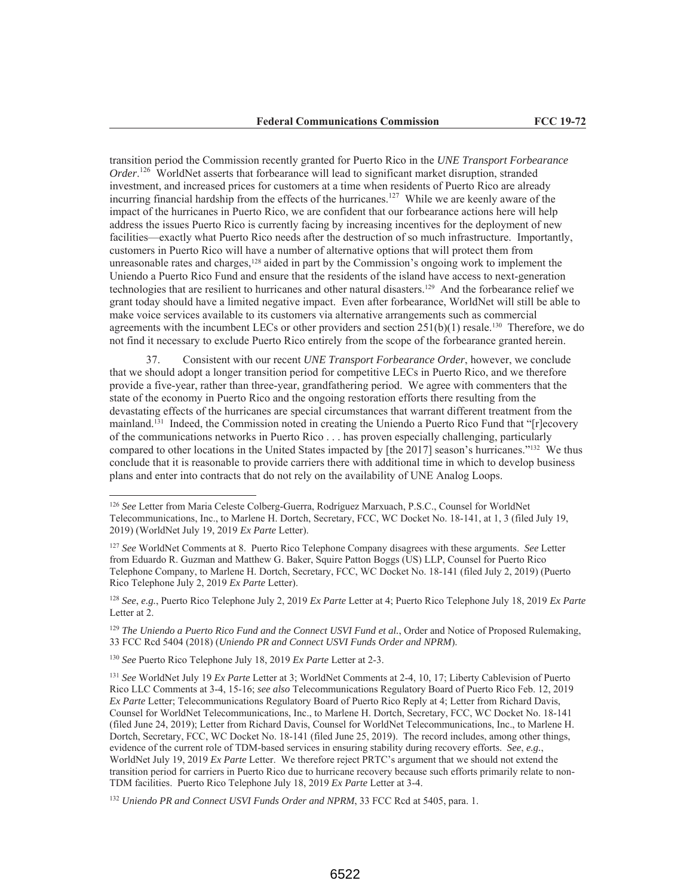transition period the Commission recently granted for Puerto Rico in the *UNE Transport Forbearance Order*.[126] WorldNet asserts that forbearance will lead to significant market disruption, stranded investment, and increased prices for customers at a time when residents of Puerto Rico are already incurring financial hardship from the effects of the hurricanes.[127] While we are keenly aware of the impact of the hurricanes in Puerto Rico, we are confident that our forbearance actions here will help address the issues Puerto Rico is currently facing by increasing incentives for the deployment of new facilities—exactly what Puerto Rico needs after the destruction of so much infrastructure. Importantly, customers in Puerto Rico will have a number of alternative options that will protect them from unreasonable rates and charges,[128] aided in part by the Commission's ongoing work to implement the Uniendo a Puerto Rico Fund and ensure that the residents of the island have access to next-generation technologies that are resilient to hurricanes and other natural disasters.[129] And the forbearance relief we grant today should have a limited negative impact. Even after forbearance, WorldNet will still be able to make voice services available to its customers via alternative arrangements such as commercial agreements with the incumbent LECs or other providers and section 251(b)(1) resale.[130] Therefore, we do not find it necessary to exclude Puerto Rico entirely from the scope of the forbearance granted herein.

37. Consistent with our recent *UNE Transport Forbearance Order*, however, we conclude that we should adopt a longer transition period for competitive LECs in Puerto Rico, and we therefore provide a five-year, rather than three-year, grandfathering period. We agree with commenters that the state of the economy in Puerto Rico and the ongoing restoration efforts there resulting from the devastating effects of the hurricanes are special circumstances that warrant different treatment from the mainland.[131] Indeed, the Commission noted in creating the Uniendo a Puerto Rico Fund that "[r]ecovery of the communications networks in Puerto Rico . . . has proven especially challenging, particularly compared to other locations in the United States impacted by [the 2017] season's hurricanes."[132] We thus conclude that it is reasonable to provide carriers there with additional time in which to develop business plans and enter into contracts that do not rely on the availability of UNE Analog Loops.

---

[126] *See* Letter from Maria Celeste Colberg-Guerra, Rodríguez Marxuach, P.S.C., Counsel for WorldNet Telecommunications, Inc., to Marlene H. Dortch, Secretary, FCC, WC Docket No. 18-141, at 1, 3 (filed July 19, 2019) (WorldNet July 19, 2019 *Ex Parte* Letter).

[127] *See* WorldNet Comments at 8. Puerto Rico Telephone Company disagrees with these arguments. *See* Letter from Eduardo R. Guzman and Matthew G. Baker, Squire Patton Boggs (US) LLP, Counsel for Puerto Rico Telephone Company, to Marlene H. Dortch, Secretary, FCC, WC Docket No. 18-141 (filed July 2, 2019) (Puerto Rico Telephone July 2, 2019 *Ex Parte* Letter).

[128] *See*, *e.g.*, Puerto Rico Telephone July 2, 2019 *Ex Parte* Letter at 4; Puerto Rico Telephone July 18, 2019 *Ex Parte* Letter at 2.

[129] *The Uniendo a Puerto Rico Fund and the Connect USVI Fund et al.*, Order and Notice of Proposed Rulemaking, 33 FCC Rcd 5404 (2018) (*Uniendo PR and Connect USVI Funds Order and NPRM*).

[130] *See* Puerto Rico Telephone July 18, 2019 *Ex Parte* Letter at 2-3.

[131] *See* WorldNet July 19 *Ex Parte* Letter at 3; WorldNet Comments at 2-4, 10, 17; Liberty Cablevision of Puerto Rico LLC Comments at 3-4, 15-16; *see also* Telecommunications Regulatory Board of Puerto Rico Feb. 12, 2019 *Ex Parte* Letter; Telecommunications Regulatory Board of Puerto Rico Reply at 4; Letter from Richard Davis, Counsel for WorldNet Telecommunications, Inc., to Marlene H. Dortch, Secretary, FCC, WC Docket No. 18-141 (filed June 24, 2019); Letter from Richard Davis, Counsel for WorldNet Telecommunications, Inc., to Marlene H. Dortch, Secretary, FCC, WC Docket No. 18-141 (filed June 25, 2019). The record includes, among other things, evidence of the current role of TDM-based services in ensuring stability during recovery efforts. *See*, *e.g.*, WorldNet July 19, 2019 *Ex Parte* Letter. We therefore reject PRTC's argument that we should not extend the transition period for carriers in Puerto Rico due to hurricane recovery because such efforts primarily relate to non-TDM facilities. Puerto Rico Telephone July 18, 2019 *Ex Parte* Letter at 3-4.

[132] *Uniendo PR and Connect USVI Funds Order and NPRM*, 33 FCC Rcd at 5405, para. 1.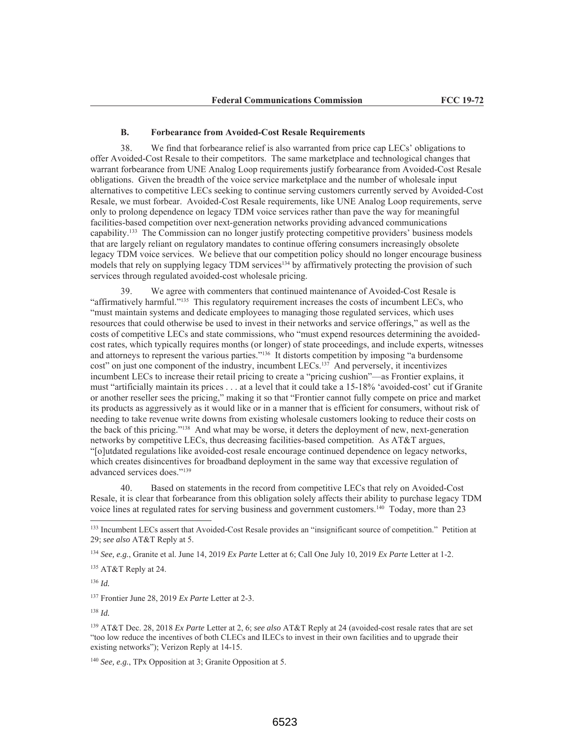### B. Forbearance from Avoided-Cost Resale Requirements

38. We find that forbearance relief is also warranted from price cap LECs' obligations to offer Avoided-Cost Resale to their competitors. The same marketplace and technological changes that warrant forbearance from UNE Analog Loop requirements justify forbearance from Avoided-Cost Resale obligations. Given the breadth of the voice service marketplace and the number of wholesale input alternatives to competitive LECs seeking to continue serving customers currently served by Avoided-Cost Resale, we must forbear. Avoided-Cost Resale requirements, like UNE Analog Loop requirements, serve only to prolong dependence on legacy TDM voice services rather than pave the way for meaningful facilities-based competition over next-generation networks providing advanced communications capability.[133] The Commission can no longer justify protecting competitive providers' business models that are largely reliant on regulatory mandates to continue offering consumers increasingly obsolete legacy TDM voice services. We believe that our competition policy should no longer encourage business models that rely on supplying legacy TDM services[134] by affirmatively protecting the provision of such services through regulated avoided-cost wholesale pricing.

39. We agree with commenters that continued maintenance of Avoided-Cost Resale is "affirmatively harmful."[135] This regulatory requirement increases the costs of incumbent LECs, who "must maintain systems and dedicate employees to managing those regulated services, which uses resources that could otherwise be used to invest in their networks and service offerings," as well as the costs of competitive LECs and state commissions, who "must expend resources determining the avoided-cost rates, which typically requires months (or longer) of state proceedings, and include experts, witnesses and attorneys to represent the various parties."[136] It distorts competition by imposing "a burdensome cost" on just one component of the industry, incumbent LECs.[137] And perversely, it incentivizes incumbent LECs to increase their retail pricing to create a "pricing cushion"—as Frontier explains, it must "artificially maintain its prices . . . at a level that it could take a 15-18% 'avoided-cost' cut if Granite or another reseller sees the pricing," making it so that "Frontier cannot fully compete on price and market its products as aggressively as it would like or in a manner that is efficient for consumers, without risk of needing to take revenue write downs from existing wholesale customers looking to reduce their costs on the back of this pricing."[138] And what may be worse, it deters the deployment of new, next-generation networks by competitive LECs, thus decreasing facilities-based competition. As AT&T argues, "[o]utdated regulations like avoided-cost resale encourage continued dependence on legacy networks, which creates disincentives for broadband deployment in the same way that excessive regulation of advanced services does."[139]

40. Based on statements in the record from competitive LECs that rely on Avoided-Cost Resale, it is clear that forbearance from this obligation solely affects their ability to purchase legacy TDM voice lines at regulated rates for serving business and government customers.[140] Today, more than 23

---

[133] Incumbent LECs assert that Avoided-Cost Resale provides an "insignificant source of competition." Petition at 29; *see also* AT&T Reply at 5.

[134] *See, e.g.*, Granite et al. June 14, 2019 *Ex Parte* Letter at 6; Call One July 10, 2019 *Ex Parte* Letter at 1-2.

[135] AT&T Reply at 24.

[136] *Id.*

[137] Frontier June 28, 2019 *Ex Parte* Letter at 2-3.

[138] *Id.*

[139] AT&T Dec. 28, 2018 *Ex Parte* Letter at 2, 6; *see also* AT&T Reply at 24 (avoided-cost resale rates that are set "too low reduce the incentives of both CLECs and ILECs to invest in their own facilities and to upgrade their existing networks"); Verizon Reply at 14-15.

[140] *See, e.g.*, TPx Opposition at 3; Granite Opposition at 5.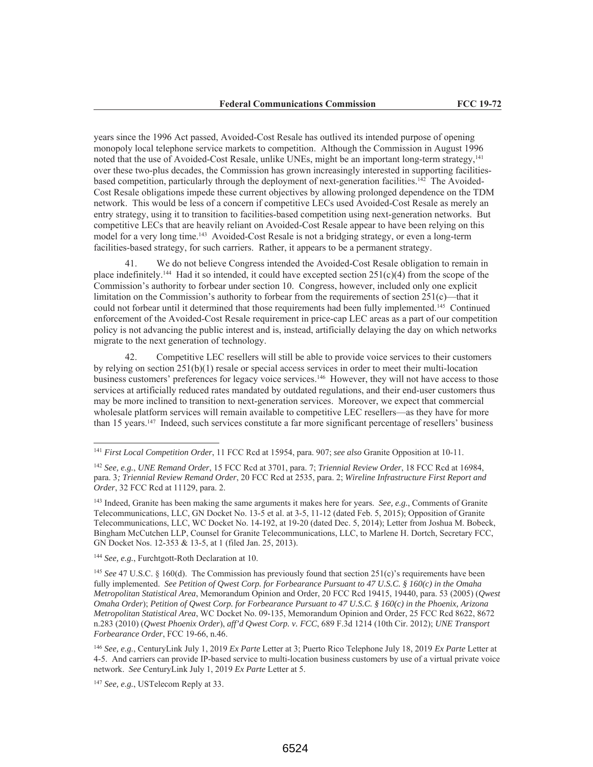years since the 1996 Act passed, Avoided-Cost Resale has outlived its intended purpose of opening monopoly local telephone service markets to competition. Although the Commission in August 1996 noted that the use of Avoided-Cost Resale, unlike UNEs, might be an important long-term strategy,[141] over these two-plus decades, the Commission has grown increasingly interested in supporting facilities-based competition, particularly through the deployment of next-generation facilities.[142] The Avoided-Cost Resale obligations impede these current objectives by allowing prolonged dependence on the TDM network. This would be less of a concern if competitive LECs used Avoided-Cost Resale as merely an entry strategy, using it to transition to facilities-based competition using next-generation networks. But competitive LECs that are heavily reliant on Avoided-Cost Resale appear to have been relying on this model for a very long time.[143] Avoided-Cost Resale is not a bridging strategy, or even a long-term facilities-based strategy, for such carriers. Rather, it appears to be a permanent strategy.

41. We do not believe Congress intended the Avoided-Cost Resale obligation to remain in place indefinitely.[144] Had it so intended, it could have excepted section 251(c)(4) from the scope of the Commission's authority to forbear under section 10. Congress, however, included only one explicit limitation on the Commission's authority to forbear from the requirements of section 251(c)—that it could not forbear until it determined that those requirements had been fully implemented.[145] Continued enforcement of the Avoided-Cost Resale requirement in price-cap LEC areas as a part of our competition policy is not advancing the public interest and is, instead, artificially delaying the day on which networks migrate to the next generation of technology.

42. Competitive LEC resellers will still be able to provide voice services to their customers by relying on section 251(b)(1) resale or special access services in order to meet their multi-location business customers' preferences for legacy voice services.[146] However, they will not have access to those services at artificially reduced rates mandated by outdated regulations, and their end-user customers thus may be more inclined to transition to next-generation services. Moreover, we expect that commercial wholesale platform services will remain available to competitive LEC resellers—as they have for more than 15 years.[147] Indeed, such services constitute a far more significant percentage of resellers' business

---

[141] *First Local Competition Order*, 11 FCC Rcd at 15954, para. 907; *see also* Granite Opposition at 10-11.

[142] *See, e.g.*, *UNE Remand Order*, 15 FCC Rcd at 3701, para. 7; *Triennial Review Order*, 18 FCC Rcd at 16984, para. 3*; Triennial Review Remand Order*, 20 FCC Rcd at 2535, para. 2; *Wireline Infrastructure First Report and Order*, 32 FCC Rcd at 11129, para. 2.

[143] Indeed, Granite has been making the same arguments it makes here for years. *See, e.g*., Comments of Granite Telecommunications, LLC, GN Docket No. 13-5 et al. at 3-5, 11-12 (dated Feb. 5, 2015); Opposition of Granite Telecommunications, LLC, WC Docket No. 14-192, at 19-20 (dated Dec. 5, 2014); Letter from Joshua M. Bobeck, Bingham McCutchen LLP, Counsel for Granite Telecommunications, LLC, to Marlene H. Dortch, Secretary FCC, GN Docket Nos. 12-353 & 13-5, at 1 (filed Jan. 25, 2013).

[144] *See, e.g.*, Furchtgott-Roth Declaration at 10.

[145] *See* 47 U.S.C. § 160(d). The Commission has previously found that section 251(c)'s requirements have been fully implemented. *See Petition of Qwest Corp. for Forbearance Pursuant to 47 U.S.C. § 160(c) in the Omaha Metropolitan Statistical Area*, Memorandum Opinion and Order, 20 FCC Rcd 19415, 19440, para. 53 (2005) (*Qwest Omaha Order*); *Petition of Qwest Corp. for Forbearance Pursuant to 47 U.S.C. § 160(c) in the Phoenix, Arizona Metropolitan Statistical Area*, WC Docket No. 09-135, Memorandum Opinion and Order, 25 FCC Rcd 8622, 8672 n.283 (2010) (*Qwest Phoenix Order*), *aff'd Qwest Corp. v. FCC*, 689 F.3d 1214 (10th Cir. 2012); *UNE Transport Forbearance Order*, FCC 19-66, n.46.

[146] *See, e.g.*, CenturyLink July 1, 2019 *Ex Parte* Letter at 3; Puerto Rico Telephone July 18, 2019 *Ex Parte* Letter at 4-5. And carriers can provide IP-based service to multi-location business customers by use of a virtual private voice network. *See* CenturyLink July 1, 2019 *Ex Parte* Letter at 5.

[147] *See, e.g.*, USTelecom Reply at 33.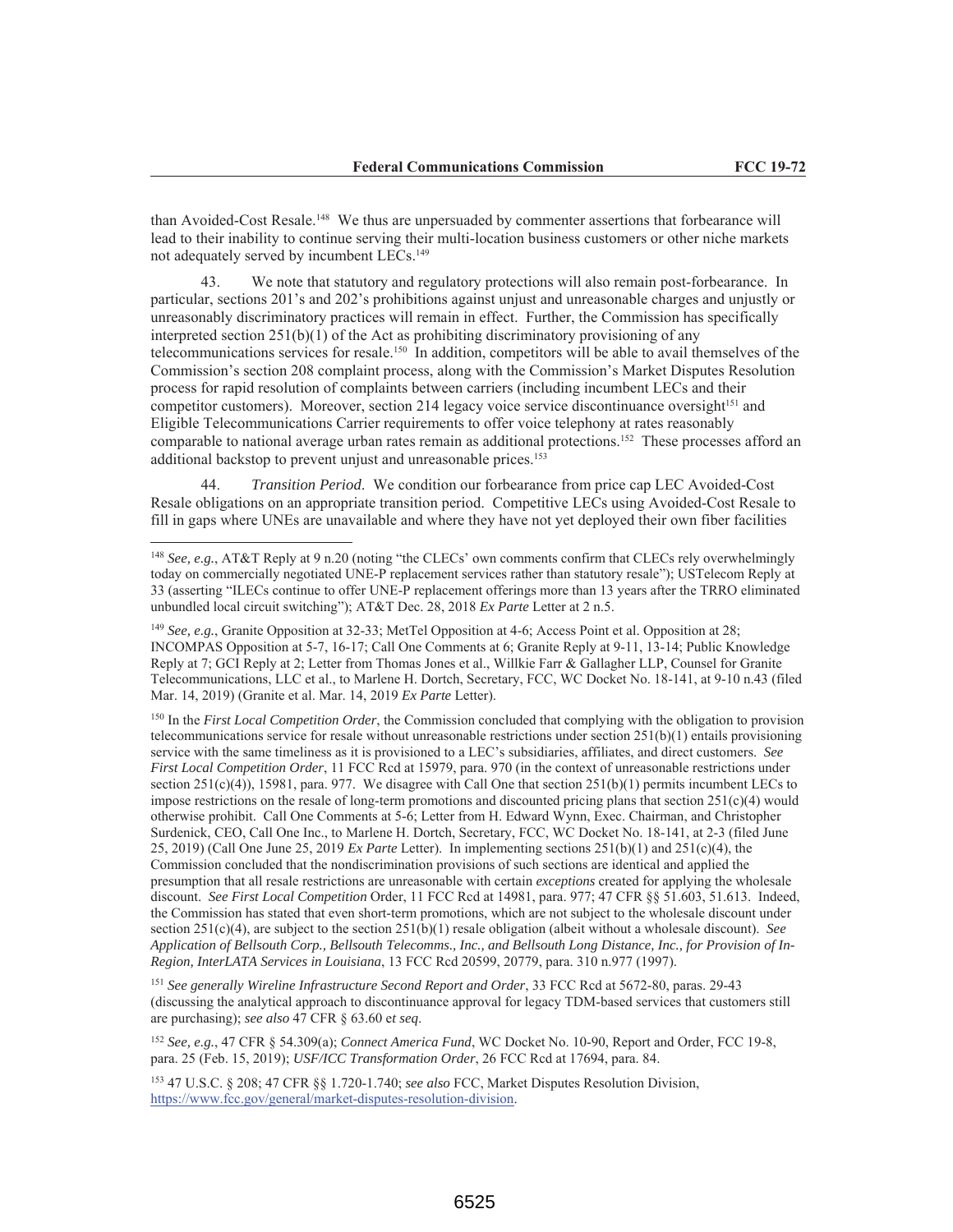than Avoided-Cost Resale.[148] We thus are unpersuaded by commenter assertions that forbearance will lead to their inability to continue serving their multi-location business customers or other niche markets not adequately served by incumbent LECs.[149]

43. We note that statutory and regulatory protections will also remain post-forbearance. In particular, sections 201's and 202's prohibitions against unjust and unreasonable charges and unjustly or unreasonably discriminatory practices will remain in effect. Further, the Commission has specifically interpreted section 251(b)(1) of the Act as prohibiting discriminatory provisioning of any telecommunications services for resale.[150] In addition, competitors will be able to avail themselves of the Commission's section 208 complaint process, along with the Commission's Market Disputes Resolution process for rapid resolution of complaints between carriers (including incumbent LECs and their competitor customers). Moreover, section 214 legacy voice service discontinuance oversight[151] and Eligible Telecommunications Carrier requirements to offer voice telephony at rates reasonably comparable to national average urban rates remain as additional protections.[152] These processes afford an additional backstop to prevent unjust and unreasonable prices.[153]

44. *Transition Period*. We condition our forbearance from price cap LEC Avoided-Cost Resale obligations on an appropriate transition period. Competitive LECs using Avoided-Cost Resale to fill in gaps where UNEs are unavailable and where they have not yet deployed their own fiber facilities

---

[148] *See, e.g.*, AT&T Reply at 9 n.20 (noting "the CLECs' own comments confirm that CLECs rely overwhelmingly today on commercially negotiated UNE-P replacement services rather than statutory resale"); USTelecom Reply at 33 (asserting "ILECs continue to offer UNE-P replacement offerings more than 13 years after the TRRO eliminated unbundled local circuit switching"); AT&T Dec. 28, 2018 *Ex Parte* Letter at 2 n.5.

[149] *See, e.g.*, Granite Opposition at 32-33; MetTel Opposition at 4-6; Access Point et al. Opposition at 28; INCOMPAS Opposition at 5-7, 16-17; Call One Comments at 6; Granite Reply at 9-11, 13-14; Public Knowledge Reply at 7; GCI Reply at 2; Letter from Thomas Jones et al., Willkie Farr & Gallagher LLP, Counsel for Granite Telecommunications, LLC et al., to Marlene H. Dortch, Secretary, FCC, WC Docket No. 18-141, at 9-10 n.43 (filed Mar. 14, 2019) (Granite et al. Mar. 14, 2019 *Ex Parte* Letter).

[150] In the *First Local Competition Order*, the Commission concluded that complying with the obligation to provision telecommunications service for resale without unreasonable restrictions under section 251(b)(1) entails provisioning service with the same timeliness as it is provisioned to a LEC's subsidiaries, affiliates, and direct customers. *See First Local Competition Order*, 11 FCC Rcd at 15979, para. 970 (in the context of unreasonable restrictions under section 251(c)(4)), 15981, para. 977. We disagree with Call One that section 251(b)(1) permits incumbent LECs to impose restrictions on the resale of long-term promotions and discounted pricing plans that section 251(c)(4) would otherwise prohibit. Call One Comments at 5-6; Letter from H. Edward Wynn, Exec. Chairman, and Christopher Surdenick, CEO, Call One Inc., to Marlene H. Dortch, Secretary, FCC, WC Docket No. 18-141, at 2-3 (filed June 25, 2019) (Call One June 25, 2019 *Ex Parte* Letter). In implementing sections 251(b)(1) and 251(c)(4), the Commission concluded that the nondiscrimination provisions of such sections are identical and applied the presumption that all resale restrictions are unreasonable with certain *exceptions* created for applying the wholesale discount. *See First Local Competition* Order, 11 FCC Rcd at 14981, para. 977; 47 CFR §§ 51.603, 51.613. Indeed, the Commission has stated that even short-term promotions, which are not subject to the wholesale discount under section 251(c)(4), are subject to the section 251(b)(1) resale obligation (albeit without a wholesale discount). *See Application of Bellsouth Corp., Bellsouth Telecomms., Inc., and Bellsouth Long Distance, Inc., for Provision of In-Region, InterLATA Services in Louisiana*, 13 FCC Rcd 20599, 20779, para. 310 n.977 (1997).

[151] *See generally Wireline Infrastructure Second Report and Order*, 33 FCC Rcd at 5672-80, paras. 29-43 (discussing the analytical approach to discontinuance approval for legacy TDM-based services that customers still are purchasing); *see also* 47 CFR § 63.60 e*t seq*.

[152] *See, e.g.*, 47 CFR § 54.309(a); *Connect America Fund*, WC Docket No. 10-90, Report and Order, FCC 19-8, para. 25 (Feb. 15, 2019); *USF/ICC Transformation Order*, 26 FCC Rcd at 17694, para. 84.

[153] 47 U.S.C. § 208; 47 CFR §§ 1.720-1.740; *see also* FCC, Market Disputes Resolution Division, https://www.fcc.gov/general/market-disputes-resolution-division.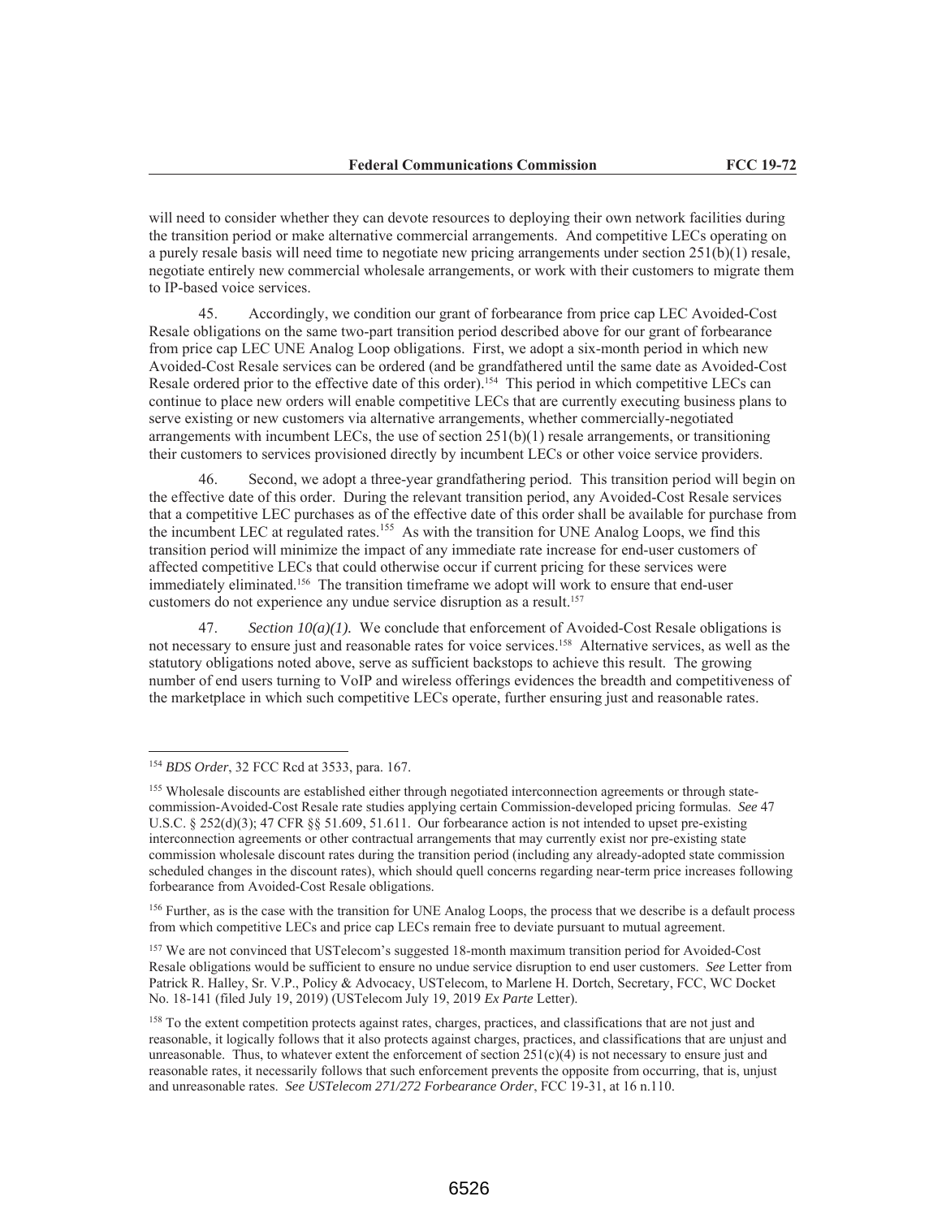will need to consider whether they can devote resources to deploying their own network facilities during the transition period or make alternative commercial arrangements. And competitive LECs operating on a purely resale basis will need time to negotiate new pricing arrangements under section 251(b)(1) resale, negotiate entirely new commercial wholesale arrangements, or work with their customers to migrate them to IP-based voice services.

45. Accordingly, we condition our grant of forbearance from price cap LEC Avoided-Cost Resale obligations on the same two-part transition period described above for our grant of forbearance from price cap LEC UNE Analog Loop obligations. First, we adopt a six-month period in which new Avoided-Cost Resale services can be ordered (and be grandfathered until the same date as Avoided-Cost Resale ordered prior to the effective date of this order).[154] This period in which competitive LECs can continue to place new orders will enable competitive LECs that are currently executing business plans to serve existing or new customers via alternative arrangements, whether commercially-negotiated arrangements with incumbent LECs, the use of section 251(b)(1) resale arrangements, or transitioning their customers to services provisioned directly by incumbent LECs or other voice service providers.

46. Second, we adopt a three-year grandfathering period. This transition period will begin on the effective date of this order. During the relevant transition period, any Avoided-Cost Resale services that a competitive LEC purchases as of the effective date of this order shall be available for purchase from the incumbent LEC at regulated rates.[155] As with the transition for UNE Analog Loops, we find this transition period will minimize the impact of any immediate rate increase for end-user customers of affected competitive LECs that could otherwise occur if current pricing for these services were immediately eliminated.[156] The transition timeframe we adopt will work to ensure that end-user customers do not experience any undue service disruption as a result.[157]

47. *Section 10(a)(1).* We conclude that enforcement of Avoided-Cost Resale obligations is not necessary to ensure just and reasonable rates for voice services.[158] Alternative services, as well as the statutory obligations noted above, serve as sufficient backstops to achieve this result. The growing number of end users turning to VoIP and wireless offerings evidences the breadth and competitiveness of the marketplace in which such competitive LECs operate, further ensuring just and reasonable rates.

---

[154] *BDS Order*, 32 FCC Rcd at 3533, para. 167.

[155] Wholesale discounts are established either through negotiated interconnection agreements or through state-commission-Avoided-Cost Resale rate studies applying certain Commission-developed pricing formulas. *See* 47 U.S.C. § 252(d)(3); 47 CFR §§ 51.609, 51.611. Our forbearance action is not intended to upset pre-existing interconnection agreements or other contractual arrangements that may currently exist nor pre-existing state commission wholesale discount rates during the transition period (including any already-adopted state commission scheduled changes in the discount rates), which should quell concerns regarding near-term price increases following forbearance from Avoided-Cost Resale obligations.

[156] Further, as is the case with the transition for UNE Analog Loops, the process that we describe is a default process from which competitive LECs and price cap LECs remain free to deviate pursuant to mutual agreement.

[157] We are not convinced that USTelecom's suggested 18-month maximum transition period for Avoided-Cost Resale obligations would be sufficient to ensure no undue service disruption to end user customers. *See* Letter from Patrick R. Halley, Sr. V.P., Policy & Advocacy, USTelecom, to Marlene H. Dortch, Secretary, FCC, WC Docket No. 18-141 (filed July 19, 2019) (USTelecom July 19, 2019 *Ex Parte* Letter).

[158] To the extent competition protects against rates, charges, practices, and classifications that are not just and reasonable, it logically follows that it also protects against charges, practices, and classifications that are unjust and unreasonable. Thus, to whatever extent the enforcement of section 251(c)(4) is not necessary to ensure just and reasonable rates, it necessarily follows that such enforcement prevents the opposite from occurring, that is, unjust and unreasonable rates. *See USTelecom 271/272 Forbearance Order*, FCC 19-31, at 16 n.110.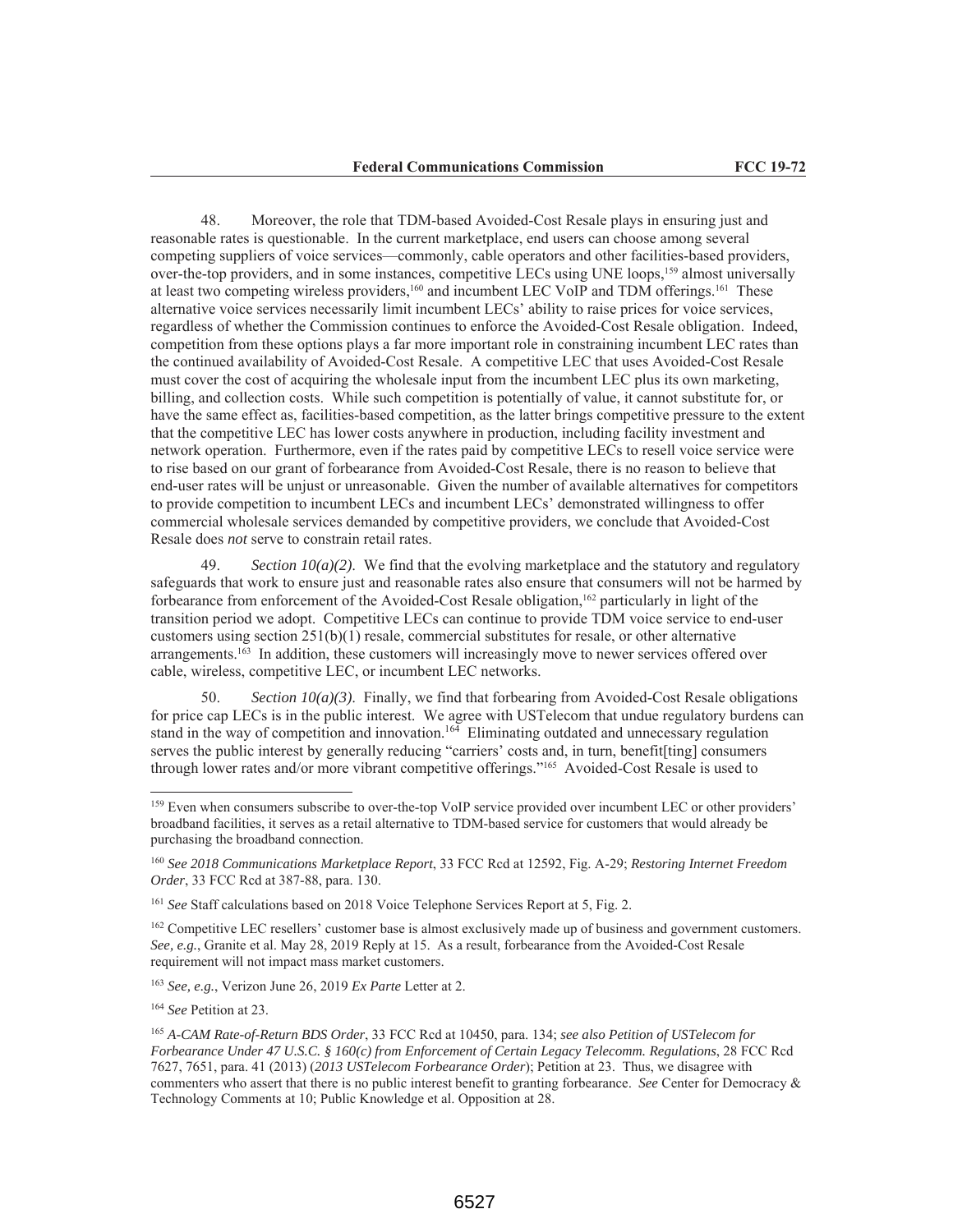48. Moreover, the role that TDM-based Avoided-Cost Resale plays in ensuring just and reasonable rates is questionable. In the current marketplace, end users can choose among several competing suppliers of voice services—commonly, cable operators and other facilities-based providers, over-the-top providers, and in some instances, competitive LECs using UNE loops,[159] almost universally at least two competing wireless providers,[160] and incumbent LEC VoIP and TDM offerings.[161] These alternative voice services necessarily limit incumbent LECs' ability to raise prices for voice services, regardless of whether the Commission continues to enforce the Avoided-Cost Resale obligation. Indeed, competition from these options plays a far more important role in constraining incumbent LEC rates than the continued availability of Avoided-Cost Resale. A competitive LEC that uses Avoided-Cost Resale must cover the cost of acquiring the wholesale input from the incumbent LEC plus its own marketing, billing, and collection costs. While such competition is potentially of value, it cannot substitute for, or have the same effect as, facilities-based competition, as the latter brings competitive pressure to the extent that the competitive LEC has lower costs anywhere in production, including facility investment and network operation. Furthermore, even if the rates paid by competitive LECs to resell voice service were to rise based on our grant of forbearance from Avoided-Cost Resale, there is no reason to believe that end-user rates will be unjust or unreasonable. Given the number of available alternatives for competitors to provide competition to incumbent LECs and incumbent LECs' demonstrated willingness to offer commercial wholesale services demanded by competitive providers, we conclude that Avoided-Cost Resale does *not* serve to constrain retail rates.

49. *Section 10(a)(2)*. We find that the evolving marketplace and the statutory and regulatory safeguards that work to ensure just and reasonable rates also ensure that consumers will not be harmed by forbearance from enforcement of the Avoided-Cost Resale obligation,[162] particularly in light of the transition period we adopt. Competitive LECs can continue to provide TDM voice service to end-user customers using section 251(b)(1) resale, commercial substitutes for resale, or other alternative arrangements.[163] In addition, these customers will increasingly move to newer services offered over cable, wireless, competitive LEC, or incumbent LEC networks.

50. *Section 10(a)(3)*. Finally, we find that forbearing from Avoided-Cost Resale obligations for price cap LECs is in the public interest. We agree with USTelecom that undue regulatory burdens can stand in the way of competition and innovation.[164] Eliminating outdated and unnecessary regulation serves the public interest by generally reducing "carriers' costs and, in turn, benefit[ting] consumers through lower rates and/or more vibrant competitive offerings."[165] Avoided-Cost Resale is used to

---

[159] Even when consumers subscribe to over-the-top VoIP service provided over incumbent LEC or other providers' broadband facilities, it serves as a retail alternative to TDM-based service for customers that would already be purchasing the broadband connection.

[160] *See 2018 Communications Marketplace Report*, 33 FCC Rcd at 12592, Fig. A-29; *Restoring Internet Freedom Order*, 33 FCC Rcd at 387-88, para. 130.

[161] *See* Staff calculations based on 2018 Voice Telephone Services Report at 5, Fig. 2.

[162] Competitive LEC resellers' customer base is almost exclusively made up of business and government customers. *See, e.g.*, Granite et al. May 28, 2019 Reply at 15. As a result, forbearance from the Avoided-Cost Resale requirement will not impact mass market customers.

[163] *See, e.g.*, Verizon June 26, 2019 *Ex Parte* Letter at 2.

[164] *See* Petition at 23.

[165] *A-CAM Rate-of-Return BDS Order*, 33 FCC Rcd at 10450, para. 134; *see also Petition of USTelecom for Forbearance Under 47 U.S.C. § 160(c) from Enforcement of Certain Legacy Telecomm. Regulations*, 28 FCC Rcd 7627, 7651, para. 41 (2013) (*2013 USTelecom Forbearance Order*); Petition at 23. Thus, we disagree with commenters who assert that there is no public interest benefit to granting forbearance. *See* Center for Democracy & Technology Comments at 10; Public Knowledge et al. Opposition at 28.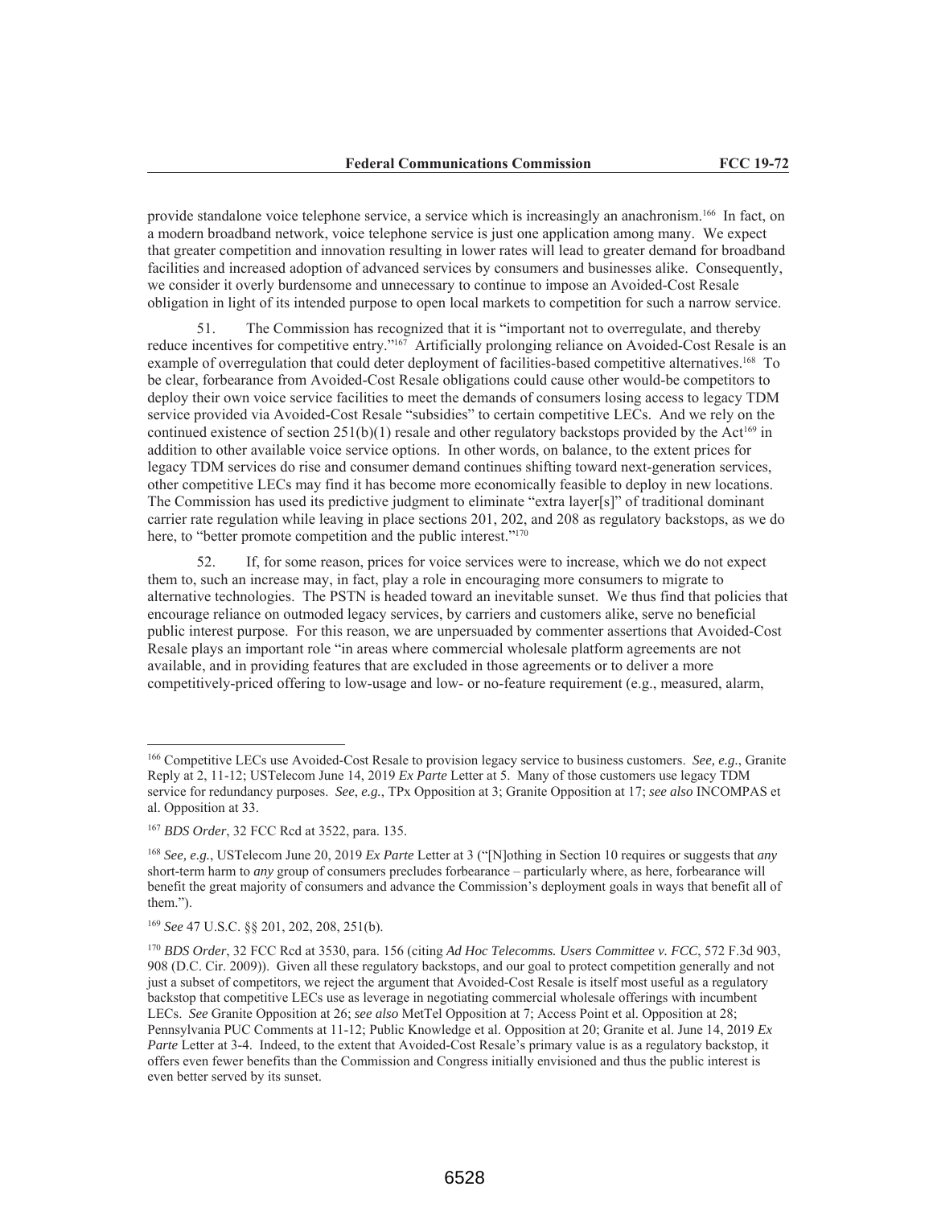provide standalone voice telephone service, a service which is increasingly an anachronism.[166] In fact, on a modern broadband network, voice telephone service is just one application among many. We expect that greater competition and innovation resulting in lower rates will lead to greater demand for broadband facilities and increased adoption of advanced services by consumers and businesses alike. Consequently, we consider it overly burdensome and unnecessary to continue to impose an Avoided-Cost Resale obligation in light of its intended purpose to open local markets to competition for such a narrow service.

51. The Commission has recognized that it is "important not to overregulate, and thereby reduce incentives for competitive entry."[167] Artificially prolonging reliance on Avoided-Cost Resale is an example of overregulation that could deter deployment of facilities-based competitive alternatives.[168] To be clear, forbearance from Avoided-Cost Resale obligations could cause other would-be competitors to deploy their own voice service facilities to meet the demands of consumers losing access to legacy TDM service provided via Avoided-Cost Resale "subsidies" to certain competitive LECs. And we rely on the continued existence of section 251(b)(1) resale and other regulatory backstops provided by the Act[169] in addition to other available voice service options. In other words, on balance, to the extent prices for legacy TDM services do rise and consumer demand continues shifting toward next-generation services, other competitive LECs may find it has become more economically feasible to deploy in new locations. The Commission has used its predictive judgment to eliminate "extra layer[s]" of traditional dominant carrier rate regulation while leaving in place sections 201, 202, and 208 as regulatory backstops, as we do here, to "better promote competition and the public interest."[170]

52. If, for some reason, prices for voice services were to increase, which we do not expect them to, such an increase may, in fact, play a role in encouraging more consumers to migrate to alternative technologies. The PSTN is headed toward an inevitable sunset. We thus find that policies that encourage reliance on outmoded legacy services, by carriers and customers alike, serve no beneficial public interest purpose. For this reason, we are unpersuaded by commenter assertions that Avoided-Cost Resale plays an important role "in areas where commercial wholesale platform agreements are not available, and in providing features that are excluded in those agreements or to deliver a more competitively-priced offering to low-usage and low- or no-feature requirement (e.g., measured, alarm,

---

[166] Competitive LECs use Avoided-Cost Resale to provision legacy service to business customers. *See, e.g.*, Granite Reply at 2, 11-12; USTelecom June 14, 2019 *Ex Parte* Letter at 5. Many of those customers use legacy TDM service for redundancy purposes. *See*, *e.g.*, TPx Opposition at 3; Granite Opposition at 17; *see also* INCOMPAS et al. Opposition at 33.

[167] *BDS Order*, 32 FCC Rcd at 3522, para. 135.

[168] *See, e.g.*, USTelecom June 20, 2019 *Ex Parte* Letter at 3 ("[N]othing in Section 10 requires or suggests that *any* short-term harm to *any* group of consumers precludes forbearance – particularly where, as here, forbearance will benefit the great majority of consumers and advance the Commission's deployment goals in ways that benefit all of them.").

[169] *See* 47 U.S.C. §§ 201, 202, 208, 251(b).

[170] *BDS Order*, 32 FCC Rcd at 3530, para. 156 (citing *Ad Hoc Telecomms. Users Committee v. FCC*, 572 F.3d 903, 908 (D.C. Cir. 2009)). Given all these regulatory backstops, and our goal to protect competition generally and not just a subset of competitors, we reject the argument that Avoided-Cost Resale is itself most useful as a regulatory backstop that competitive LECs use as leverage in negotiating commercial wholesale offerings with incumbent LECs. *See* Granite Opposition at 26; *see also* MetTel Opposition at 7; Access Point et al. Opposition at 28; Pennsylvania PUC Comments at 11-12; Public Knowledge et al. Opposition at 20; Granite et al. June 14, 2019 *Ex Parte* Letter at 3-4. Indeed, to the extent that Avoided-Cost Resale's primary value is as a regulatory backstop, it offers even fewer benefits than the Commission and Congress initially envisioned and thus the public interest is even better served by its sunset.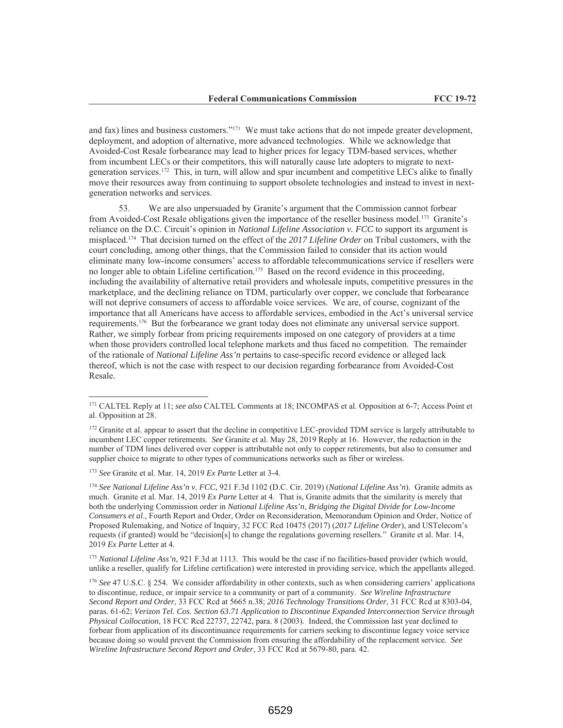and fax) lines and business customers."[171] We must take actions that do not impede greater development, deployment, and adoption of alternative, more advanced technologies. While we acknowledge that Avoided-Cost Resale forbearance may lead to higher prices for legacy TDM-based services, whether from incumbent LECs or their competitors, this will naturally cause late adopters to migrate to next-generation services.[172] This, in turn, will allow and spur incumbent and competitive LECs alike to finally move their resources away from continuing to support obsolete technologies and instead to invest in next-generation networks and services.

53. We are also unpersuaded by Granite's argument that the Commission cannot forbear from Avoided-Cost Resale obligations given the importance of the reseller business model.[173] Granite's reliance on the D.C. Circuit's opinion in *National Lifeline Association v. FCC* to support its argument is misplaced.[174] That decision turned on the effect of the *2017 Lifeline Order* on Tribal customers, with the court concluding, among other things, that the Commission failed to consider that its action would eliminate many low-income consumers' access to affordable telecommunications service if resellers were no longer able to obtain Lifeline certification.[175] Based on the record evidence in this proceeding, including the availability of alternative retail providers and wholesale inputs, competitive pressures in the marketplace, and the declining reliance on TDM, particularly over copper, we conclude that forbearance will not deprive consumers of access to affordable voice services. We are, of course, cognizant of the importance that all Americans have access to affordable services, embodied in the Act's universal service requirements.[176] But the forbearance we grant today does not eliminate any universal service support. Rather, we simply forbear from pricing requirements imposed on one category of providers at a time when those providers controlled local telephone markets and thus faced no competition. The remainder of the rationale of *National Lifeline Ass'n* pertains to case-specific record evidence or alleged lack thereof, which is not the case with respect to our decision regarding forbearance from Avoided-Cost Resale.

---

[171] CALTEL Reply at 11; *see also* CALTEL Comments at 18; INCOMPAS et al. Opposition at 6-7; Access Point et al. Opposition at 28.

[172] Granite et al. appear to assert that the decline in competitive LEC-provided TDM service is largely attributable to incumbent LEC copper retirements. *See* Granite et al. May 28, 2019 Reply at 16. However, the reduction in the number of TDM lines delivered over copper is attributable not only to copper retirements, but also to consumer and supplier choice to migrate to other types of communications networks such as fiber or wireless.

[173] *See* Granite et al. Mar. 14, 2019 *Ex Parte* Letter at 3-4.

[174] *See National Lifeline Ass'n v. FCC*, 921 F.3d 1102 (D.C. Cir. 2019) (*National Lifeline Ass'n*). Granite admits as much. Granite et al. Mar. 14, 2019 *Ex Parte* Letter at 4. That is, Granite admits that the similarity is merely that both the underlying Commission order in *National Lifeline Ass'n*, *Bridging the Digital Divide for Low-Income Consumers et al*., Fourth Report and Order, Order on Reconsideration, Memorandum Opinion and Order, Notice of Proposed Rulemaking, and Notice of Inquiry, 32 FCC Rcd 10475 (2017) (*2017 Lifeline Order*), and USTelecom's requests (if granted) would be "decision[s] to change the regulations governing resellers." Granite et al. Mar. 14, 2019 *Ex Parte* Letter at 4.

[175] *National Lifeline Ass'n*, 921 F.3d at 1113. This would be the case if no facilities-based provider (which would, unlike a reseller, qualify for Lifeline certification) were interested in providing service, which the appellants alleged.

[176] *See* 47 U.S.C. § 254. We consider affordability in other contexts, such as when considering carriers' applications to discontinue, reduce, or impair service to a community or part of a community. *See Wireline Infrastructure Second Report and Order*, 33 FCC Rcd at 5665 n.38; *2016 Technology Transitions Order*, 31 FCC Rcd at 8303-04, paras. 61-62; *Verizon Tel. Cos. Section 63.71 Application to Discontinue Expanded Interconnection Service through Physical Collocation*, 18 FCC Rcd 22737, 22742, para. 8 (2003). Indeed, the Commission last year declined to forbear from application of its discontinuance requirements for carriers seeking to discontinue legacy voice service because doing so would prevent the Commission from ensuring the affordability of the replacement service. *See Wireline Infrastructure Second Report and Order*, 33 FCC Rcd at 5679-80, para. 42.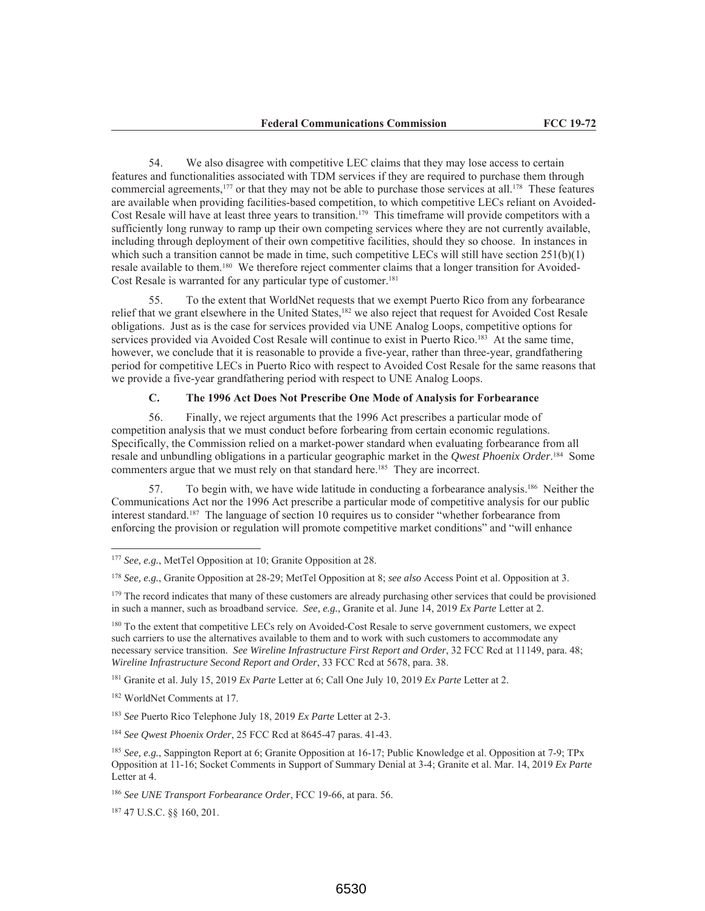54. We also disagree with competitive LEC claims that they may lose access to certain features and functionalities associated with TDM services if they are required to purchase them through commercial agreements,[177] or that they may not be able to purchase those services at all.[178] These features are available when providing facilities-based competition, to which competitive LECs reliant on Avoided-Cost Resale will have at least three years to transition.[179] This timeframe will provide competitors with a sufficiently long runway to ramp up their own competing services where they are not currently available, including through deployment of their own competitive facilities, should they so choose. In instances in which such a transition cannot be made in time, such competitive LECs will still have section 251(b)(1) resale available to them.[180] We therefore reject commenter claims that a longer transition for Avoided-Cost Resale is warranted for any particular type of customer.[181]

55. To the extent that WorldNet requests that we exempt Puerto Rico from any forbearance relief that we grant elsewhere in the United States,[182] we also reject that request for Avoided Cost Resale obligations. Just as is the case for services provided via UNE Analog Loops, competitive options for services provided via Avoided Cost Resale will continue to exist in Puerto Rico.[183] At the same time, however, we conclude that it is reasonable to provide a five-year, rather than three-year, grandfathering period for competitive LECs in Puerto Rico with respect to Avoided Cost Resale for the same reasons that we provide a five-year grandfathering period with respect to UNE Analog Loops.

### C. The 1996 Act Does Not Prescribe One Mode of Analysis for Forbearance

56. Finally, we reject arguments that the 1996 Act prescribes a particular mode of competition analysis that we must conduct before forbearing from certain economic regulations. Specifically, the Commission relied on a market-power standard when evaluating forbearance from all resale and unbundling obligations in a particular geographic market in the *Qwest Phoenix Order*.[184] Some commenters argue that we must rely on that standard here.[185] They are incorrect.

57. To begin with, we have wide latitude in conducting a forbearance analysis.[186] Neither the Communications Act nor the 1996 Act prescribe a particular mode of competitive analysis for our public interest standard.[187] The language of section 10 requires us to consider "whether forbearance from enforcing the provision or regulation will promote competitive market conditions" and "will enhance

---

[177] *See, e.g.*, MetTel Opposition at 10; Granite Opposition at 28.

[178] *See, e.g.*, Granite Opposition at 28-29; MetTel Opposition at 8; *see also* Access Point et al. Opposition at 3.

[179] The record indicates that many of these customers are already purchasing other services that could be provisioned in such a manner, such as broadband service. *See, e.g.*, Granite et al. June 14, 2019 *Ex Parte* Letter at 2.

[180] To the extent that competitive LECs rely on Avoided-Cost Resale to serve government customers, we expect such carriers to use the alternatives available to them and to work with such customers to accommodate any necessary service transition. *See Wireline Infrastructure First Report and Order*, 32 FCC Rcd at 11149, para. 48; *Wireline Infrastructure Second Report and Order*, 33 FCC Rcd at 5678, para. 38.

[181] Granite et al. July 15, 2019 *Ex Parte* Letter at 6; Call One July 10, 2019 *Ex Parte* Letter at 2.

[182] WorldNet Comments at 17.

[183] *See* Puerto Rico Telephone July 18, 2019 *Ex Parte* Letter at 2-3.

[184] *See Qwest Phoenix Order*, 25 FCC Rcd at 8645-47 paras. 41-43.

[185] *See, e.g.*, Sappington Report at 6; Granite Opposition at 16-17; Public Knowledge et al. Opposition at 7-9; TPx Opposition at 11-16; Socket Comments in Support of Summary Denial at 3-4; Granite et al. Mar. 14, 2019 *Ex Parte* Letter at 4.

[186] *See UNE Transport Forbearance Order*, FCC 19-66, at para. 56.

[187] 47 U.S.C. §§ 160, 201.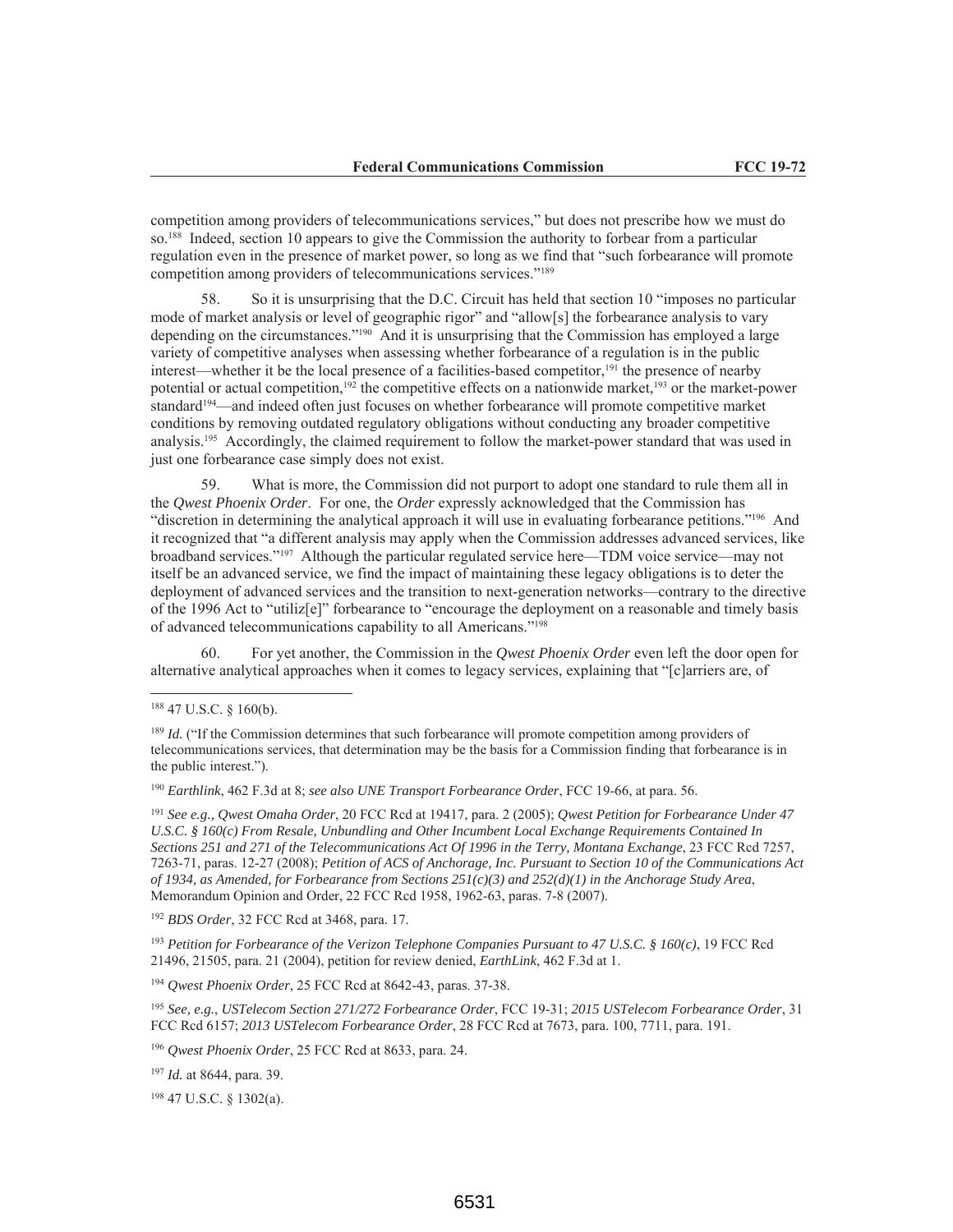competition among providers of telecommunications services," but does not prescribe how we must do so.[188] Indeed, section 10 appears to give the Commission the authority to forbear from a particular regulation even in the presence of market power, so long as we find that "such forbearance will promote competition among providers of telecommunications services."[189]

58. So it is unsurprising that the D.C. Circuit has held that section 10 "imposes no particular mode of market analysis or level of geographic rigor" and "allow[s] the forbearance analysis to vary depending on the circumstances."[190] And it is unsurprising that the Commission has employed a large variety of competitive analyses when assessing whether forbearance of a regulation is in the public interest—whether it be the local presence of a facilities-based competitor,[191] the presence of nearby potential or actual competition,[192] the competitive effects on a nationwide market,[193] or the market-power standard[194]—and indeed often just focuses on whether forbearance will promote competitive market conditions by removing outdated regulatory obligations without conducting any broader competitive analysis.[195] Accordingly, the claimed requirement to follow the market-power standard that was used in just one forbearance case simply does not exist.

59. What is more, the Commission did not purport to adopt one standard to rule them all in the *Qwest Phoenix Order*. For one, the *Order* expressly acknowledged that the Commission has "discretion in determining the analytical approach it will use in evaluating forbearance petitions."[196] And it recognized that "a different analysis may apply when the Commission addresses advanced services, like broadband services."[197] Although the particular regulated service here—TDM voice service—may not itself be an advanced service, we find the impact of maintaining these legacy obligations is to deter the deployment of advanced services and the transition to next-generation networks—contrary to the directive of the 1996 Act to "utiliz[e]" forbearance to "encourage the deployment on a reasonable and timely basis of advanced telecommunications capability to all Americans."[198]

60. For yet another, the Commission in the *Qwest Phoenix Order* even left the door open for alternative analytical approaches when it comes to legacy services, explaining that "[c]arriers are, of

---

[188] 47 U.S.C. § 160(b).

[189] *Id.* ("If the Commission determines that such forbearance will promote competition among providers of telecommunications services, that determination may be the basis for a Commission finding that forbearance is in the public interest.").

[190] *Earthlink*, 462 F.3d at 8; *see also UNE Transport Forbearance Order*, FCC 19-66, at para. 56.

[191] *See e.g., Qwest Omaha Order*, 20 FCC Rcd at 19417, para. 2 (2005); *Qwest Petition for Forbearance Under 47 U.S.C. § 160(c) From Resale, Unbundling and Other Incumbent Local Exchange Requirements Contained In Sections 251 and 271 of the Telecommunications Act Of 1996 in the Terry, Montana Exchange*, 23 FCC Rcd 7257, 7263-71, paras. 12-27 (2008); *Petition of ACS of Anchorage, Inc. Pursuant to Section 10 of the Communications Act of 1934, as Amended, for Forbearance from Sections 251(c)(3) and 252(d)(1) in the Anchorage Study Area*, Memorandum Opinion and Order, 22 FCC Rcd 1958, 1962-63, paras. 7-8 (2007).

[192] *BDS Order*, 32 FCC Rcd at 3468, para. 17.

[193] *Petition for Forbearance of the Verizon Telephone Companies Pursuant to 47 U.S.C. § 160(c)*, 19 FCC Rcd 21496, 21505, para. 21 (2004), petition for review denied, *EarthLink*, 462 F.3d at 1.

[194] *Qwest Phoenix Order*, 25 FCC Rcd at 8642-43, paras. 37-38.

[195] *See, e.g.*, *USTelecom Section 271/272 Forbearance Order*, FCC 19-31; *2015 USTelecom Forbearance Order*, 31 FCC Rcd 6157; *2013 USTelecom Forbearance Order*, 28 FCC Rcd at 7673, para. 100, 7711, para. 191.

[196] *Qwest Phoenix Order*, 25 FCC Rcd at 8633, para. 24.

[197] *Id.* at 8644, para. 39.

[198] 47 U.S.C. § 1302(a).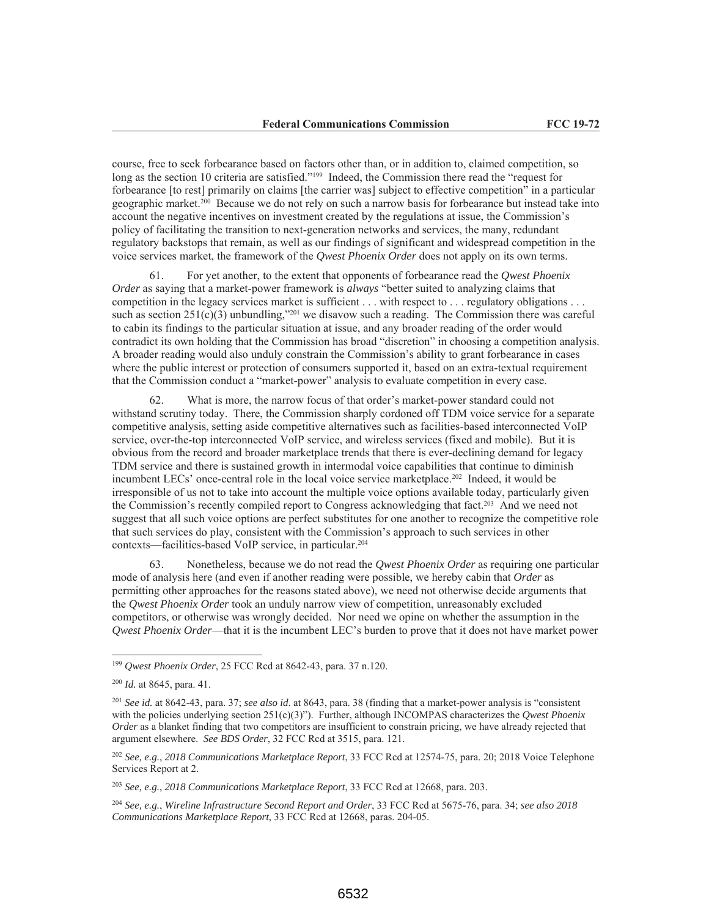course, free to seek forbearance based on factors other than, or in addition to, claimed competition, so long as the section 10 criteria are satisfied."[199] Indeed, the Commission there read the "request for forbearance [to rest] primarily on claims [the carrier was] subject to effective competition" in a particular geographic market.[200] Because we do not rely on such a narrow basis for forbearance but instead take into account the negative incentives on investment created by the regulations at issue, the Commission's policy of facilitating the transition to next-generation networks and services, the many, redundant regulatory backstops that remain, as well as our findings of significant and widespread competition in the voice services market, the framework of the *Qwest Phoenix Order* does not apply on its own terms.

61. For yet another, to the extent that opponents of forbearance read the *Qwest Phoenix Order* as saying that a market-power framework is *always* "better suited to analyzing claims that competition in the legacy services market is sufficient . . . with respect to . . . regulatory obligations . . . such as section 251(c)(3) unbundling,"[201] we disavow such a reading. The Commission there was careful to cabin its findings to the particular situation at issue, and any broader reading of the order would contradict its own holding that the Commission has broad "discretion" in choosing a competition analysis. A broader reading would also unduly constrain the Commission's ability to grant forbearance in cases where the public interest or protection of consumers supported it, based on an extra-textual requirement that the Commission conduct a "market-power" analysis to evaluate competition in every case.

62. What is more, the narrow focus of that order's market-power standard could not withstand scrutiny today. There, the Commission sharply cordoned off TDM voice service for a separate competitive analysis, setting aside competitive alternatives such as facilities-based interconnected VoIP service, over-the-top interconnected VoIP service, and wireless services (fixed and mobile). But it is obvious from the record and broader marketplace trends that there is ever-declining demand for legacy TDM service and there is sustained growth in intermodal voice capabilities that continue to diminish incumbent LECs' once-central role in the local voice service marketplace.[202] Indeed, it would be irresponsible of us not to take into account the multiple voice options available today, particularly given the Commission's recently compiled report to Congress acknowledging that fact.[203] And we need not suggest that all such voice options are perfect substitutes for one another to recognize the competitive role that such services do play, consistent with the Commission's approach to such services in other contexts—facilities-based VoIP service, in particular.[204]

63. Nonetheless, because we do not read the *Qwest Phoenix Order* as requiring one particular mode of analysis here (and even if another reading were possible, we hereby cabin that *Order* as permitting other approaches for the reasons stated above), we need not otherwise decide arguments that the *Qwest Phoenix Order* took an unduly narrow view of competition, unreasonably excluded competitors, or otherwise was wrongly decided. Nor need we opine on whether the assumption in the *Qwest Phoenix Order*—that it is the incumbent LEC's burden to prove that it does not have market power

---

[199] *Qwest Phoenix Order*, 25 FCC Rcd at 8642-43, para. 37 n.120.

[200] *Id.* at 8645, para. 41.

[201] *See id.* at 8642-43, para. 37; *see also id*. at 8643, para. 38 (finding that a market-power analysis is "consistent with the policies underlying section 251(c)(3)"). Further, although INCOMPAS characterizes the *Qwest Phoenix Order* as a blanket finding that two competitors are insufficient to constrain pricing, we have already rejected that argument elsewhere. *See BDS Order*, 32 FCC Rcd at 3515, para. 121.

[202] *See, e.g.*, *2018 Communications Marketplace Report*, 33 FCC Rcd at 12574-75, para. 20; 2018 Voice Telephone Services Report at 2.

[203] *See, e.g.*, *2018 Communications Marketplace Report*, 33 FCC Rcd at 12668, para. 203.

[204] *See, e.g.*, *Wireline Infrastructure Second Report and Order*, 33 FCC Rcd at 5675-76, para. 34; *see also 2018 Communications Marketplace Report*, 33 FCC Rcd at 12668, paras. 204-05.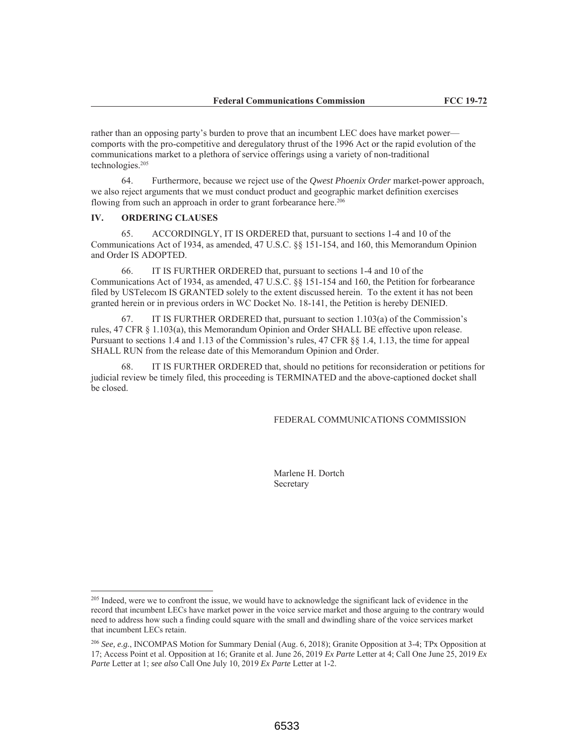rather than an opposing party's burden to prove that an incumbent LEC does have market power—comports with the pro-competitive and deregulatory thrust of the 1996 Act or the rapid evolution of the communications market to a plethora of service offerings using a variety of non-traditional technologies.[205]

64. Furthermore, because we reject use of the *Qwest Phoenix Order* market-power approach, we also reject arguments that we must conduct product and geographic market definition exercises flowing from such an approach in order to grant forbearance here.[206]

## IV. ORDERING CLAUSES

65. ACCORDINGLY, IT IS ORDERED that, pursuant to sections 1-4 and 10 of the Communications Act of 1934, as amended, 47 U.S.C. §§ 151-154, and 160, this Memorandum Opinion and Order IS ADOPTED.

66. IT IS FURTHER ORDERED that, pursuant to sections 1-4 and 10 of the Communications Act of 1934, as amended, 47 U.S.C. §§ 151-154 and 160, the Petition for forbearance filed by USTelecom IS GRANTED solely to the extent discussed herein. To the extent it has not been granted herein or in previous orders in WC Docket No. 18-141, the Petition is hereby DENIED.

67. IT IS FURTHER ORDERED that, pursuant to section 1.103(a) of the Commission's rules, 47 CFR § 1.103(a), this Memorandum Opinion and Order SHALL BE effective upon release. Pursuant to sections 1.4 and 1.13 of the Commission's rules, 47 CFR §§ 1.4, 1.13, the time for appeal SHALL RUN from the release date of this Memorandum Opinion and Order.

68. IT IS FURTHER ORDERED that, should no petitions for reconsideration or petitions for judicial review be timely filed, this proceeding is TERMINATED and the above-captioned docket shall be closed.

FEDERAL COMMUNICATIONS COMMISSION

Marlene H. Dortch
Secretary

---

[205] Indeed, were we to confront the issue, we would have to acknowledge the significant lack of evidence in the record that incumbent LECs have market power in the voice service market and those arguing to the contrary would need to address how such a finding could square with the small and dwindling share of the voice services market that incumbent LECs retain.

[206] *See, e.g.*, INCOMPAS Motion for Summary Denial (Aug. 6, 2018); Granite Opposition at 3-4; TPx Opposition at 17; Access Point et al. Opposition at 16; Granite et al. June 26, 2019 *Ex Parte* Letter at 4; Call One June 25, 2019 *Ex Parte* Letter at 1; *see also* Call One July 10, 2019 *Ex Parte* Letter at 1-2.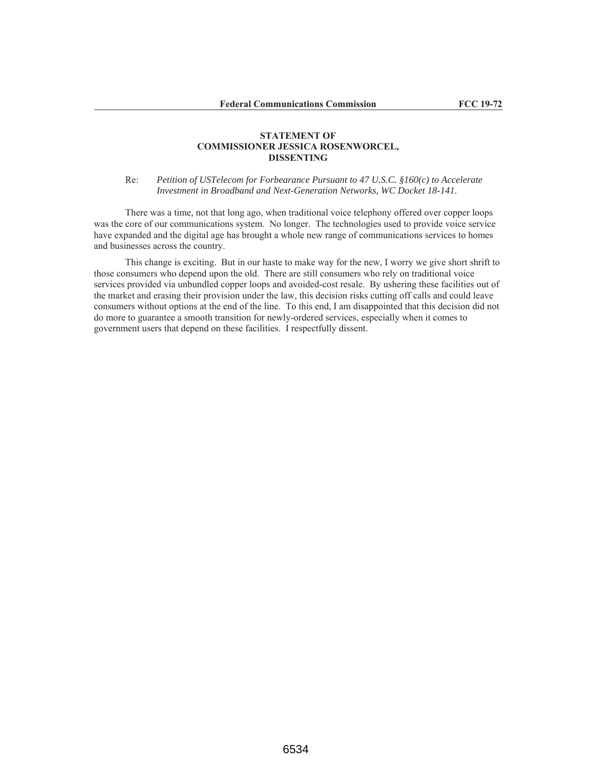**STATEMENT OF**
**COMMISSIONER JESSICA ROSENWORCEL,**
**DISSENTING**

Re: *Petition of USTelecom for Forbearance Pursuant to 47 U.S.C. §160(c) to Accelerate Investment in Broadband and Next-Generation Networks, WC Docket 18-141.*

There was a time, not that long ago, when traditional voice telephony offered over copper loops was the core of our communications system. No longer. The technologies used to provide voice service have expanded and the digital age has brought a whole new range of communications services to homes and businesses across the country.

This change is exciting. But in our haste to make way for the new, I worry we give short shrift to those consumers who depend upon the old. There are still consumers who rely on traditional voice services provided via unbundled copper loops and avoided-cost resale. By ushering these facilities out of the market and erasing their provision under the law, this decision risks cutting off calls and could leave consumers without options at the end of the line. To this end, I am disappointed that this decision did not do more to guarantee a smooth transition for newly-ordered services, especially when it comes to government users that depend on these facilities. I respectfully dissent.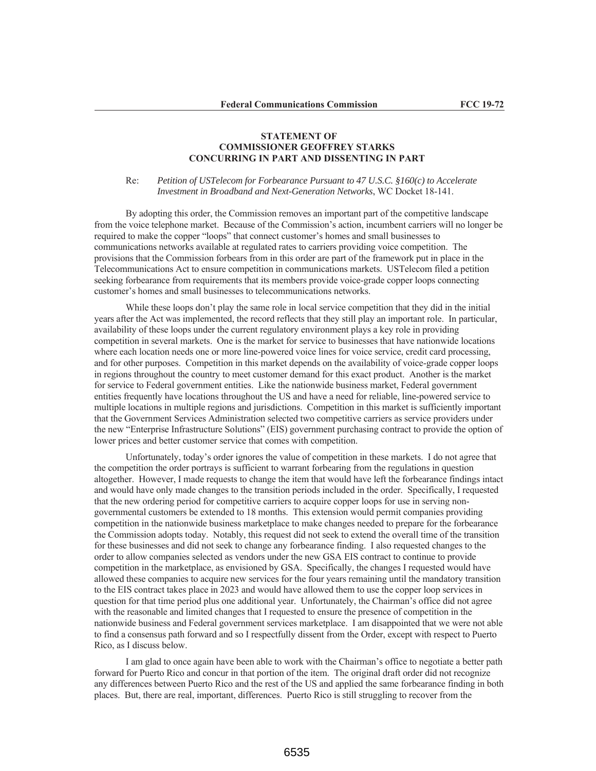**STATEMENT OF**
**COMMISSIONER GEOFFREY STARKS**
**CONCURRING IN PART AND DISSENTING IN PART**

Re: *Petition of USTelecom for Forbearance Pursuant to 47 U.S.C. §160(c) to Accelerate Investment in Broadband and Next-Generation Networks*, WC Docket 18-141.

By adopting this order, the Commission removes an important part of the competitive landscape from the voice telephone market. Because of the Commission's action, incumbent carriers will no longer be required to make the copper "loops" that connect customer's homes and small businesses to communications networks available at regulated rates to carriers providing voice competition. The provisions that the Commission forbears from in this order are part of the framework put in place in the Telecommunications Act to ensure competition in communications markets. USTelecom filed a petition seeking forbearance from requirements that its members provide voice-grade copper loops connecting customer's homes and small businesses to telecommunications networks.

While these loops don't play the same role in local service competition that they did in the initial years after the Act was implemented, the record reflects that they still play an important role. In particular, availability of these loops under the current regulatory environment plays a key role in providing competition in several markets. One is the market for service to businesses that have nationwide locations where each location needs one or more line-powered voice lines for voice service, credit card processing, and for other purposes. Competition in this market depends on the availability of voice-grade copper loops in regions throughout the country to meet customer demand for this exact product. Another is the market for service to Federal government entities. Like the nationwide business market, Federal government entities frequently have locations throughout the US and have a need for reliable, line-powered service to multiple locations in multiple regions and jurisdictions. Competition in this market is sufficiently important that the Government Services Administration selected two competitive carriers as service providers under the new "Enterprise Infrastructure Solutions" (EIS) government purchasing contract to provide the option of lower prices and better customer service that comes with competition.

Unfortunately, today's order ignores the value of competition in these markets. I do not agree that the competition the order portrays is sufficient to warrant forbearing from the regulations in question altogether. However, I made requests to change the item that would have left the forbearance findings intact and would have only made changes to the transition periods included in the order. Specifically, I requested that the new ordering period for competitive carriers to acquire copper loops for use in serving non-governmental customers be extended to 18 months. This extension would permit companies providing competition in the nationwide business marketplace to make changes needed to prepare for the forbearance the Commission adopts today. Notably, this request did not seek to extend the overall time of the transition for these businesses and did not seek to change any forbearance finding. I also requested changes to the order to allow companies selected as vendors under the new GSA EIS contract to continue to provide competition in the marketplace, as envisioned by GSA. Specifically, the changes I requested would have allowed these companies to acquire new services for the four years remaining until the mandatory transition to the EIS contract takes place in 2023 and would have allowed them to use the copper loop services in question for that time period plus one additional year. Unfortunately, the Chairman's office did not agree with the reasonable and limited changes that I requested to ensure the presence of competition in the nationwide business and Federal government services marketplace. I am disappointed that we were not able to find a consensus path forward and so I respectfully dissent from the Order, except with respect to Puerto Rico, as I discuss below.

I am glad to once again have been able to work with the Chairman's office to negotiate a better path forward for Puerto Rico and concur in that portion of the item. The original draft order did not recognize any differences between Puerto Rico and the rest of the US and applied the same forbearance finding in both places. But, there are real, important, differences. Puerto Rico is still struggling to recover from the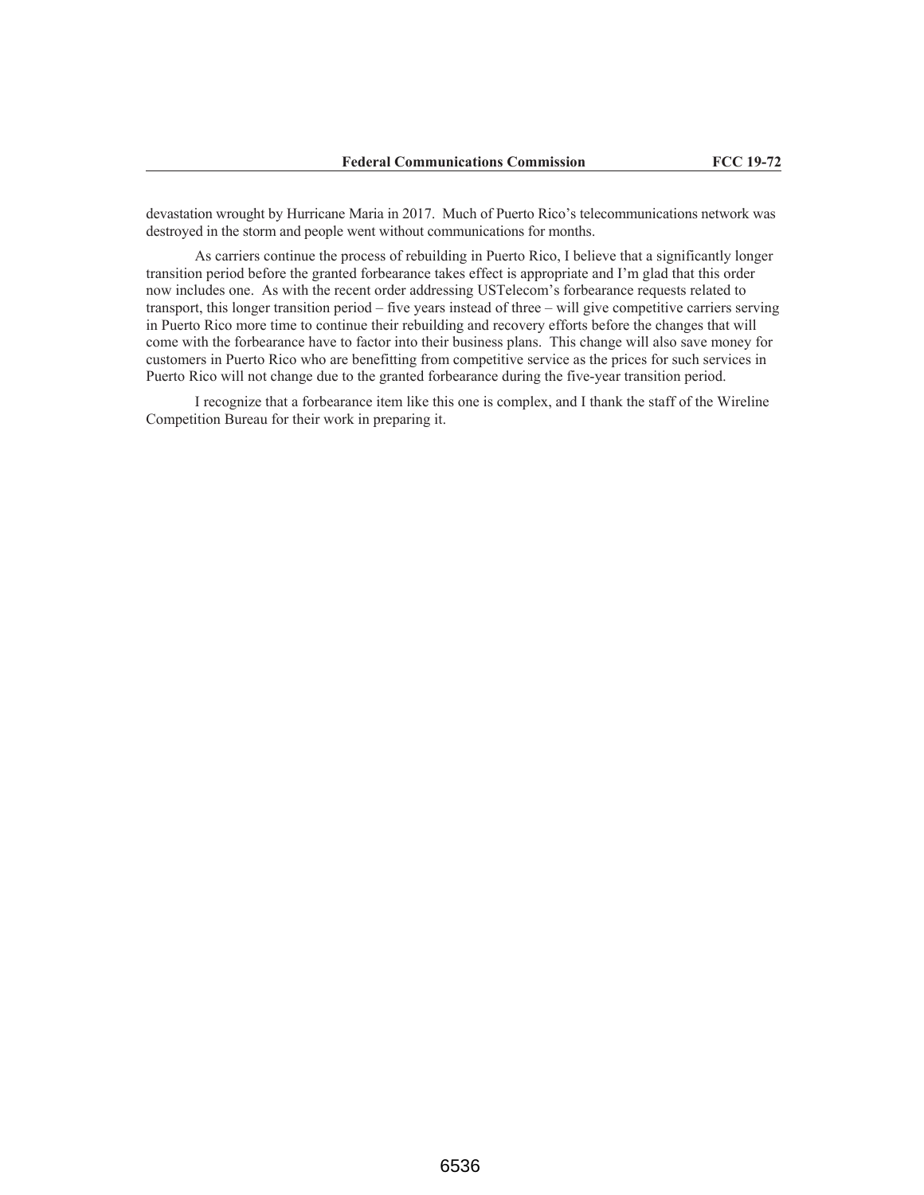devastation wrought by Hurricane Maria in 2017. Much of Puerto Rico's telecommunications network was destroyed in the storm and people went without communications for months.

As carriers continue the process of rebuilding in Puerto Rico, I believe that a significantly longer transition period before the granted forbearance takes effect is appropriate and I'm glad that this order now includes one. As with the recent order addressing USTelecom's forbearance requests related to transport, this longer transition period – five years instead of three – will give competitive carriers serving in Puerto Rico more time to continue their rebuilding and recovery efforts before the changes that will come with the forbearance have to factor into their business plans. This change will also save money for customers in Puerto Rico who are benefitting from competitive service as the prices for such services in Puerto Rico will not change due to the granted forbearance during the five-year transition period.

I recognize that a forbearance item like this one is complex, and I thank the staff of the Wireline Competition Bureau for their work in preparing it.